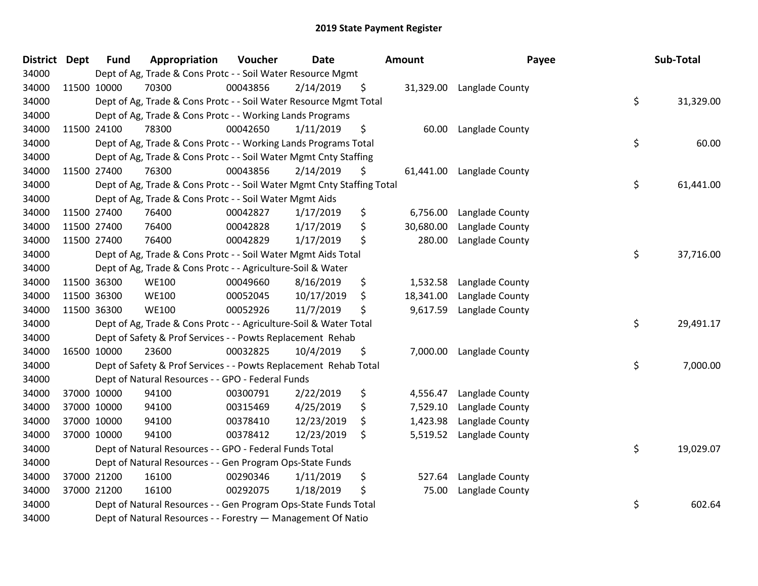# 2019 State Payment Register

| District | Dept | Fund | Appropriation | Voucher | Date | Amount | Payee | Sub-Total |
|---|---|---|---|---|---|---|---|---|
| 34000 | | Dept of Ag, Trade & Cons Protc - - Soil Water Resource Mgmt | | | | | | |
| 34000 | 11500 | 10000 | 70300 | 00043856 | 2/14/2019 | $ 31,329.00 | Langlade County | |
| 34000 | | Dept of Ag, Trade & Cons Protc - - Soil Water Resource Mgmt Total | | | | | | $ 31,329.00 |
| 34000 | | Dept of Ag, Trade & Cons Protc - - Working Lands Programs | | | | | | |
| 34000 | 11500 | 24100 | 78300 | 00042650 | 1/11/2019 | $ 60.00 | Langlade County | |
| 34000 | | Dept of Ag, Trade & Cons Protc - - Working Lands Programs Total | | | | | | $ 60.00 |
| 34000 | | Dept of Ag, Trade & Cons Protc - - Soil Water Mgmt Cnty Staffing | | | | | | |
| 34000 | 11500 | 27400 | 76300 | 00043856 | 2/14/2019 | $ 61,441.00 | Langlade County | |
| 34000 | | Dept of Ag, Trade & Cons Protc - - Soil Water Mgmt Cnty Staffing Total | | | | | | $ 61,441.00 |
| 34000 | | Dept of Ag, Trade & Cons Protc - - Soil Water Mgmt Aids | | | | | | |
| 34000 | 11500 | 27400 | 76400 | 00042827 | 1/17/2019 | $ 6,756.00 | Langlade County | |
| 34000 | 11500 | 27400 | 76400 | 00042828 | 1/17/2019 | $ 30,680.00 | Langlade County | |
| 34000 | 11500 | 27400 | 76400 | 00042829 | 1/17/2019 | $ 280.00 | Langlade County | |
| 34000 | | Dept of Ag, Trade & Cons Protc - - Soil Water Mgmt Aids Total | | | | | | $ 37,716.00 |
| 34000 | | Dept of Ag, Trade & Cons Protc - - Agriculture-Soil & Water | | | | | | |
| 34000 | 11500 | 36300 | WE100 | 00049660 | 8/16/2019 | $ 1,532.58 | Langlade County | |
| 34000 | 11500 | 36300 | WE100 | 00052045 | 10/17/2019 | $ 18,341.00 | Langlade County | |
| 34000 | 11500 | 36300 | WE100 | 00052926 | 11/7/2019 | $ 9,617.59 | Langlade County | |
| 34000 | | Dept of Ag, Trade & Cons Protc - - Agriculture-Soil & Water Total | | | | | | $ 29,491.17 |
| 34000 | | Dept of Safety & Prof Services - - Powts Replacement Rehab | | | | | | |
| 34000 | 16500 | 10000 | 23600 | 00032825 | 10/4/2019 | $ 7,000.00 | Langlade County | |
| 34000 | | Dept of Safety & Prof Services - - Powts Replacement Rehab Total | | | | | | $ 7,000.00 |
| 34000 | | Dept of Natural Resources - - GPO - Federal Funds | | | | | | |
| 34000 | 37000 | 10000 | 94100 | 00300791 | 2/22/2019 | $ 4,556.47 | Langlade County | |
| 34000 | 37000 | 10000 | 94100 | 00315469 | 4/25/2019 | $ 7,529.10 | Langlade County | |
| 34000 | 37000 | 10000 | 94100 | 00378410 | 12/23/2019 | $ 1,423.98 | Langlade County | |
| 34000 | 37000 | 10000 | 94100 | 00378412 | 12/23/2019 | $ 5,519.52 | Langlade County | |
| 34000 | | Dept of Natural Resources - - GPO - Federal Funds Total | | | | | | $ 19,029.07 |
| 34000 | | Dept of Natural Resources - - Gen Program Ops-State Funds | | | | | | |
| 34000 | 37000 | 21200 | 16100 | 00290346 | 1/11/2019 | $ 527.64 | Langlade County | |
| 34000 | 37000 | 21200 | 16100 | 00292075 | 1/18/2019 | $ 75.00 | Langlade County | |
| 34000 | | Dept of Natural Resources - - Gen Program Ops-State Funds Total | | | | | | $ 602.64 |
| 34000 | | Dept of Natural Resources - - Forestry — Management Of Natio | | | | | | |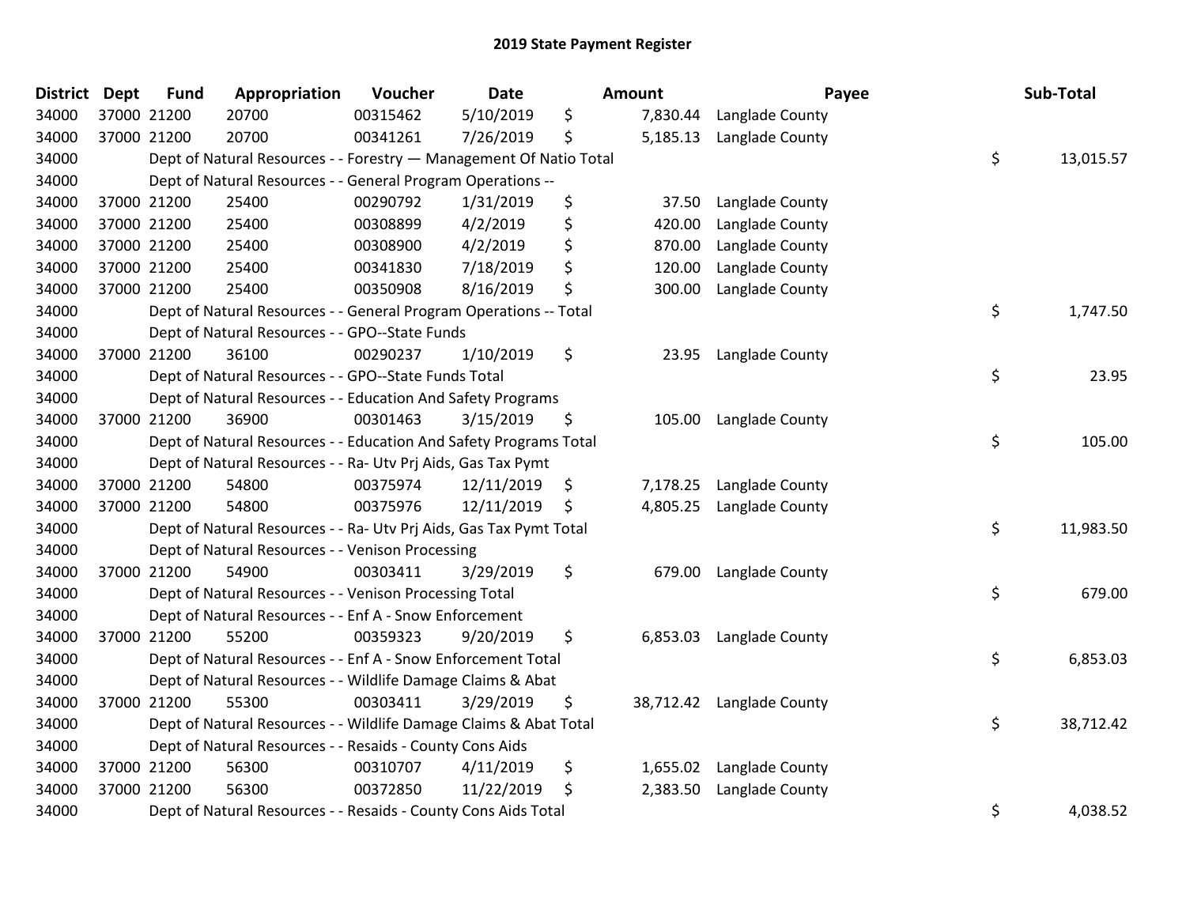## 2019 State Payment Register

| District | Dept | Fund | Appropriation | Voucher | Date | Amount | Payee | Sub-Total |
|---|---|---|---|---|---|---|---|---|
| 34000 | 37000 | 21200 | 20700 | 00315462 | 5/10/2019 | $ 7,830.44 | Langlade County | |
| 34000 | 37000 | 21200 | 20700 | 00341261 | 7/26/2019 | $ 5,185.13 | Langlade County | |
| 34000 | | | Dept of Natural Resources - - Forestry — Management Of Natio Total | | | | | $ 13,015.57 |
| 34000 | | | Dept of Natural Resources - - General Program Operations -- | | | | | |
| 34000 | 37000 | 21200 | 25400 | 00290792 | 1/31/2019 | $ 37.50 | Langlade County | |
| 34000 | 37000 | 21200 | 25400 | 00308899 | 4/2/2019 | $ 420.00 | Langlade County | |
| 34000 | 37000 | 21200 | 25400 | 00308900 | 4/2/2019 | $ 870.00 | Langlade County | |
| 34000 | 37000 | 21200 | 25400 | 00341830 | 7/18/2019 | $ 120.00 | Langlade County | |
| 34000 | 37000 | 21200 | 25400 | 00350908 | 8/16/2019 | $ 300.00 | Langlade County | |
| 34000 | | | Dept of Natural Resources - - General Program Operations -- Total | | | | | $ 1,747.50 |
| 34000 | | | Dept of Natural Resources - - GPO--State Funds | | | | | |
| 34000 | 37000 | 21200 | 36100 | 00290237 | 1/10/2019 | $ 23.95 | Langlade County | |
| 34000 | | | Dept of Natural Resources - - GPO--State Funds Total | | | | | $ 23.95 |
| 34000 | | | Dept of Natural Resources - - Education And Safety Programs | | | | | |
| 34000 | 37000 | 21200 | 36900 | 00301463 | 3/15/2019 | $ 105.00 | Langlade County | |
| 34000 | | | Dept of Natural Resources - - Education And Safety Programs Total | | | | | $ 105.00 |
| 34000 | | | Dept of Natural Resources - - Ra- Utv Prj Aids, Gas Tax Pymt | | | | | |
| 34000 | 37000 | 21200 | 54800 | 00375974 | 12/11/2019 | $ 7,178.25 | Langlade County | |
| 34000 | 37000 | 21200 | 54800 | 00375976 | 12/11/2019 | $ 4,805.25 | Langlade County | |
| 34000 | | | Dept of Natural Resources - - Ra- Utv Prj Aids, Gas Tax Pymt Total | | | | | $ 11,983.50 |
| 34000 | | | Dept of Natural Resources - - Venison Processing | | | | | |
| 34000 | 37000 | 21200 | 54900 | 00303411 | 3/29/2019 | $ 679.00 | Langlade County | |
| 34000 | | | Dept of Natural Resources - - Venison Processing Total | | | | | $ 679.00 |
| 34000 | | | Dept of Natural Resources - - Enf A - Snow Enforcement | | | | | |
| 34000 | 37000 | 21200 | 55200 | 00359323 | 9/20/2019 | $ 6,853.03 | Langlade County | |
| 34000 | | | Dept of Natural Resources - - Enf A - Snow Enforcement Total | | | | | $ 6,853.03 |
| 34000 | | | Dept of Natural Resources - - Wildlife Damage Claims & Abat | | | | | |
| 34000 | 37000 | 21200 | 55300 | 00303411 | 3/29/2019 | $ 38,712.42 | Langlade County | |
| 34000 | | | Dept of Natural Resources - - Wildlife Damage Claims & Abat Total | | | | | $ 38,712.42 |
| 34000 | | | Dept of Natural Resources - - Resaids - County Cons Aids | | | | | |
| 34000 | 37000 | 21200 | 56300 | 00310707 | 4/11/2019 | $ 1,655.02 | Langlade County | |
| 34000 | 37000 | 21200 | 56300 | 00372850 | 11/22/2019 | $ 2,383.50 | Langlade County | |
| 34000 | | | Dept of Natural Resources - - Resaids - County Cons Aids Total | | | | | $ 4,038.52 |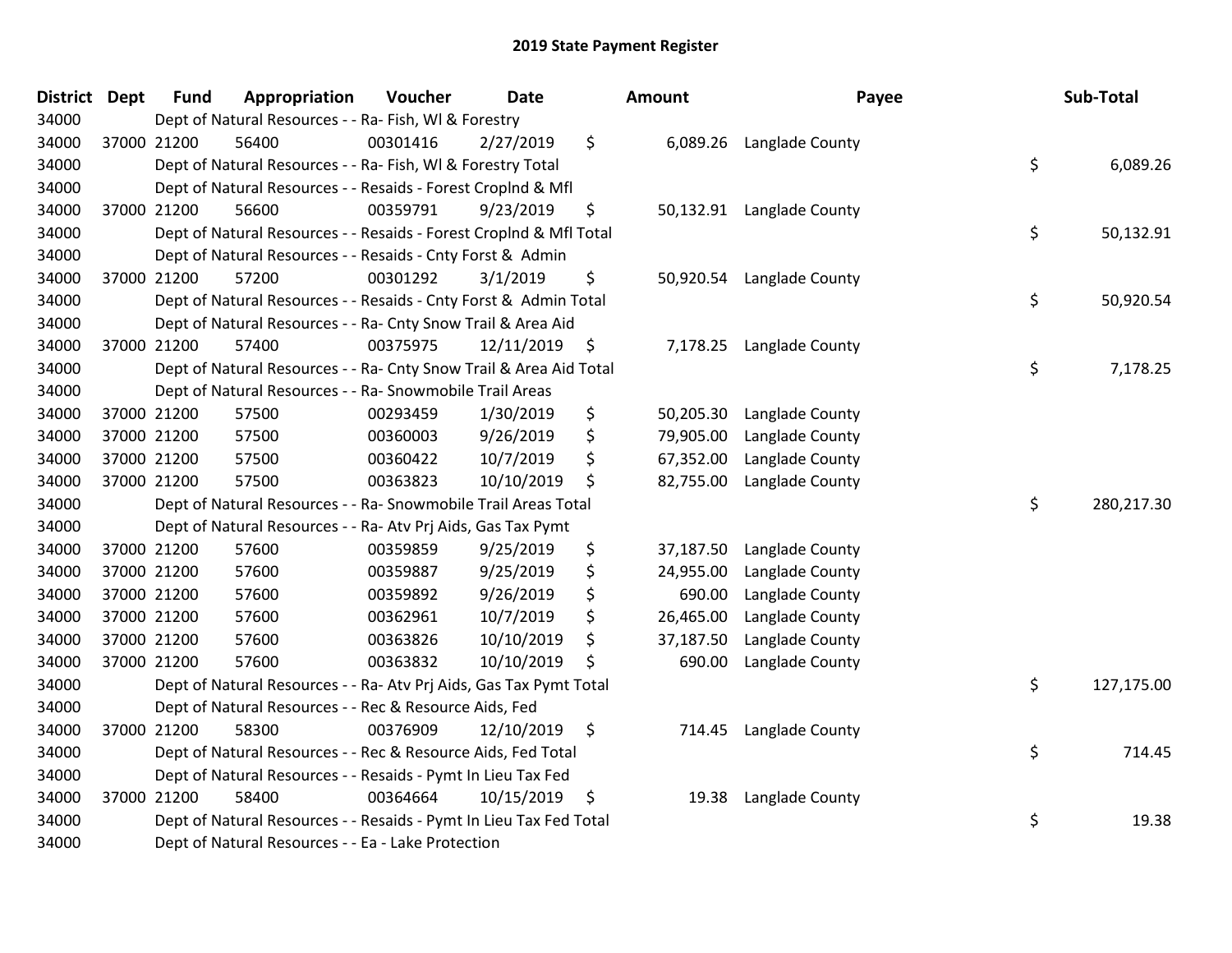## 2019 State Payment Register

| District | Dept | Fund | Appropriation | Voucher | Date | Amount | Payee | Sub-Total |
|---|---|---|---|---|---|---|---|---|
| 34000 | | Dept of Natural Resources - - Ra- Fish, Wl & Forestry | | | | | | |
| 34000 | 37000 | 21200 | 56400 | 00301416 | 2/27/2019 | $ 6,089.26 | Langlade County | |
| 34000 | | Dept of Natural Resources - - Ra- Fish, Wl & Forestry Total | | | | | | $ 6,089.26 |
| 34000 | | Dept of Natural Resources - - Resaids - Forest Croplnd & Mfl | | | | | | |
| 34000 | 37000 | 21200 | 56600 | 00359791 | 9/23/2019 | $ 50,132.91 | Langlade County | |
| 34000 | | Dept of Natural Resources - - Resaids - Forest Croplnd & Mfl Total | | | | | | $ 50,132.91 |
| 34000 | | Dept of Natural Resources - - Resaids - Cnty Forst & Admin | | | | | | |
| 34000 | 37000 | 21200 | 57200 | 00301292 | 3/1/2019 | $ 50,920.54 | Langlade County | |
| 34000 | | Dept of Natural Resources - - Resaids - Cnty Forst & Admin Total | | | | | | $ 50,920.54 |
| 34000 | | Dept of Natural Resources - - Ra- Cnty Snow Trail & Area Aid | | | | | | |
| 34000 | 37000 | 21200 | 57400 | 00375975 | 12/11/2019 | $ 7,178.25 | Langlade County | |
| 34000 | | Dept of Natural Resources - - Ra- Cnty Snow Trail & Area Aid Total | | | | | | $ 7,178.25 |
| 34000 | | Dept of Natural Resources - - Ra- Snowmobile Trail Areas | | | | | | |
| 34000 | 37000 | 21200 | 57500 | 00293459 | 1/30/2019 | $ 50,205.30 | Langlade County | |
| 34000 | 37000 | 21200 | 57500 | 00360003 | 9/26/2019 | $ 79,905.00 | Langlade County | |
| 34000 | 37000 | 21200 | 57500 | 00360422 | 10/7/2019 | $ 67,352.00 | Langlade County | |
| 34000 | 37000 | 21200 | 57500 | 00363823 | 10/10/2019 | $ 82,755.00 | Langlade County | |
| 34000 | | Dept of Natural Resources - - Ra- Snowmobile Trail Areas Total | | | | | | $ 280,217.30 |
| 34000 | | Dept of Natural Resources - - Ra- Atv Prj Aids, Gas Tax Pymt | | | | | | |
| 34000 | 37000 | 21200 | 57600 | 00359859 | 9/25/2019 | $ 37,187.50 | Langlade County | |
| 34000 | 37000 | 21200 | 57600 | 00359887 | 9/25/2019 | $ 24,955.00 | Langlade County | |
| 34000 | 37000 | 21200 | 57600 | 00359892 | 9/26/2019 | $ 690.00 | Langlade County | |
| 34000 | 37000 | 21200 | 57600 | 00362961 | 10/7/2019 | $ 26,465.00 | Langlade County | |
| 34000 | 37000 | 21200 | 57600 | 00363826 | 10/10/2019 | $ 37,187.50 | Langlade County | |
| 34000 | 37000 | 21200 | 57600 | 00363832 | 10/10/2019 | $ 690.00 | Langlade County | |
| 34000 | | Dept of Natural Resources - - Ra- Atv Prj Aids, Gas Tax Pymt Total | | | | | | $ 127,175.00 |
| 34000 | | Dept of Natural Resources - - Rec & Resource Aids, Fed | | | | | | |
| 34000 | 37000 | 21200 | 58300 | 00376909 | 12/10/2019 | $ 714.45 | Langlade County | |
| 34000 | | Dept of Natural Resources - - Rec & Resource Aids, Fed Total | | | | | | $ 714.45 |
| 34000 | | Dept of Natural Resources - - Resaids - Pymt In Lieu Tax Fed | | | | | | |
| 34000 | 37000 | 21200 | 58400 | 00364664 | 10/15/2019 | $ 19.38 | Langlade County | |
| 34000 | | Dept of Natural Resources - - Resaids - Pymt In Lieu Tax Fed Total | | | | | | $ 19.38 |
| 34000 | | Dept of Natural Resources - - Ea - Lake Protection | | | | | | |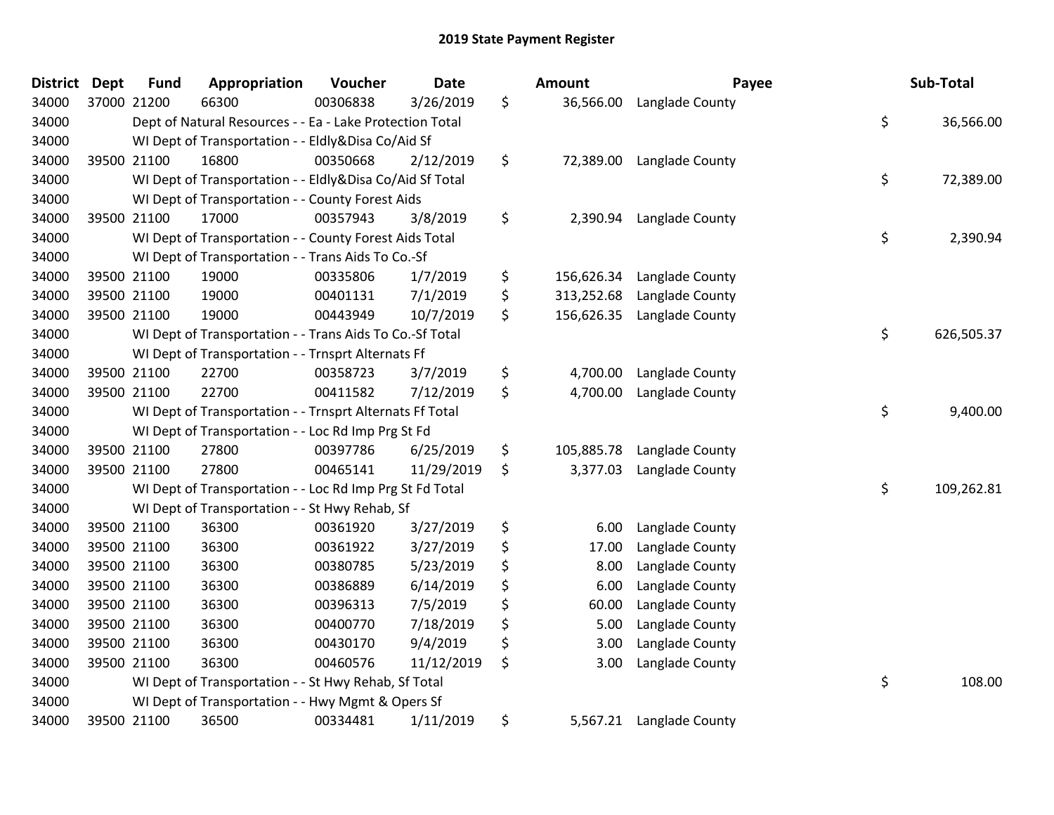# 2019 State Payment Register

| District | Dept | Fund | Appropriation | Voucher | Date | | Amount | Payee | | Sub-Total |
|---|---|---|---|---|---|---|---|---|---|---|
| 34000 | 37000 | 21200 | 66300 | 00306838 | 3/26/2019 | $ | 36,566.00 | Langlade County | | |
| 34000 | | Dept of Natural Resources - - Ea - Lake Protection Total | | | | | | | $ | 36,566.00 |
| 34000 | | WI Dept of Transportation - - Eldly&Disa Co/Aid Sf | | | | | | | | |
| 34000 | 39500 | 21100 | 16800 | 00350668 | 2/12/2019 | $ | 72,389.00 | Langlade County | | |
| 34000 | | WI Dept of Transportation - - Eldly&Disa Co/Aid Sf Total | | | | | | | $ | 72,389.00 |
| 34000 | | WI Dept of Transportation - - County Forest Aids | | | | | | | | |
| 34000 | 39500 | 21100 | 17000 | 00357943 | 3/8/2019 | $ | 2,390.94 | Langlade County | | |
| 34000 | | WI Dept of Transportation - - County Forest Aids Total | | | | | | | $ | 2,390.94 |
| 34000 | | WI Dept of Transportation - - Trans Aids To Co.-Sf | | | | | | | | |
| 34000 | 39500 | 21100 | 19000 | 00335806 | 1/7/2019 | $ | 156,626.34 | Langlade County | | |
| 34000 | 39500 | 21100 | 19000 | 00401131 | 7/1/2019 | $ | 313,252.68 | Langlade County | | |
| 34000 | 39500 | 21100 | 19000 | 00443949 | 10/7/2019 | $ | 156,626.35 | Langlade County | | |
| 34000 | | WI Dept of Transportation - - Trans Aids To Co.-Sf Total | | | | | | | $ | 626,505.37 |
| 34000 | | WI Dept of Transportation - - Trnsprt Alternats Ff | | | | | | | | |
| 34000 | 39500 | 21100 | 22700 | 00358723 | 3/7/2019 | $ | 4,700.00 | Langlade County | | |
| 34000 | 39500 | 21100 | 22700 | 00411582 | 7/12/2019 | $ | 4,700.00 | Langlade County | | |
| 34000 | | WI Dept of Transportation - - Trnsprt Alternats Ff Total | | | | | | | $ | 9,400.00 |
| 34000 | | WI Dept of Transportation - - Loc Rd Imp Prg St Fd | | | | | | | | |
| 34000 | 39500 | 21100 | 27800 | 00397786 | 6/25/2019 | $ | 105,885.78 | Langlade County | | |
| 34000 | 39500 | 21100 | 27800 | 00465141 | 11/29/2019 | $ | 3,377.03 | Langlade County | | |
| 34000 | | WI Dept of Transportation - - Loc Rd Imp Prg St Fd Total | | | | | | | $ | 109,262.81 |
| 34000 | | WI Dept of Transportation - - St Hwy Rehab, Sf | | | | | | | | |
| 34000 | 39500 | 21100 | 36300 | 00361920 | 3/27/2019 | $ | 6.00 | Langlade County | | |
| 34000 | 39500 | 21100 | 36300 | 00361922 | 3/27/2019 | $ | 17.00 | Langlade County | | |
| 34000 | 39500 | 21100 | 36300 | 00380785 | 5/23/2019 | $ | 8.00 | Langlade County | | |
| 34000 | 39500 | 21100 | 36300 | 00386889 | 6/14/2019 | $ | 6.00 | Langlade County | | |
| 34000 | 39500 | 21100 | 36300 | 00396313 | 7/5/2019 | $ | 60.00 | Langlade County | | |
| 34000 | 39500 | 21100 | 36300 | 00400770 | 7/18/2019 | $ | 5.00 | Langlade County | | |
| 34000 | 39500 | 21100 | 36300 | 00430170 | 9/4/2019 | $ | 3.00 | Langlade County | | |
| 34000 | 39500 | 21100 | 36300 | 00460576 | 11/12/2019 | $ | 3.00 | Langlade County | | |
| 34000 | | WI Dept of Transportation - - St Hwy Rehab, Sf Total | | | | | | | $ | 108.00 |
| 34000 | | WI Dept of Transportation - - Hwy Mgmt & Opers Sf | | | | | | | | |
| 34000 | 39500 | 21100 | 36500 | 00334481 | 1/11/2019 | $ | 5,567.21 | Langlade County | | |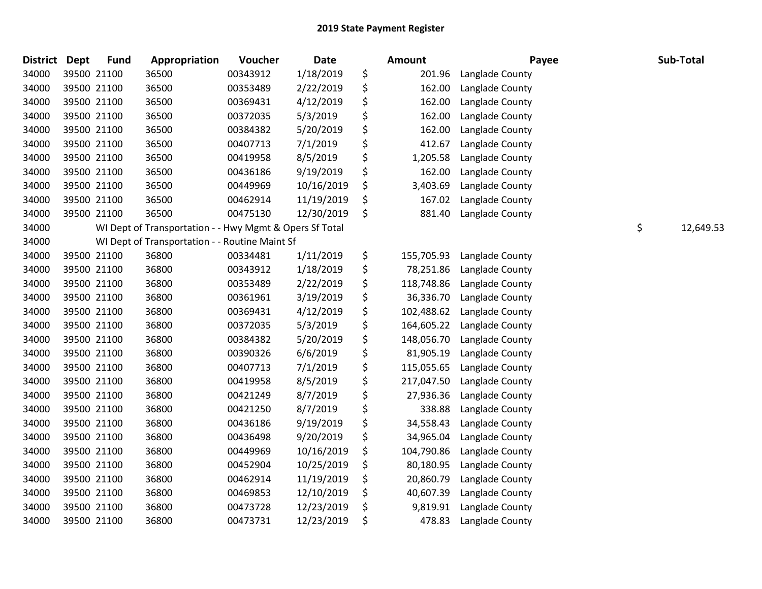# 2019 State Payment Register

| District | Dept | Fund | Appropriation | Voucher | Date | | Amount | Payee | | Sub-Total |
|---|---|---|---|---|---|---|---|---|---|---|
| 34000 | 39500 | 21100 | 36500 | 00343912 | 1/18/2019 | $ | 201.96 | Langlade County | | |
| 34000 | 39500 | 21100 | 36500 | 00353489 | 2/22/2019 | $ | 162.00 | Langlade County | | |
| 34000 | 39500 | 21100 | 36500 | 00369431 | 4/12/2019 | $ | 162.00 | Langlade County | | |
| 34000 | 39500 | 21100 | 36500 | 00372035 | 5/3/2019 | $ | 162.00 | Langlade County | | |
| 34000 | 39500 | 21100 | 36500 | 00384382 | 5/20/2019 | $ | 162.00 | Langlade County | | |
| 34000 | 39500 | 21100 | 36500 | 00407713 | 7/1/2019 | $ | 412.67 | Langlade County | | |
| 34000 | 39500 | 21100 | 36500 | 00419958 | 8/5/2019 | $ | 1,205.58 | Langlade County | | |
| 34000 | 39500 | 21100 | 36500 | 00436186 | 9/19/2019 | $ | 162.00 | Langlade County | | |
| 34000 | 39500 | 21100 | 36500 | 00449969 | 10/16/2019 | $ | 3,403.69 | Langlade County | | |
| 34000 | 39500 | 21100 | 36500 | 00462914 | 11/19/2019 | $ | 167.02 | Langlade County | | |
| 34000 | 39500 | 21100 | 36500 | 00475130 | 12/30/2019 | $ | 881.40 | Langlade County | | |
| 34000 | | WI Dept of Transportation - - Hwy Mgmt & Opers Sf Total | | | | | | | $ | 12,649.53 |
| 34000 | | WI Dept of Transportation - - Routine Maint Sf | | | | | | | | |
| 34000 | 39500 | 21100 | 36800 | 00334481 | 1/11/2019 | $ | 155,705.93 | Langlade County | | |
| 34000 | 39500 | 21100 | 36800 | 00343912 | 1/18/2019 | $ | 78,251.86 | Langlade County | | |
| 34000 | 39500 | 21100 | 36800 | 00353489 | 2/22/2019 | $ | 118,748.86 | Langlade County | | |
| 34000 | 39500 | 21100 | 36800 | 00361961 | 3/19/2019 | $ | 36,336.70 | Langlade County | | |
| 34000 | 39500 | 21100 | 36800 | 00369431 | 4/12/2019 | $ | 102,488.62 | Langlade County | | |
| 34000 | 39500 | 21100 | 36800 | 00372035 | 5/3/2019 | $ | 164,605.22 | Langlade County | | |
| 34000 | 39500 | 21100 | 36800 | 00384382 | 5/20/2019 | $ | 148,056.70 | Langlade County | | |
| 34000 | 39500 | 21100 | 36800 | 00390326 | 6/6/2019 | $ | 81,905.19 | Langlade County | | |
| 34000 | 39500 | 21100 | 36800 | 00407713 | 7/1/2019 | $ | 115,055.65 | Langlade County | | |
| 34000 | 39500 | 21100 | 36800 | 00419958 | 8/5/2019 | $ | 217,047.50 | Langlade County | | |
| 34000 | 39500 | 21100 | 36800 | 00421249 | 8/7/2019 | $ | 27,936.36 | Langlade County | | |
| 34000 | 39500 | 21100 | 36800 | 00421250 | 8/7/2019 | $ | 338.88 | Langlade County | | |
| 34000 | 39500 | 21100 | 36800 | 00436186 | 9/19/2019 | $ | 34,558.43 | Langlade County | | |
| 34000 | 39500 | 21100 | 36800 | 00436498 | 9/20/2019 | $ | 34,965.04 | Langlade County | | |
| 34000 | 39500 | 21100 | 36800 | 00449969 | 10/16/2019 | $ | 104,790.86 | Langlade County | | |
| 34000 | 39500 | 21100 | 36800 | 00452904 | 10/25/2019 | $ | 80,180.95 | Langlade County | | |
| 34000 | 39500 | 21100 | 36800 | 00462914 | 11/19/2019 | $ | 20,860.79 | Langlade County | | |
| 34000 | 39500 | 21100 | 36800 | 00469853 | 12/10/2019 | $ | 40,607.39 | Langlade County | | |
| 34000 | 39500 | 21100 | 36800 | 00473728 | 12/23/2019 | $ | 9,819.91 | Langlade County | | |
| 34000 | 39500 | 21100 | 36800 | 00473731 | 12/23/2019 | $ | 478.83 | Langlade County | | |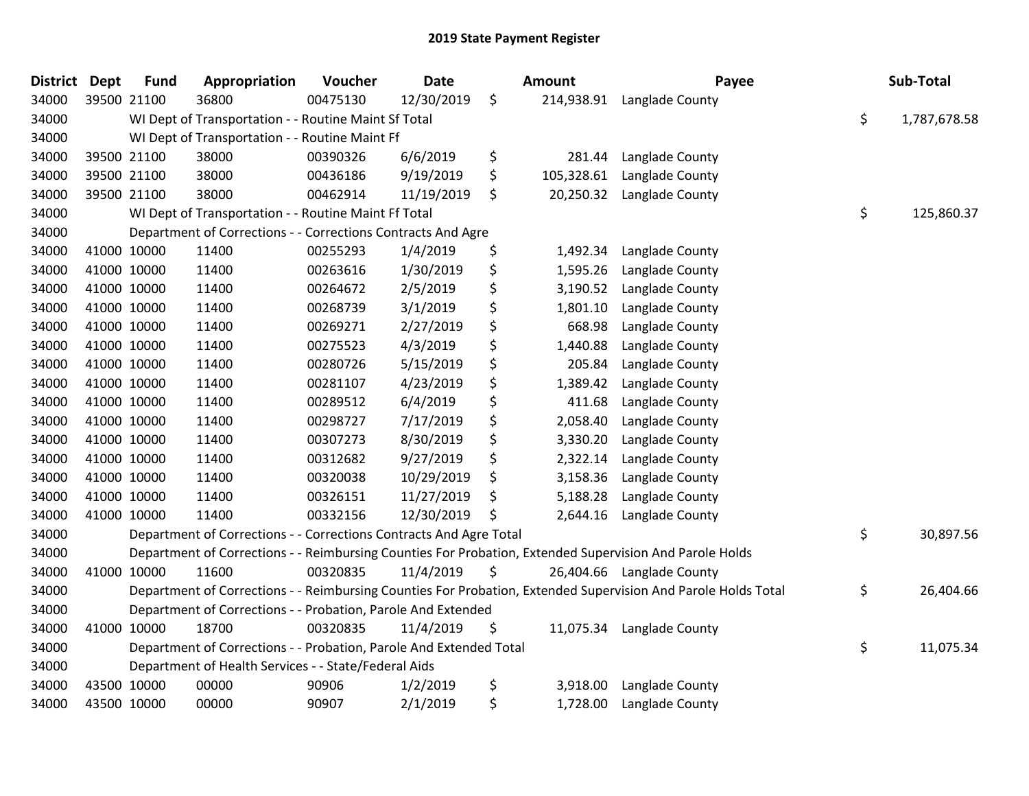# 2019 State Payment Register

| District | Dept | Fund | Appropriation | Voucher | Date | Amount | Payee | Sub-Total |
|---|---|---|---|---|---|---|---|---|
| 34000 | 39500 | 21100 | 36800 | 00475130 | 12/30/2019 | $ 214,938.91 | Langlade County | |
| 34000 | | WI Dept of Transportation - - Routine Maint Sf Total | | | | | | $ 1,787,678.58 |
| 34000 | | WI Dept of Transportation - - Routine Maint Ff | | | | | | |
| 34000 | 39500 | 21100 | 38000 | 00390326 | 6/6/2019 | $ 281.44 | Langlade County | |
| 34000 | 39500 | 21100 | 38000 | 00436186 | 9/19/2019 | $ 105,328.61 | Langlade County | |
| 34000 | 39500 | 21100 | 38000 | 00462914 | 11/19/2019 | $ 20,250.32 | Langlade County | |
| 34000 | | WI Dept of Transportation - - Routine Maint Ff Total | | | | | | $ 125,860.37 |
| 34000 | | Department of Corrections - - Corrections Contracts And Agre | | | | | | |
| 34000 | 41000 | 10000 | 11400 | 00255293 | 1/4/2019 | $ 1,492.34 | Langlade County | |
| 34000 | 41000 | 10000 | 11400 | 00263616 | 1/30/2019 | $ 1,595.26 | Langlade County | |
| 34000 | 41000 | 10000 | 11400 | 00264672 | 2/5/2019 | $ 3,190.52 | Langlade County | |
| 34000 | 41000 | 10000 | 11400 | 00268739 | 3/1/2019 | $ 1,801.10 | Langlade County | |
| 34000 | 41000 | 10000 | 11400 | 00269271 | 2/27/2019 | $ 668.98 | Langlade County | |
| 34000 | 41000 | 10000 | 11400 | 00275523 | 4/3/2019 | $ 1,440.88 | Langlade County | |
| 34000 | 41000 | 10000 | 11400 | 00280726 | 5/15/2019 | $ 205.84 | Langlade County | |
| 34000 | 41000 | 10000 | 11400 | 00281107 | 4/23/2019 | $ 1,389.42 | Langlade County | |
| 34000 | 41000 | 10000 | 11400 | 00289512 | 6/4/2019 | $ 411.68 | Langlade County | |
| 34000 | 41000 | 10000 | 11400 | 00298727 | 7/17/2019 | $ 2,058.40 | Langlade County | |
| 34000 | 41000 | 10000 | 11400 | 00307273 | 8/30/2019 | $ 3,330.20 | Langlade County | |
| 34000 | 41000 | 10000 | 11400 | 00312682 | 9/27/2019 | $ 2,322.14 | Langlade County | |
| 34000 | 41000 | 10000 | 11400 | 00320038 | 10/29/2019 | $ 3,158.36 | Langlade County | |
| 34000 | 41000 | 10000 | 11400 | 00326151 | 11/27/2019 | $ 5,188.28 | Langlade County | |
| 34000 | 41000 | 10000 | 11400 | 00332156 | 12/30/2019 | $ 2,644.16 | Langlade County | |
| 34000 | | Department of Corrections - - Corrections Contracts And Agre Total | | | | | | $ 30,897.56 |
| 34000 | | Department of Corrections - - Reimbursing Counties For Probation, Extended Supervision And Parole Holds | | | | | | |
| 34000 | 41000 | 10000 | 11600 | 00320835 | 11/4/2019 | $ 26,404.66 | Langlade County | |
| 34000 | | Department of Corrections - - Reimbursing Counties For Probation, Extended Supervision And Parole Holds Total | | | | | | $ 26,404.66 |
| 34000 | | Department of Corrections - - Probation, Parole And Extended | | | | | | |
| 34000 | 41000 | 10000 | 18700 | 00320835 | 11/4/2019 | $ 11,075.34 | Langlade County | |
| 34000 | | Department of Corrections - - Probation, Parole And Extended Total | | | | | | $ 11,075.34 |
| 34000 | | Department of Health Services - - State/Federal Aids | | | | | | |
| 34000 | 43500 | 10000 | 00000 | 90906 | 1/2/2019 | $ 3,918.00 | Langlade County | |
| 34000 | 43500 | 10000 | 00000 | 90907 | 2/1/2019 | $ 1,728.00 | Langlade County | |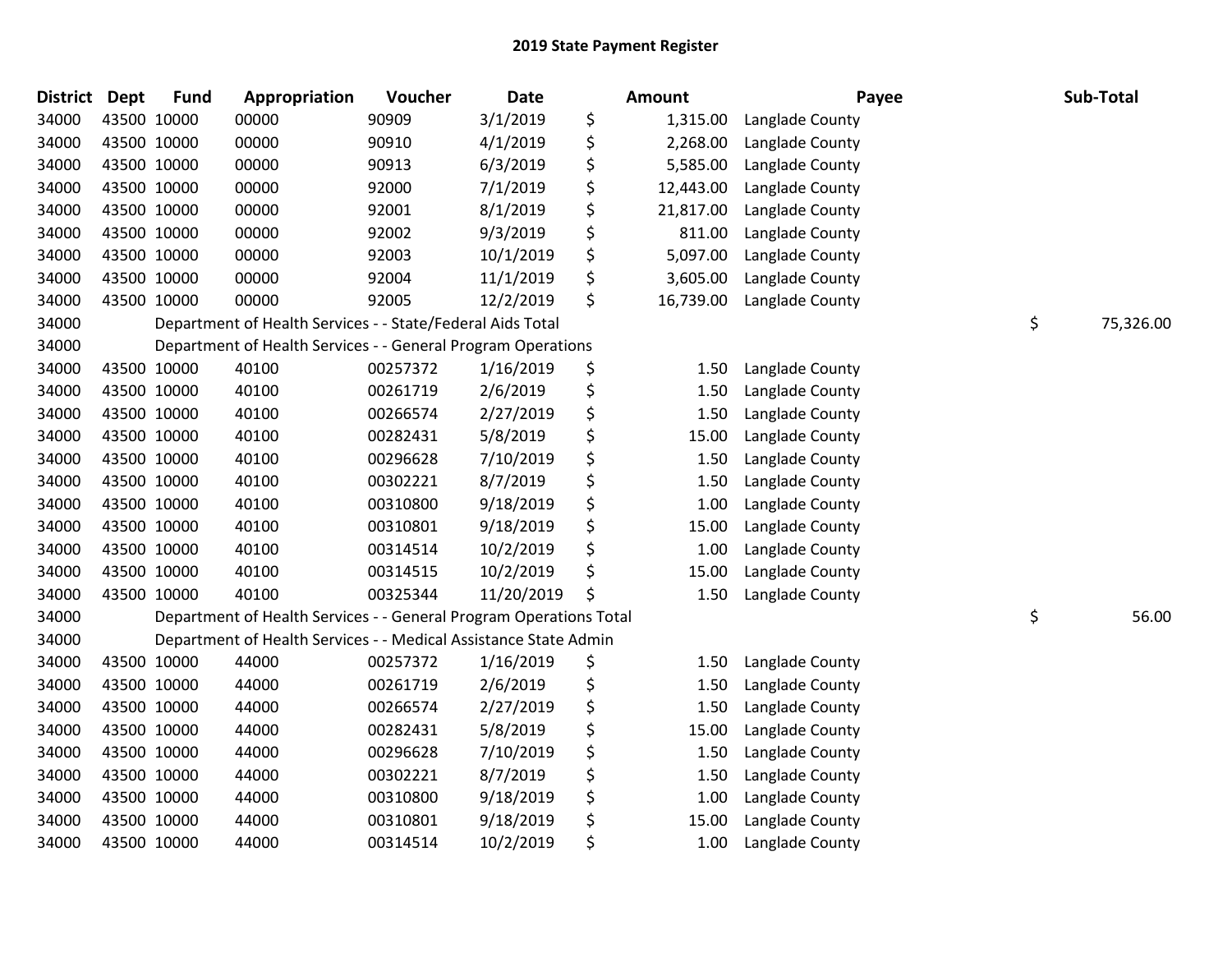# 2019 State Payment Register

| District | Dept | Fund | Appropriation | Voucher | Date | Amount | Payee | Sub-Total |
|---|---|---|---|---|---|---|---|---|
| 34000 | 43500 | 10000 | 00000 | 90909 | 3/1/2019 | $ 1,315.00 | Langlade County | |
| 34000 | 43500 | 10000 | 00000 | 90910 | 4/1/2019 | $ 2,268.00 | Langlade County | |
| 34000 | 43500 | 10000 | 00000 | 90913 | 6/3/2019 | $ 5,585.00 | Langlade County | |
| 34000 | 43500 | 10000 | 00000 | 92000 | 7/1/2019 | $ 12,443.00 | Langlade County | |
| 34000 | 43500 | 10000 | 00000 | 92001 | 8/1/2019 | $ 21,817.00 | Langlade County | |
| 34000 | 43500 | 10000 | 00000 | 92002 | 9/3/2019 | $ 811.00 | Langlade County | |
| 34000 | 43500 | 10000 | 00000 | 92003 | 10/1/2019 | $ 5,097.00 | Langlade County | |
| 34000 | 43500 | 10000 | 00000 | 92004 | 11/1/2019 | $ 3,605.00 | Langlade County | |
| 34000 | 43500 | 10000 | 00000 | 92005 | 12/2/2019 | $ 16,739.00 | Langlade County | |
| 34000 | | Department of Health Services - - State/Federal Aids Total | | | | | | $ 75,326.00 |
| 34000 | | Department of Health Services - - General Program Operations | | | | | | |
| 34000 | 43500 | 10000 | 40100 | 00257372 | 1/16/2019 | $ 1.50 | Langlade County | |
| 34000 | 43500 | 10000 | 40100 | 00261719 | 2/6/2019 | $ 1.50 | Langlade County | |
| 34000 | 43500 | 10000 | 40100 | 00266574 | 2/27/2019 | $ 1.50 | Langlade County | |
| 34000 | 43500 | 10000 | 40100 | 00282431 | 5/8/2019 | $ 15.00 | Langlade County | |
| 34000 | 43500 | 10000 | 40100 | 00296628 | 7/10/2019 | $ 1.50 | Langlade County | |
| 34000 | 43500 | 10000 | 40100 | 00302221 | 8/7/2019 | $ 1.50 | Langlade County | |
| 34000 | 43500 | 10000 | 40100 | 00310800 | 9/18/2019 | $ 1.00 | Langlade County | |
| 34000 | 43500 | 10000 | 40100 | 00310801 | 9/18/2019 | $ 15.00 | Langlade County | |
| 34000 | 43500 | 10000 | 40100 | 00314514 | 10/2/2019 | $ 1.00 | Langlade County | |
| 34000 | 43500 | 10000 | 40100 | 00314515 | 10/2/2019 | $ 15.00 | Langlade County | |
| 34000 | 43500 | 10000 | 40100 | 00325344 | 11/20/2019 | $ 1.50 | Langlade County | |
| 34000 | | Department of Health Services - - General Program Operations Total | | | | | | $ 56.00 |
| 34000 | | Department of Health Services - - Medical Assistance State Admin | | | | | | |
| 34000 | 43500 | 10000 | 44000 | 00257372 | 1/16/2019 | $ 1.50 | Langlade County | |
| 34000 | 43500 | 10000 | 44000 | 00261719 | 2/6/2019 | $ 1.50 | Langlade County | |
| 34000 | 43500 | 10000 | 44000 | 00266574 | 2/27/2019 | $ 1.50 | Langlade County | |
| 34000 | 43500 | 10000 | 44000 | 00282431 | 5/8/2019 | $ 15.00 | Langlade County | |
| 34000 | 43500 | 10000 | 44000 | 00296628 | 7/10/2019 | $ 1.50 | Langlade County | |
| 34000 | 43500 | 10000 | 44000 | 00302221 | 8/7/2019 | $ 1.50 | Langlade County | |
| 34000 | 43500 | 10000 | 44000 | 00310800 | 9/18/2019 | $ 1.00 | Langlade County | |
| 34000 | 43500 | 10000 | 44000 | 00310801 | 9/18/2019 | $ 15.00 | Langlade County | |
| 34000 | 43500 | 10000 | 44000 | 00314514 | 10/2/2019 | $ 1.00 | Langlade County | |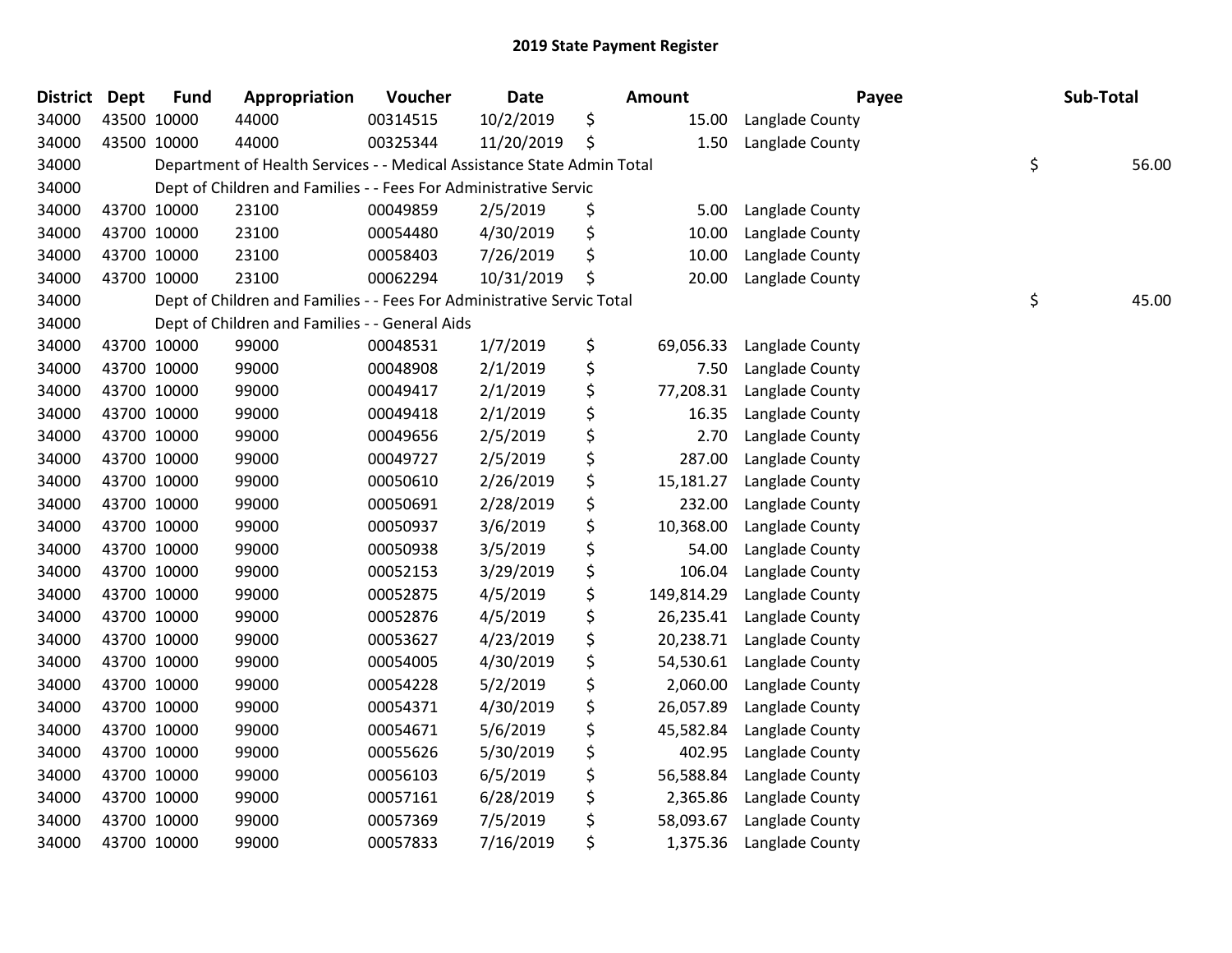# 2019 State Payment Register

| District | Dept | Fund | Appropriation | Voucher | Date | Amount | Payee | Sub-Total |
|---|---|---|---|---|---|---|---|---|
| 34000 | 43500 | 10000 | 44000 | 00314515 | 10/2/2019 | $ 15.00 | Langlade County | |
| 34000 | 43500 | 10000 | 44000 | 00325344 | 11/20/2019 | $ 1.50 | Langlade County | |
| 34000 | | Department of Health Services - - Medical Assistance State Admin Total | | | | | | $ 56.00 |
| 34000 | | Dept of Children and Families - - Fees For Administrative Servic | | | | | | |
| 34000 | 43700 | 10000 | 23100 | 00049859 | 2/5/2019 | $ 5.00 | Langlade County | |
| 34000 | 43700 | 10000 | 23100 | 00054480 | 4/30/2019 | $ 10.00 | Langlade County | |
| 34000 | 43700 | 10000 | 23100 | 00058403 | 7/26/2019 | $ 10.00 | Langlade County | |
| 34000 | 43700 | 10000 | 23100 | 00062294 | 10/31/2019 | $ 20.00 | Langlade County | |
| 34000 | | Dept of Children and Families - - Fees For Administrative Servic Total | | | | | | $ 45.00 |
| 34000 | | Dept of Children and Families - - General Aids | | | | | | |
| 34000 | 43700 | 10000 | 99000 | 00048531 | 1/7/2019 | $ 69,056.33 | Langlade County | |
| 34000 | 43700 | 10000 | 99000 | 00048908 | 2/1/2019 | $ 7.50 | Langlade County | |
| 34000 | 43700 | 10000 | 99000 | 00049417 | 2/1/2019 | $ 77,208.31 | Langlade County | |
| 34000 | 43700 | 10000 | 99000 | 00049418 | 2/1/2019 | $ 16.35 | Langlade County | |
| 34000 | 43700 | 10000 | 99000 | 00049656 | 2/5/2019 | $ 2.70 | Langlade County | |
| 34000 | 43700 | 10000 | 99000 | 00049727 | 2/5/2019 | $ 287.00 | Langlade County | |
| 34000 | 43700 | 10000 | 99000 | 00050610 | 2/26/2019 | $ 15,181.27 | Langlade County | |
| 34000 | 43700 | 10000 | 99000 | 00050691 | 2/28/2019 | $ 232.00 | Langlade County | |
| 34000 | 43700 | 10000 | 99000 | 00050937 | 3/6/2019 | $ 10,368.00 | Langlade County | |
| 34000 | 43700 | 10000 | 99000 | 00050938 | 3/5/2019 | $ 54.00 | Langlade County | |
| 34000 | 43700 | 10000 | 99000 | 00052153 | 3/29/2019 | $ 106.04 | Langlade County | |
| 34000 | 43700 | 10000 | 99000 | 00052875 | 4/5/2019 | $ 149,814.29 | Langlade County | |
| 34000 | 43700 | 10000 | 99000 | 00052876 | 4/5/2019 | $ 26,235.41 | Langlade County | |
| 34000 | 43700 | 10000 | 99000 | 00053627 | 4/23/2019 | $ 20,238.71 | Langlade County | |
| 34000 | 43700 | 10000 | 99000 | 00054005 | 4/30/2019 | $ 54,530.61 | Langlade County | |
| 34000 | 43700 | 10000 | 99000 | 00054228 | 5/2/2019 | $ 2,060.00 | Langlade County | |
| 34000 | 43700 | 10000 | 99000 | 00054371 | 4/30/2019 | $ 26,057.89 | Langlade County | |
| 34000 | 43700 | 10000 | 99000 | 00054671 | 5/6/2019 | $ 45,582.84 | Langlade County | |
| 34000 | 43700 | 10000 | 99000 | 00055626 | 5/30/2019 | $ 402.95 | Langlade County | |
| 34000 | 43700 | 10000 | 99000 | 00056103 | 6/5/2019 | $ 56,588.84 | Langlade County | |
| 34000 | 43700 | 10000 | 99000 | 00057161 | 6/28/2019 | $ 2,365.86 | Langlade County | |
| 34000 | 43700 | 10000 | 99000 | 00057369 | 7/5/2019 | $ 58,093.67 | Langlade County | |
| 34000 | 43700 | 10000 | 99000 | 00057833 | 7/16/2019 | $ 1,375.36 | Langlade County | |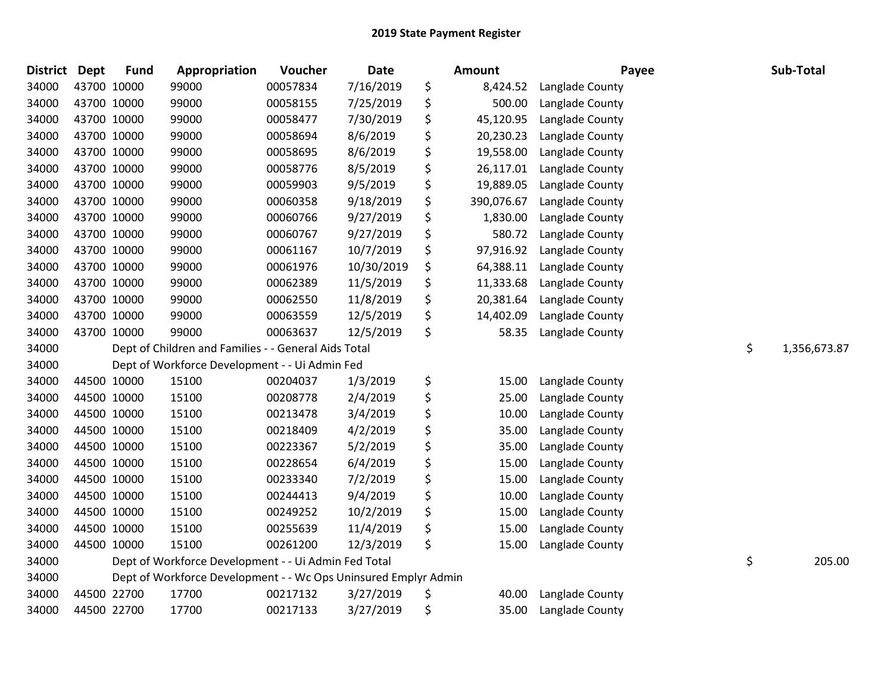# 2019 State Payment Register

| District | Dept | Fund | Appropriation | Voucher | Date | Amount | Payee | Sub-Total |
|---|---|---|---|---|---|---|---|---|
| 34000 | 43700 | 10000 | 99000 | 00057834 | 7/16/2019 | $ 8,424.52 | Langlade County | |
| 34000 | 43700 | 10000 | 99000 | 00058155 | 7/25/2019 | $ 500.00 | Langlade County | |
| 34000 | 43700 | 10000 | 99000 | 00058477 | 7/30/2019 | $ 45,120.95 | Langlade County | |
| 34000 | 43700 | 10000 | 99000 | 00058694 | 8/6/2019 | $ 20,230.23 | Langlade County | |
| 34000 | 43700 | 10000 | 99000 | 00058695 | 8/6/2019 | $ 19,558.00 | Langlade County | |
| 34000 | 43700 | 10000 | 99000 | 00058776 | 8/5/2019 | $ 26,117.01 | Langlade County | |
| 34000 | 43700 | 10000 | 99000 | 00059903 | 9/5/2019 | $ 19,889.05 | Langlade County | |
| 34000 | 43700 | 10000 | 99000 | 00060358 | 9/18/2019 | $ 390,076.67 | Langlade County | |
| 34000 | 43700 | 10000 | 99000 | 00060766 | 9/27/2019 | $ 1,830.00 | Langlade County | |
| 34000 | 43700 | 10000 | 99000 | 00060767 | 9/27/2019 | $ 580.72 | Langlade County | |
| 34000 | 43700 | 10000 | 99000 | 00061167 | 10/7/2019 | $ 97,916.92 | Langlade County | |
| 34000 | 43700 | 10000 | 99000 | 00061976 | 10/30/2019 | $ 64,388.11 | Langlade County | |
| 34000 | 43700 | 10000 | 99000 | 00062389 | 11/5/2019 | $ 11,333.68 | Langlade County | |
| 34000 | 43700 | 10000 | 99000 | 00062550 | 11/8/2019 | $ 20,381.64 | Langlade County | |
| 34000 | 43700 | 10000 | 99000 | 00063559 | 12/5/2019 | $ 14,402.09 | Langlade County | |
| 34000 | 43700 | 10000 | 99000 | 00063637 | 12/5/2019 | $ 58.35 | Langlade County | |
| 34000 | | Dept of Children and Families - - General Aids Total | | | | | | $ 1,356,673.87 |
| 34000 | | Dept of Workforce Development - - Ui Admin Fed | | | | | | |
| 34000 | 44500 | 10000 | 15100 | 00204037 | 1/3/2019 | $ 15.00 | Langlade County | |
| 34000 | 44500 | 10000 | 15100 | 00208778 | 2/4/2019 | $ 25.00 | Langlade County | |
| 34000 | 44500 | 10000 | 15100 | 00213478 | 3/4/2019 | $ 10.00 | Langlade County | |
| 34000 | 44500 | 10000 | 15100 | 00218409 | 4/2/2019 | $ 35.00 | Langlade County | |
| 34000 | 44500 | 10000 | 15100 | 00223367 | 5/2/2019 | $ 35.00 | Langlade County | |
| 34000 | 44500 | 10000 | 15100 | 00228654 | 6/4/2019 | $ 15.00 | Langlade County | |
| 34000 | 44500 | 10000 | 15100 | 00233340 | 7/2/2019 | $ 15.00 | Langlade County | |
| 34000 | 44500 | 10000 | 15100 | 00244413 | 9/4/2019 | $ 10.00 | Langlade County | |
| 34000 | 44500 | 10000 | 15100 | 00249252 | 10/2/2019 | $ 15.00 | Langlade County | |
| 34000 | 44500 | 10000 | 15100 | 00255639 | 11/4/2019 | $ 15.00 | Langlade County | |
| 34000 | 44500 | 10000 | 15100 | 00261200 | 12/3/2019 | $ 15.00 | Langlade County | |
| 34000 | | Dept of Workforce Development - - Ui Admin Fed Total | | | | | | $ 205.00 |
| 34000 | | Dept of Workforce Development - - Wc Ops Uninsured Emplyr Admin | | | | | | |
| 34000 | 44500 | 22700 | 17700 | 00217132 | 3/27/2019 | $ 40.00 | Langlade County | |
| 34000 | 44500 | 22700 | 17700 | 00217133 | 3/27/2019 | $ 35.00 | Langlade County | |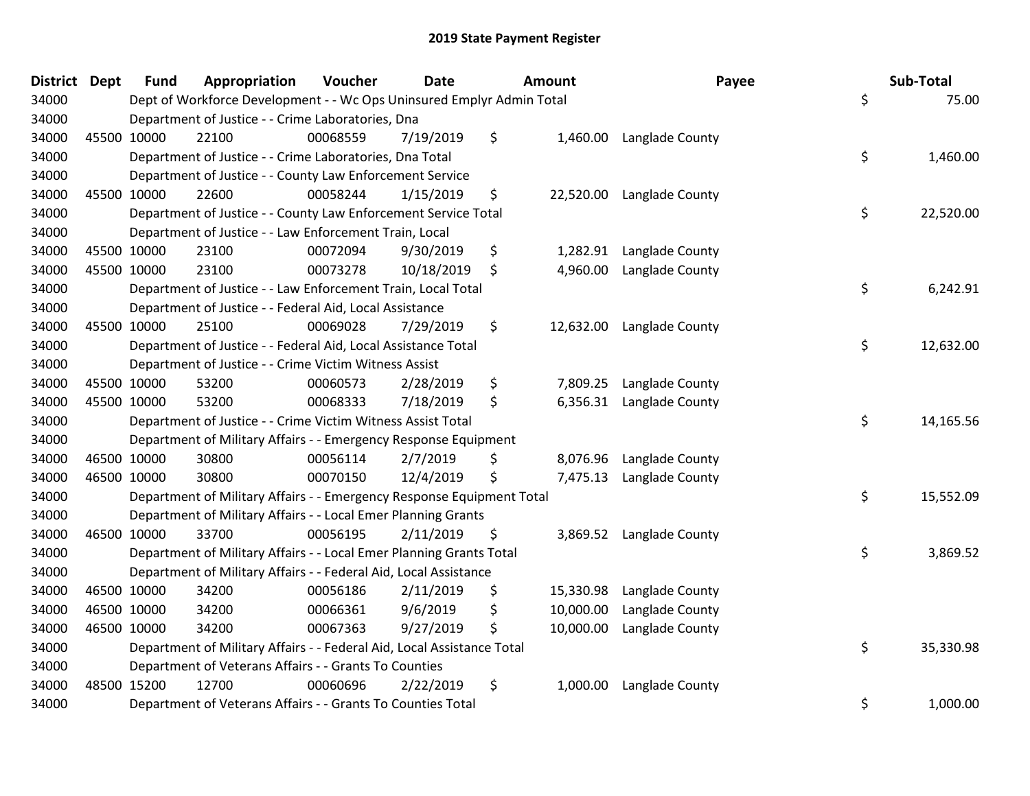# 2019 State Payment Register

| District | Dept | Fund | Appropriation | Voucher | Date | Amount | Payee | Sub-Total |
|---|---|---|---|---|---|---|---|---|
| 34000 | | Dept of Workforce Development - - Wc Ops Uninsured Emplyr Admin Total | | | | | | $ 75.00 |
| 34000 | | Department of Justice - - Crime Laboratories, Dna | | | | | | |
| 34000 | 45500 | 10000 | 22100 | 00068559 | 7/19/2019 | $ 1,460.00 | Langlade County | |
| 34000 | | Department of Justice - - Crime Laboratories, Dna Total | | | | | | $ 1,460.00 |
| 34000 | | Department of Justice - - County Law Enforcement Service | | | | | | |
| 34000 | 45500 | 10000 | 22600 | 00058244 | 1/15/2019 | $ 22,520.00 | Langlade County | |
| 34000 | | Department of Justice - - County Law Enforcement Service Total | | | | | | $ 22,520.00 |
| 34000 | | Department of Justice - - Law Enforcement Train, Local | | | | | | |
| 34000 | 45500 | 10000 | 23100 | 00072094 | 9/30/2019 | $ 1,282.91 | Langlade County | |
| 34000 | 45500 | 10000 | 23100 | 00073278 | 10/18/2019 | $ 4,960.00 | Langlade County | |
| 34000 | | Department of Justice - - Law Enforcement Train, Local Total | | | | | | $ 6,242.91 |
| 34000 | | Department of Justice - - Federal Aid, Local Assistance | | | | | | |
| 34000 | 45500 | 10000 | 25100 | 00069028 | 7/29/2019 | $ 12,632.00 | Langlade County | |
| 34000 | | Department of Justice - - Federal Aid, Local Assistance Total | | | | | | $ 12,632.00 |
| 34000 | | Department of Justice - - Crime Victim Witness Assist | | | | | | |
| 34000 | 45500 | 10000 | 53200 | 00060573 | 2/28/2019 | $ 7,809.25 | Langlade County | |
| 34000 | 45500 | 10000 | 53200 | 00068333 | 7/18/2019 | $ 6,356.31 | Langlade County | |
| 34000 | | Department of Justice - - Crime Victim Witness Assist Total | | | | | | $ 14,165.56 |
| 34000 | | Department of Military Affairs - - Emergency Response Equipment | | | | | | |
| 34000 | 46500 | 10000 | 30800 | 00056114 | 2/7/2019 | $ 8,076.96 | Langlade County | |
| 34000 | 46500 | 10000 | 30800 | 00070150 | 12/4/2019 | $ 7,475.13 | Langlade County | |
| 34000 | | Department of Military Affairs - - Emergency Response Equipment Total | | | | | | $ 15,552.09 |
| 34000 | | Department of Military Affairs - - Local Emer Planning Grants | | | | | | |
| 34000 | 46500 | 10000 | 33700 | 00056195 | 2/11/2019 | $ 3,869.52 | Langlade County | |
| 34000 | | Department of Military Affairs - - Local Emer Planning Grants Total | | | | | | $ 3,869.52 |
| 34000 | | Department of Military Affairs - - Federal Aid, Local Assistance | | | | | | |
| 34000 | 46500 | 10000 | 34200 | 00056186 | 2/11/2019 | $ 15,330.98 | Langlade County | |
| 34000 | 46500 | 10000 | 34200 | 00066361 | 9/6/2019 | $ 10,000.00 | Langlade County | |
| 34000 | 46500 | 10000 | 34200 | 00067363 | 9/27/2019 | $ 10,000.00 | Langlade County | |
| 34000 | | Department of Military Affairs - - Federal Aid, Local Assistance Total | | | | | | $ 35,330.98 |
| 34000 | | Department of Veterans Affairs - - Grants To Counties | | | | | | |
| 34000 | 48500 | 15200 | 12700 | 00060696 | 2/22/2019 | $ 1,000.00 | Langlade County | |
| 34000 | | Department of Veterans Affairs - - Grants To Counties Total | | | | | | $ 1,000.00 |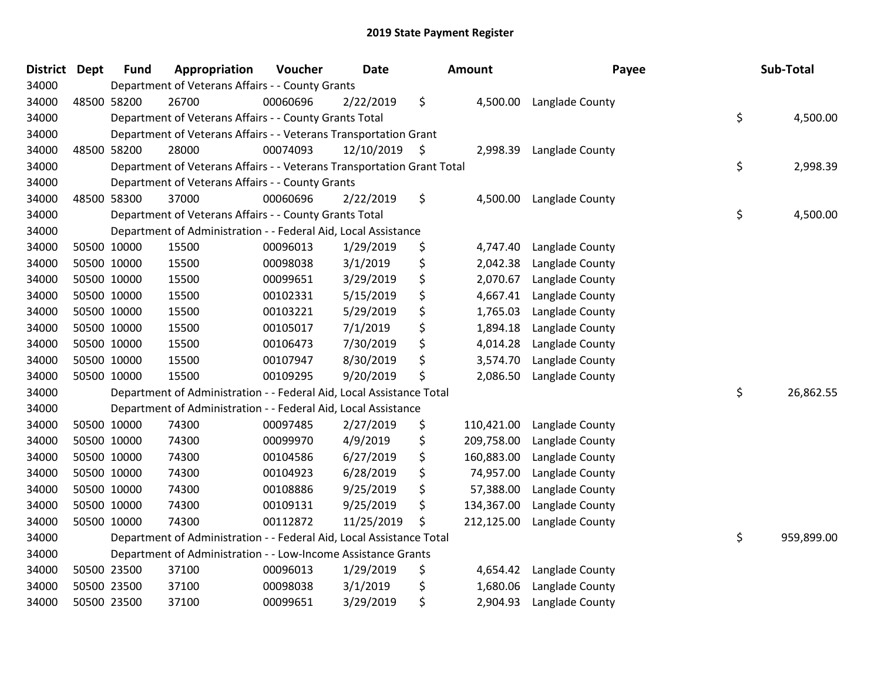# 2019 State Payment Register

| District | Dept | Fund | Appropriation | Voucher | Date | Amount | Payee | Sub-Total |
|---|---|---|---|---|---|---|---|---|
| 34000 | | Department of Veterans Affairs - - County Grants | | | | | | |
| 34000 | 48500 | 58200 | 26700 | 00060696 | 2/22/2019 | $ 4,500.00 | Langlade County | |
| 34000 | | Department of Veterans Affairs - - County Grants Total | | | | | | $ 4,500.00 |
| 34000 | | Department of Veterans Affairs - - Veterans Transportation Grant | | | | | | |
| 34000 | 48500 | 58200 | 28000 | 00074093 | 12/10/2019 | $ 2,998.39 | Langlade County | |
| 34000 | | Department of Veterans Affairs - - Veterans Transportation Grant Total | | | | | | $ 2,998.39 |
| 34000 | | Department of Veterans Affairs - - County Grants | | | | | | |
| 34000 | 48500 | 58300 | 37000 | 00060696 | 2/22/2019 | $ 4,500.00 | Langlade County | |
| 34000 | | Department of Veterans Affairs - - County Grants Total | | | | | | $ 4,500.00 |
| 34000 | | Department of Administration - - Federal Aid, Local Assistance | | | | | | |
| 34000 | 50500 | 10000 | 15500 | 00096013 | 1/29/2019 | $ 4,747.40 | Langlade County | |
| 34000 | 50500 | 10000 | 15500 | 00098038 | 3/1/2019 | $ 2,042.38 | Langlade County | |
| 34000 | 50500 | 10000 | 15500 | 00099651 | 3/29/2019 | $ 2,070.67 | Langlade County | |
| 34000 | 50500 | 10000 | 15500 | 00102331 | 5/15/2019 | $ 4,667.41 | Langlade County | |
| 34000 | 50500 | 10000 | 15500 | 00103221 | 5/29/2019 | $ 1,765.03 | Langlade County | |
| 34000 | 50500 | 10000 | 15500 | 00105017 | 7/1/2019 | $ 1,894.18 | Langlade County | |
| 34000 | 50500 | 10000 | 15500 | 00106473 | 7/30/2019 | $ 4,014.28 | Langlade County | |
| 34000 | 50500 | 10000 | 15500 | 00107947 | 8/30/2019 | $ 3,574.70 | Langlade County | |
| 34000 | 50500 | 10000 | 15500 | 00109295 | 9/20/2019 | $ 2,086.50 | Langlade County | |
| 34000 | | Department of Administration - - Federal Aid, Local Assistance Total | | | | | | $ 26,862.55 |
| 34000 | | Department of Administration - - Federal Aid, Local Assistance | | | | | | |
| 34000 | 50500 | 10000 | 74300 | 00097485 | 2/27/2019 | $ 110,421.00 | Langlade County | |
| 34000 | 50500 | 10000 | 74300 | 00099970 | 4/9/2019 | $ 209,758.00 | Langlade County | |
| 34000 | 50500 | 10000 | 74300 | 00104586 | 6/27/2019 | $ 160,883.00 | Langlade County | |
| 34000 | 50500 | 10000 | 74300 | 00104923 | 6/28/2019 | $ 74,957.00 | Langlade County | |
| 34000 | 50500 | 10000 | 74300 | 00108886 | 9/25/2019 | $ 57,388.00 | Langlade County | |
| 34000 | 50500 | 10000 | 74300 | 00109131 | 9/25/2019 | $ 134,367.00 | Langlade County | |
| 34000 | 50500 | 10000 | 74300 | 00112872 | 11/25/2019 | $ 212,125.00 | Langlade County | |
| 34000 | | Department of Administration - - Federal Aid, Local Assistance Total | | | | | | $ 959,899.00 |
| 34000 | | Department of Administration - - Low-Income Assistance Grants | | | | | | |
| 34000 | 50500 | 23500 | 37100 | 00096013 | 1/29/2019 | $ 4,654.42 | Langlade County | |
| 34000 | 50500 | 23500 | 37100 | 00098038 | 3/1/2019 | $ 1,680.06 | Langlade County | |
| 34000 | 50500 | 23500 | 37100 | 00099651 | 3/29/2019 | $ 2,904.93 | Langlade County | |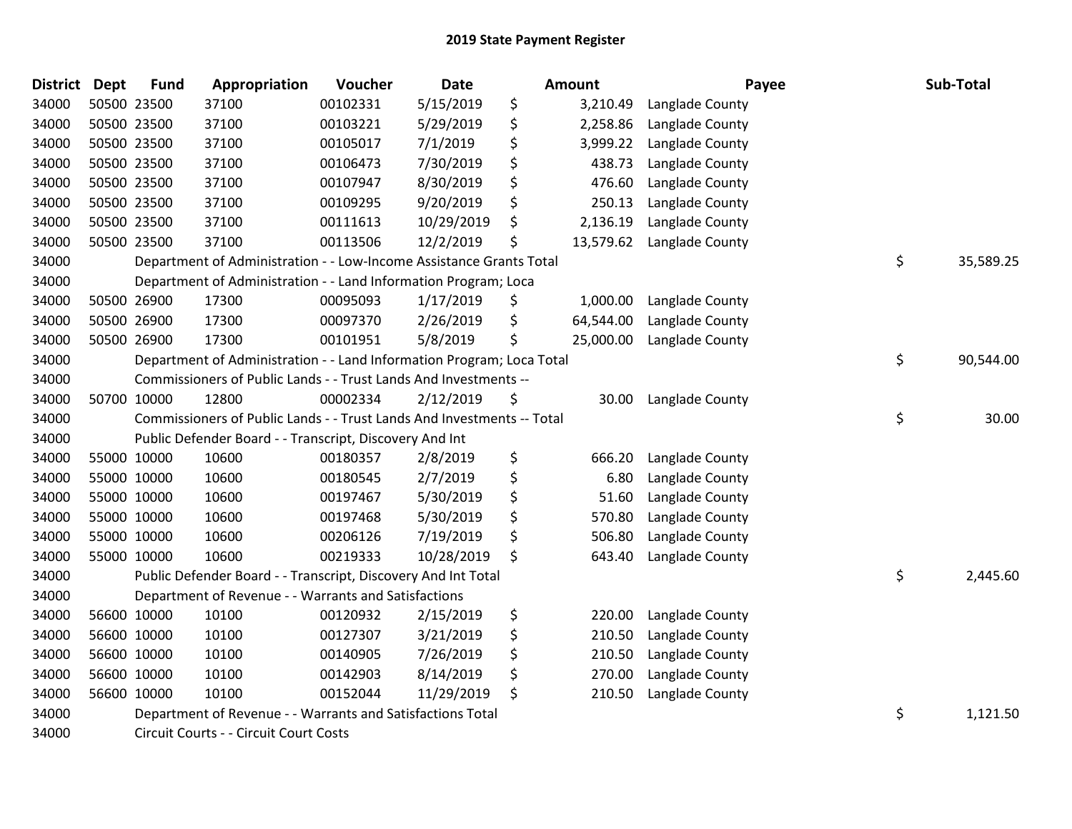# 2019 State Payment Register

| District | Dept | Fund | Appropriation | Voucher | Date | Amount | Payee | Sub-Total |
|---|---|---|---|---|---|---|---|---|
| 34000 | 50500 | 23500 | 37100 | 00102331 | 5/15/2019 | $ 3,210.49 | Langlade County | |
| 34000 | 50500 | 23500 | 37100 | 00103221 | 5/29/2019 | $ 2,258.86 | Langlade County | |
| 34000 | 50500 | 23500 | 37100 | 00105017 | 7/1/2019 | $ 3,999.22 | Langlade County | |
| 34000 | 50500 | 23500 | 37100 | 00106473 | 7/30/2019 | $ 438.73 | Langlade County | |
| 34000 | 50500 | 23500 | 37100 | 00107947 | 8/30/2019 | $ 476.60 | Langlade County | |
| 34000 | 50500 | 23500 | 37100 | 00109295 | 9/20/2019 | $ 250.13 | Langlade County | |
| 34000 | 50500 | 23500 | 37100 | 00111613 | 10/29/2019 | $ 2,136.19 | Langlade County | |
| 34000 | 50500 | 23500 | 37100 | 00113506 | 12/2/2019 | $ 13,579.62 | Langlade County | |
| 34000 | | Department of Administration - - Low-Income Assistance Grants Total | | | | | | $ 35,589.25 |
| 34000 | | Department of Administration - - Land Information Program; Loca | | | | | | |
| 34000 | 50500 | 26900 | 17300 | 00095093 | 1/17/2019 | $ 1,000.00 | Langlade County | |
| 34000 | 50500 | 26900 | 17300 | 00097370 | 2/26/2019 | $ 64,544.00 | Langlade County | |
| 34000 | 50500 | 26900 | 17300 | 00101951 | 5/8/2019 | $ 25,000.00 | Langlade County | |
| 34000 | | Department of Administration - - Land Information Program; Loca Total | | | | | | $ 90,544.00 |
| 34000 | | Commissioners of Public Lands - - Trust Lands And Investments -- | | | | | | |
| 34000 | 50700 | 10000 | 12800 | 00002334 | 2/12/2019 | $ 30.00 | Langlade County | |
| 34000 | | Commissioners of Public Lands - - Trust Lands And Investments -- Total | | | | | | $ 30.00 |
| 34000 | | Public Defender Board - - Transcript, Discovery And Int | | | | | | |
| 34000 | 55000 | 10000 | 10600 | 00180357 | 2/8/2019 | $ 666.20 | Langlade County | |
| 34000 | 55000 | 10000 | 10600 | 00180545 | 2/7/2019 | $ 6.80 | Langlade County | |
| 34000 | 55000 | 10000 | 10600 | 00197467 | 5/30/2019 | $ 51.60 | Langlade County | |
| 34000 | 55000 | 10000 | 10600 | 00197468 | 5/30/2019 | $ 570.80 | Langlade County | |
| 34000 | 55000 | 10000 | 10600 | 00206126 | 7/19/2019 | $ 506.80 | Langlade County | |
| 34000 | 55000 | 10000 | 10600 | 00219333 | 10/28/2019 | $ 643.40 | Langlade County | |
| 34000 | | Public Defender Board - - Transcript, Discovery And Int Total | | | | | | $ 2,445.60 |
| 34000 | | Department of Revenue - - Warrants and Satisfactions | | | | | | |
| 34000 | 56600 | 10000 | 10100 | 00120932 | 2/15/2019 | $ 220.00 | Langlade County | |
| 34000 | 56600 | 10000 | 10100 | 00127307 | 3/21/2019 | $ 210.50 | Langlade County | |
| 34000 | 56600 | 10000 | 10100 | 00140905 | 7/26/2019 | $ 210.50 | Langlade County | |
| 34000 | 56600 | 10000 | 10100 | 00142903 | 8/14/2019 | $ 270.00 | Langlade County | |
| 34000 | 56600 | 10000 | 10100 | 00152044 | 11/29/2019 | $ 210.50 | Langlade County | |
| 34000 | | Department of Revenue - - Warrants and Satisfactions Total | | | | | | $ 1,121.50 |
| 34000 | | Circuit Courts - - Circuit Court Costs | | | | | | |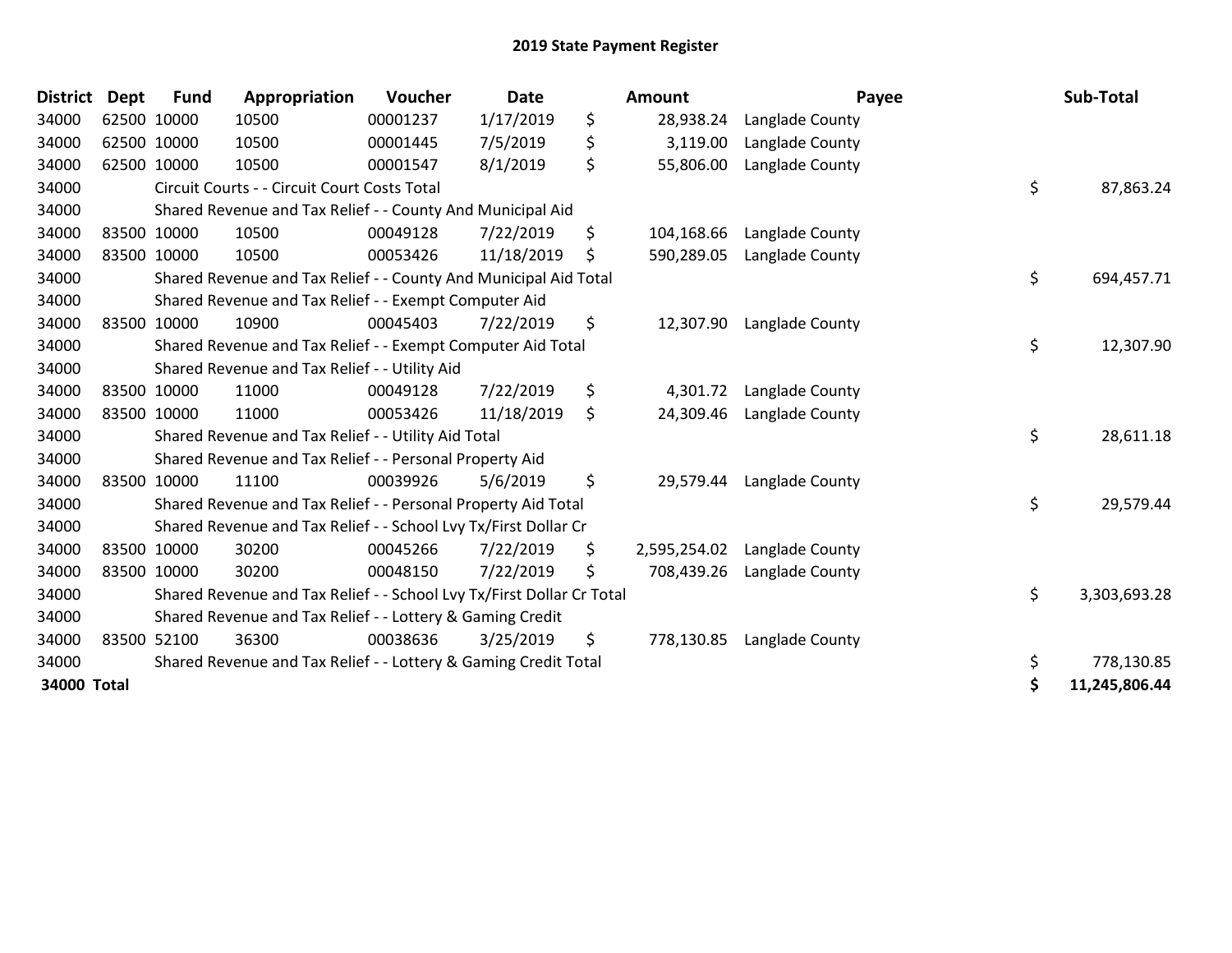# 2019 State Payment Register

| District | Dept | Fund | Appropriation | Voucher | Date | Amount | Payee | Sub-Total |
|---|---|---|---|---|---|---|---|---|
| 34000 | 62500 | 10000 | 10500 | 00001237 | 1/17/2019 | $ 28,938.24 | Langlade County | |
| 34000 | 62500 | 10000 | 10500 | 00001445 | 7/5/2019 | $ 3,119.00 | Langlade County | |
| 34000 | 62500 | 10000 | 10500 | 00001547 | 8/1/2019 | $ 55,806.00 | Langlade County | |
| 34000 | | Circuit Courts - - Circuit Court Costs Total | | | | | | $ 87,863.24 |
| 34000 | | Shared Revenue and Tax Relief - - County And Municipal Aid | | | | | | |
| 34000 | 83500 | 10000 | 10500 | 00049128 | 7/22/2019 | $ 104,168.66 | Langlade County | |
| 34000 | 83500 | 10000 | 10500 | 00053426 | 11/18/2019 | $ 590,289.05 | Langlade County | |
| 34000 | | Shared Revenue and Tax Relief - - County And Municipal Aid Total | | | | | | $ 694,457.71 |
| 34000 | | Shared Revenue and Tax Relief - - Exempt Computer Aid | | | | | | |
| 34000 | 83500 | 10000 | 10900 | 00045403 | 7/22/2019 | $ 12,307.90 | Langlade County | |
| 34000 | | Shared Revenue and Tax Relief - - Exempt Computer Aid Total | | | | | | $ 12,307.90 |
| 34000 | | Shared Revenue and Tax Relief - - Utility Aid | | | | | | |
| 34000 | 83500 | 10000 | 11000 | 00049128 | 7/22/2019 | $ 4,301.72 | Langlade County | |
| 34000 | 83500 | 10000 | 11000 | 00053426 | 11/18/2019 | $ 24,309.46 | Langlade County | |
| 34000 | | Shared Revenue and Tax Relief - - Utility Aid Total | | | | | | $ 28,611.18 |
| 34000 | | Shared Revenue and Tax Relief - - Personal Property Aid | | | | | | |
| 34000 | 83500 | 10000 | 11100 | 00039926 | 5/6/2019 | $ 29,579.44 | Langlade County | |
| 34000 | | Shared Revenue and Tax Relief - - Personal Property Aid Total | | | | | | $ 29,579.44 |
| 34000 | | Shared Revenue and Tax Relief - - School Lvy Tx/First Dollar Cr | | | | | | |
| 34000 | 83500 | 10000 | 30200 | 00045266 | 7/22/2019 | $ 2,595,254.02 | Langlade County | |
| 34000 | 83500 | 10000 | 30200 | 00048150 | 7/22/2019 | $ 708,439.26 | Langlade County | |
| 34000 | | Shared Revenue and Tax Relief - - School Lvy Tx/First Dollar Cr Total | | | | | | $ 3,303,693.28 |
| 34000 | | Shared Revenue and Tax Relief - - Lottery & Gaming Credit | | | | | | |
| 34000 | 83500 | 52100 | 36300 | 00038636 | 3/25/2019 | $ 778,130.85 | Langlade County | |
| 34000 | | Shared Revenue and Tax Relief - - Lottery & Gaming Credit Total | | | | | | $ 778,130.85 |
| **34000 Total** | | | | | | | | **$ 11,245,806.44** |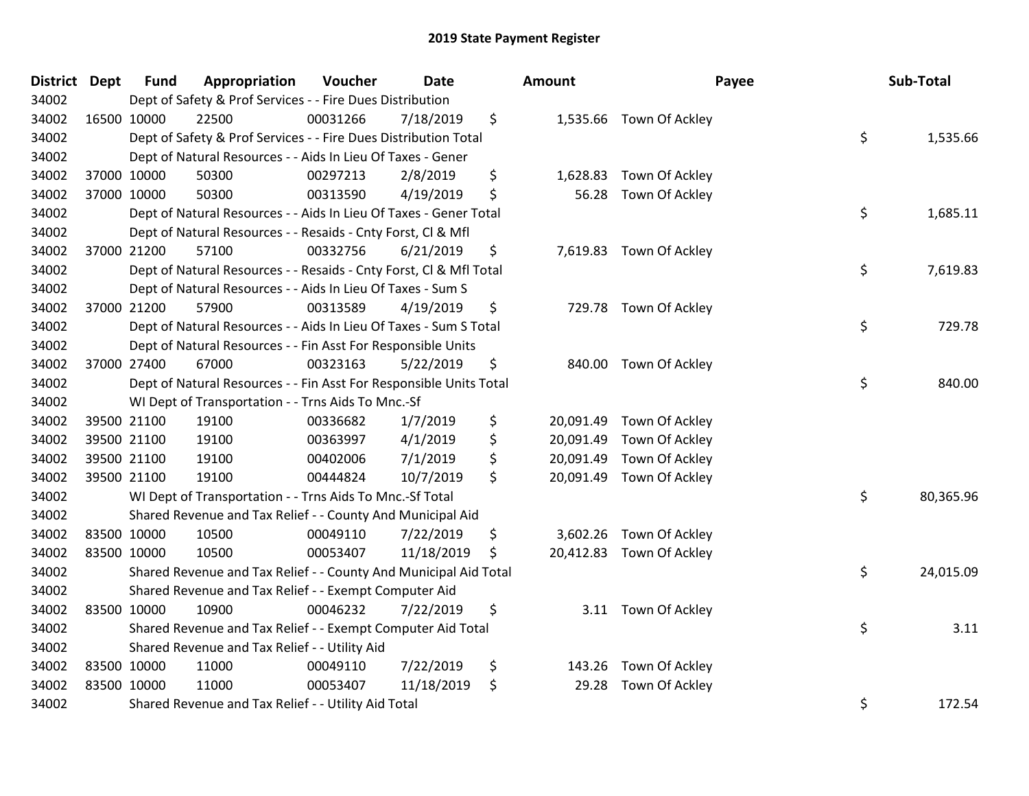# 2019 State Payment Register

| District | Dept | Fund | Appropriation | Voucher | Date | Amount | Payee | Sub-Total |
|---|---|---|---|---|---|---|---|---|
| 34002 | | Dept of Safety & Prof Services - - Fire Dues Distribution | | | | | | |
| 34002 | 16500 | 10000 | 22500 | 00031266 | 7/18/2019 | $ 1,535.66 | Town Of Ackley | |
| 34002 | | Dept of Safety & Prof Services - - Fire Dues Distribution Total | | | | | | $ 1,535.66 |
| 34002 | | Dept of Natural Resources - - Aids In Lieu Of Taxes - Gener | | | | | | |
| 34002 | 37000 | 10000 | 50300 | 00297213 | 2/8/2019 | $ 1,628.83 | Town Of Ackley | |
| 34002 | 37000 | 10000 | 50300 | 00313590 | 4/19/2019 | $ 56.28 | Town Of Ackley | |
| 34002 | | Dept of Natural Resources - - Aids In Lieu Of Taxes - Gener Total | | | | | | $ 1,685.11 |
| 34002 | | Dept of Natural Resources - - Resaids - Cnty Forst, Cl & Mfl | | | | | | |
| 34002 | 37000 | 21200 | 57100 | 00332756 | 6/21/2019 | $ 7,619.83 | Town Of Ackley | |
| 34002 | | Dept of Natural Resources - - Resaids - Cnty Forst, Cl & Mfl Total | | | | | | $ 7,619.83 |
| 34002 | | Dept of Natural Resources - - Aids In Lieu Of Taxes - Sum S | | | | | | |
| 34002 | 37000 | 21200 | 57900 | 00313589 | 4/19/2019 | $ 729.78 | Town Of Ackley | |
| 34002 | | Dept of Natural Resources - - Aids In Lieu Of Taxes - Sum S Total | | | | | | $ 729.78 |
| 34002 | | Dept of Natural Resources - - Fin Asst For Responsible Units | | | | | | |
| 34002 | 37000 | 27400 | 67000 | 00323163 | 5/22/2019 | $ 840.00 | Town Of Ackley | |
| 34002 | | Dept of Natural Resources - - Fin Asst For Responsible Units Total | | | | | | $ 840.00 |
| 34002 | | WI Dept of Transportation - - Trns Aids To Mnc.-Sf | | | | | | |
| 34002 | 39500 | 21100 | 19100 | 00336682 | 1/7/2019 | $ 20,091.49 | Town Of Ackley | |
| 34002 | 39500 | 21100 | 19100 | 00363997 | 4/1/2019 | $ 20,091.49 | Town Of Ackley | |
| 34002 | 39500 | 21100 | 19100 | 00402006 | 7/1/2019 | $ 20,091.49 | Town Of Ackley | |
| 34002 | 39500 | 21100 | 19100 | 00444824 | 10/7/2019 | $ 20,091.49 | Town Of Ackley | |
| 34002 | | WI Dept of Transportation - - Trns Aids To Mnc.-Sf Total | | | | | | $ 80,365.96 |
| 34002 | | Shared Revenue and Tax Relief - - County And Municipal Aid | | | | | | |
| 34002 | 83500 | 10000 | 10500 | 00049110 | 7/22/2019 | $ 3,602.26 | Town Of Ackley | |
| 34002 | 83500 | 10000 | 10500 | 00053407 | 11/18/2019 | $ 20,412.83 | Town Of Ackley | |
| 34002 | | Shared Revenue and Tax Relief - - County And Municipal Aid Total | | | | | | $ 24,015.09 |
| 34002 | | Shared Revenue and Tax Relief - - Exempt Computer Aid | | | | | | |
| 34002 | 83500 | 10000 | 10900 | 00046232 | 7/22/2019 | $ 3.11 | Town Of Ackley | |
| 34002 | | Shared Revenue and Tax Relief - - Exempt Computer Aid Total | | | | | | $ 3.11 |
| 34002 | | Shared Revenue and Tax Relief - - Utility Aid | | | | | | |
| 34002 | 83500 | 10000 | 11000 | 00049110 | 7/22/2019 | $ 143.26 | Town Of Ackley | |
| 34002 | 83500 | 10000 | 11000 | 00053407 | 11/18/2019 | $ 29.28 | Town Of Ackley | |
| 34002 | | Shared Revenue and Tax Relief - - Utility Aid Total | | | | | | $ 172.54 |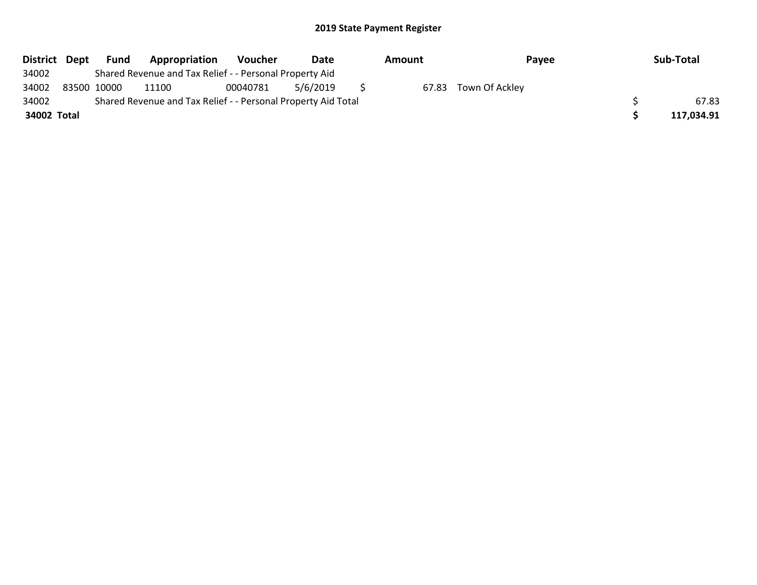## 2019 State Payment Register

| District | Dept | Fund | Appropriation | Voucher | Date | Amount | Payee | Sub-Total |
|---|---|---|---|---|---|---|---|---|
| 34002 | | Shared Revenue and Tax Relief - - Personal Property Aid | | | | | | |
| 34002 | 83500 | 10000 | 11100 | 00040781 | 5/6/2019 | $ 67.83 | Town Of Ackley | |
| 34002 | | Shared Revenue and Tax Relief - - Personal Property Aid Total | | | | | | $ 67.83 |
| **34002** | **Total** | | | | | | | **$ 117,034.91** |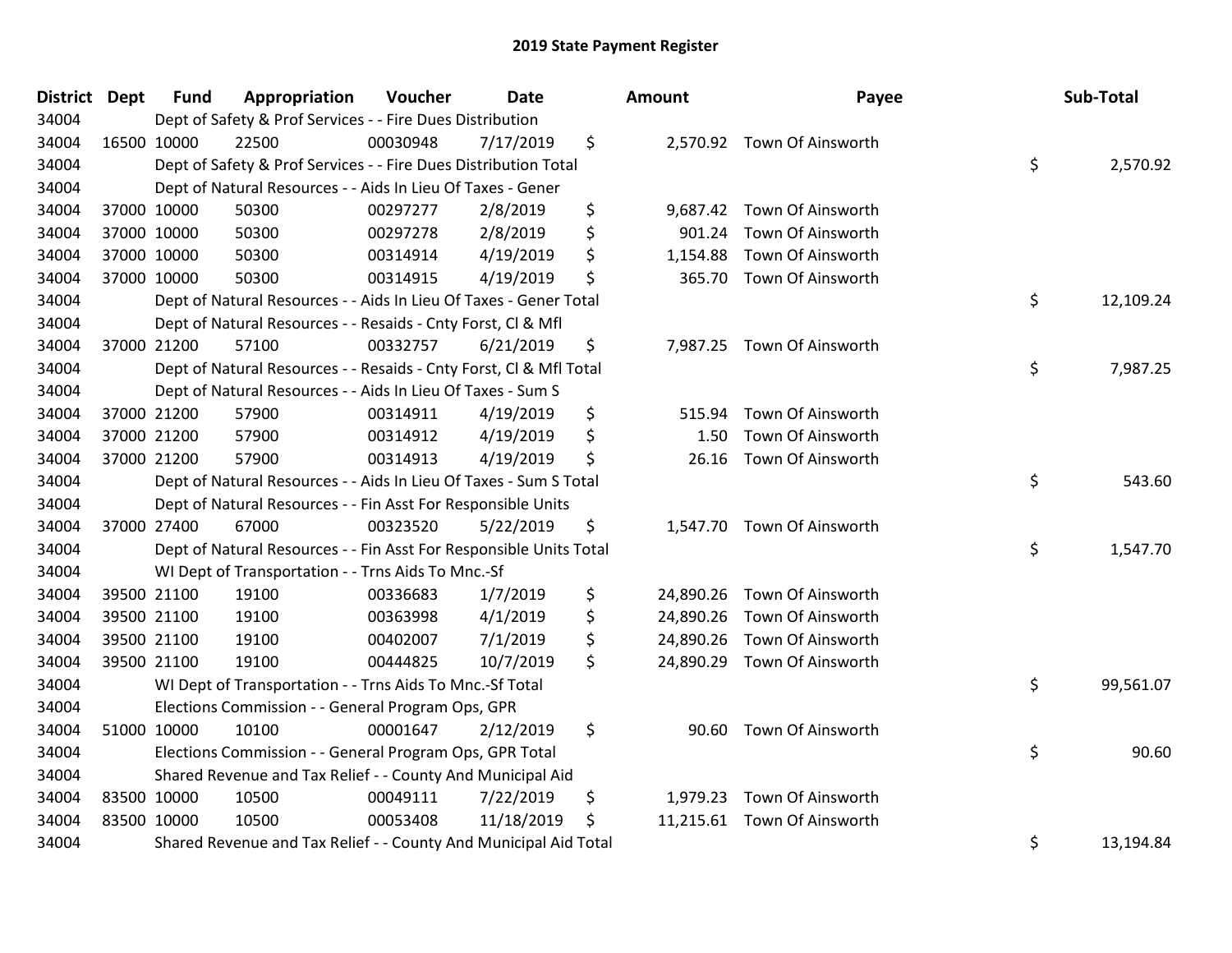# 2019 State Payment Register

| District | Dept | Fund | Appropriation | Voucher | Date | Amount | Payee | Sub-Total |
|---|---|---|---|---|---|---|---|---|
| 34004 | | Dept of Safety & Prof Services - - Fire Dues Distribution | | | | | | |
| 34004 | 16500 | 10000 | 22500 | 00030948 | 7/17/2019 | $ 2,570.92 | Town Of Ainsworth | |
| 34004 | | Dept of Safety & Prof Services - - Fire Dues Distribution Total | | | | | | $ 2,570.92 |
| 34004 | | Dept of Natural Resources - - Aids In Lieu Of Taxes - Gener | | | | | | |
| 34004 | 37000 | 10000 | 50300 | 00297277 | 2/8/2019 | $ 9,687.42 | Town Of Ainsworth | |
| 34004 | 37000 | 10000 | 50300 | 00297278 | 2/8/2019 | $ 901.24 | Town Of Ainsworth | |
| 34004 | 37000 | 10000 | 50300 | 00314914 | 4/19/2019 | $ 1,154.88 | Town Of Ainsworth | |
| 34004 | 37000 | 10000 | 50300 | 00314915 | 4/19/2019 | $ 365.70 | Town Of Ainsworth | |
| 34004 | | Dept of Natural Resources - - Aids In Lieu Of Taxes - Gener Total | | | | | | $ 12,109.24 |
| 34004 | | Dept of Natural Resources - - Resaids - Cnty Forst, Cl & Mfl | | | | | | |
| 34004 | 37000 | 21200 | 57100 | 00332757 | 6/21/2019 | $ 7,987.25 | Town Of Ainsworth | |
| 34004 | | Dept of Natural Resources - - Resaids - Cnty Forst, Cl & Mfl Total | | | | | | $ 7,987.25 |
| 34004 | | Dept of Natural Resources - - Aids In Lieu Of Taxes - Sum S | | | | | | |
| 34004 | 37000 | 21200 | 57900 | 00314911 | 4/19/2019 | $ 515.94 | Town Of Ainsworth | |
| 34004 | 37000 | 21200 | 57900 | 00314912 | 4/19/2019 | $ 1.50 | Town Of Ainsworth | |
| 34004 | 37000 | 21200 | 57900 | 00314913 | 4/19/2019 | $ 26.16 | Town Of Ainsworth | |
| 34004 | | Dept of Natural Resources - - Aids In Lieu Of Taxes - Sum S Total | | | | | | $ 543.60 |
| 34004 | | Dept of Natural Resources - - Fin Asst For Responsible Units | | | | | | |
| 34004 | 37000 | 27400 | 67000 | 00323520 | 5/22/2019 | $ 1,547.70 | Town Of Ainsworth | |
| 34004 | | Dept of Natural Resources - - Fin Asst For Responsible Units Total | | | | | | $ 1,547.70 |
| 34004 | | WI Dept of Transportation - - Trns Aids To Mnc.-Sf | | | | | | |
| 34004 | 39500 | 21100 | 19100 | 00336683 | 1/7/2019 | $ 24,890.26 | Town Of Ainsworth | |
| 34004 | 39500 | 21100 | 19100 | 00363998 | 4/1/2019 | $ 24,890.26 | Town Of Ainsworth | |
| 34004 | 39500 | 21100 | 19100 | 00402007 | 7/1/2019 | $ 24,890.26 | Town Of Ainsworth | |
| 34004 | 39500 | 21100 | 19100 | 00444825 | 10/7/2019 | $ 24,890.29 | Town Of Ainsworth | |
| 34004 | | WI Dept of Transportation - - Trns Aids To Mnc.-Sf Total | | | | | | $ 99,561.07 |
| 34004 | | Elections Commission - - General Program Ops, GPR | | | | | | |
| 34004 | 51000 | 10000 | 10100 | 00001647 | 2/12/2019 | $ 90.60 | Town Of Ainsworth | |
| 34004 | | Elections Commission - - General Program Ops, GPR Total | | | | | | $ 90.60 |
| 34004 | | Shared Revenue and Tax Relief - - County And Municipal Aid | | | | | | |
| 34004 | 83500 | 10000 | 10500 | 00049111 | 7/22/2019 | $ 1,979.23 | Town Of Ainsworth | |
| 34004 | 83500 | 10000 | 10500 | 00053408 | 11/18/2019 | $ 11,215.61 | Town Of Ainsworth | |
| 34004 | | Shared Revenue and Tax Relief - - County And Municipal Aid Total | | | | | | $ 13,194.84 |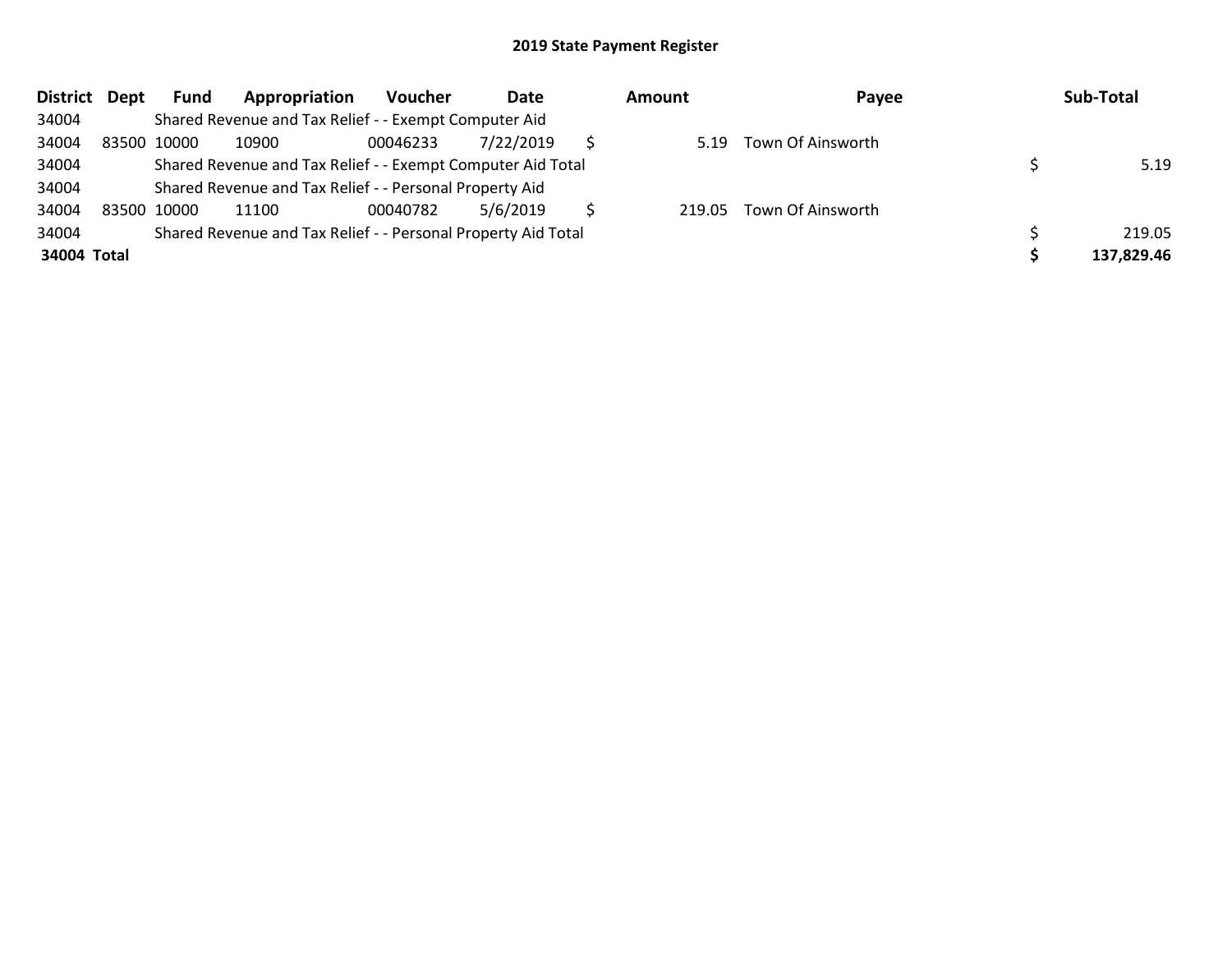# 2019 State Payment Register

| District | Dept | Fund | Appropriation | Voucher | Date | Amount | Payee | Sub-Total |
|---|---|---|---|---|---|---|---|---|
| 34004 | | Shared Revenue and Tax Relief - - Exempt Computer Aid | | | | | | |
| 34004 | 83500 | 10000 | 10900 | 00046233 | 7/22/2019 | $ 5.19 | Town Of Ainsworth | |
| 34004 | | Shared Revenue and Tax Relief - - Exempt Computer Aid Total | | | | | | $ 5.19 |
| 34004 | | Shared Revenue and Tax Relief - - Personal Property Aid | | | | | | |
| 34004 | 83500 | 10000 | 11100 | 00040782 | 5/6/2019 | $ 219.05 | Town Of Ainsworth | |
| 34004 | | Shared Revenue and Tax Relief - - Personal Property Aid Total | | | | | | $ 219.05 |
| **34004 Total** | | | | | | | | **$ 137,829.46** |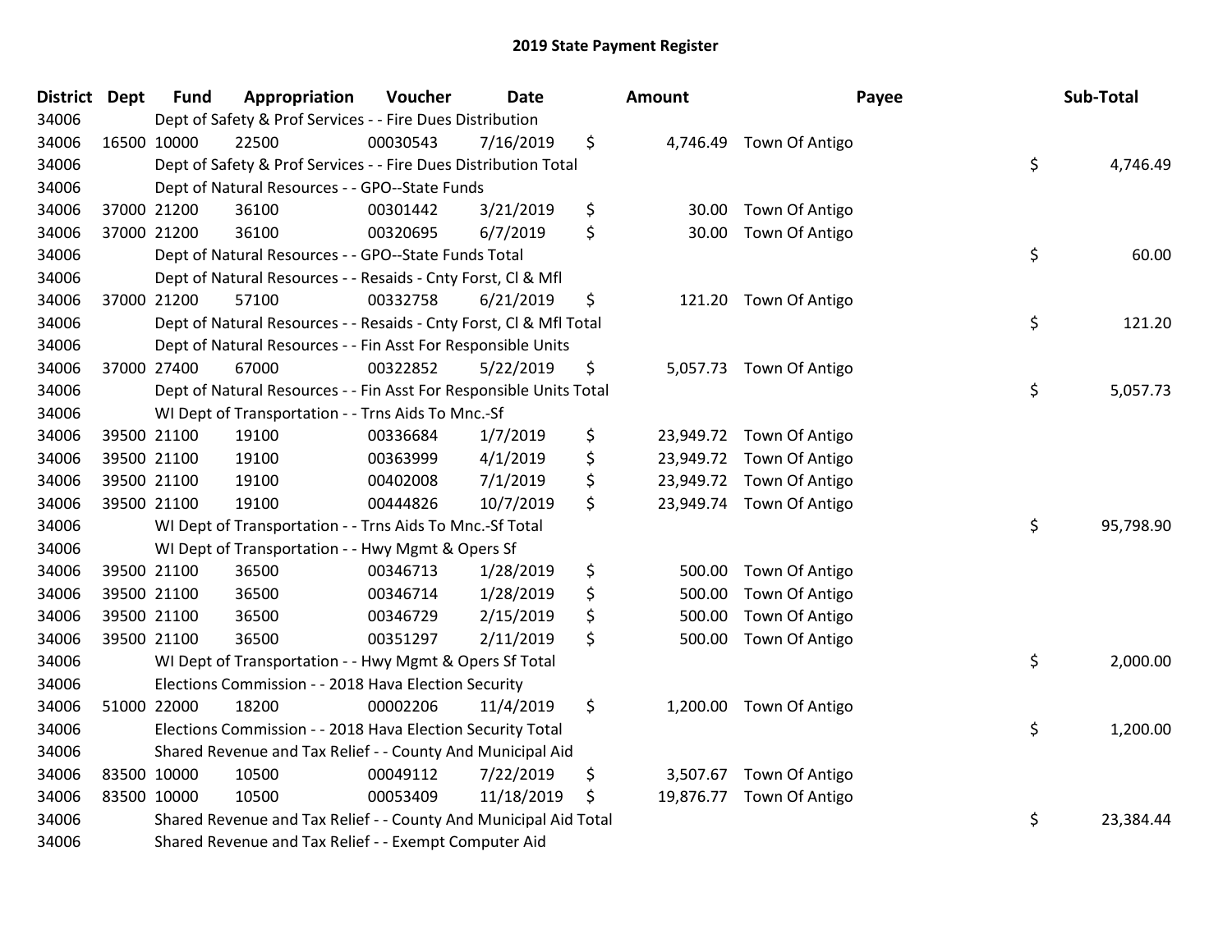# 2019 State Payment Register

| District | Dept | Fund | Appropriation | Voucher | Date | Amount | Payee | Sub-Total |
|---|---|---|---|---|---|---|---|---|
| 34006 | | Dept of Safety & Prof Services - - Fire Dues Distribution | | | | | | |
| 34006 | 16500 | 10000 | 22500 | 00030543 | 7/16/2019 | $ 4,746.49 | Town Of Antigo | |
| 34006 | | Dept of Safety & Prof Services - - Fire Dues Distribution Total | | | | | | $ 4,746.49 |
| 34006 | | Dept of Natural Resources - - GPO--State Funds | | | | | | |
| 34006 | 37000 | 21200 | 36100 | 00301442 | 3/21/2019 | $ 30.00 | Town Of Antigo | |
| 34006 | 37000 | 21200 | 36100 | 00320695 | 6/7/2019 | $ 30.00 | Town Of Antigo | |
| 34006 | | Dept of Natural Resources - - GPO--State Funds Total | | | | | | $ 60.00 |
| 34006 | | Dept of Natural Resources - - Resaids - Cnty Forst, Cl & Mfl | | | | | | |
| 34006 | 37000 | 21200 | 57100 | 00332758 | 6/21/2019 | $ 121.20 | Town Of Antigo | |
| 34006 | | Dept of Natural Resources - - Resaids - Cnty Forst, Cl & Mfl Total | | | | | | $ 121.20 |
| 34006 | | Dept of Natural Resources - - Fin Asst For Responsible Units | | | | | | |
| 34006 | 37000 | 27400 | 67000 | 00322852 | 5/22/2019 | $ 5,057.73 | Town Of Antigo | |
| 34006 | | Dept of Natural Resources - - Fin Asst For Responsible Units Total | | | | | | $ 5,057.73 |
| 34006 | | WI Dept of Transportation - - Trns Aids To Mnc.-Sf | | | | | | |
| 34006 | 39500 | 21100 | 19100 | 00336684 | 1/7/2019 | $ 23,949.72 | Town Of Antigo | |
| 34006 | 39500 | 21100 | 19100 | 00363999 | 4/1/2019 | $ 23,949.72 | Town Of Antigo | |
| 34006 | 39500 | 21100 | 19100 | 00402008 | 7/1/2019 | $ 23,949.72 | Town Of Antigo | |
| 34006 | 39500 | 21100 | 19100 | 00444826 | 10/7/2019 | $ 23,949.74 | Town Of Antigo | |
| 34006 | | WI Dept of Transportation - - Trns Aids To Mnc.-Sf Total | | | | | | $ 95,798.90 |
| 34006 | | WI Dept of Transportation - - Hwy Mgmt & Opers Sf | | | | | | |
| 34006 | 39500 | 21100 | 36500 | 00346713 | 1/28/2019 | $ 500.00 | Town Of Antigo | |
| 34006 | 39500 | 21100 | 36500 | 00346714 | 1/28/2019 | $ 500.00 | Town Of Antigo | |
| 34006 | 39500 | 21100 | 36500 | 00346729 | 2/15/2019 | $ 500.00 | Town Of Antigo | |
| 34006 | 39500 | 21100 | 36500 | 00351297 | 2/11/2019 | $ 500.00 | Town Of Antigo | |
| 34006 | | WI Dept of Transportation - - Hwy Mgmt & Opers Sf Total | | | | | | $ 2,000.00 |
| 34006 | | Elections Commission - - 2018 Hava Election Security | | | | | | |
| 34006 | 51000 | 22000 | 18200 | 00002206 | 11/4/2019 | $ 1,200.00 | Town Of Antigo | |
| 34006 | | Elections Commission - - 2018 Hava Election Security Total | | | | | | $ 1,200.00 |
| 34006 | | Shared Revenue and Tax Relief - - County And Municipal Aid | | | | | | |
| 34006 | 83500 | 10000 | 10500 | 00049112 | 7/22/2019 | $ 3,507.67 | Town Of Antigo | |
| 34006 | 83500 | 10000 | 10500 | 00053409 | 11/18/2019 | $ 19,876.77 | Town Of Antigo | |
| 34006 | | Shared Revenue and Tax Relief - - County And Municipal Aid Total | | | | | | $ 23,384.44 |
| 34006 | | Shared Revenue and Tax Relief - - Exempt Computer Aid | | | | | | |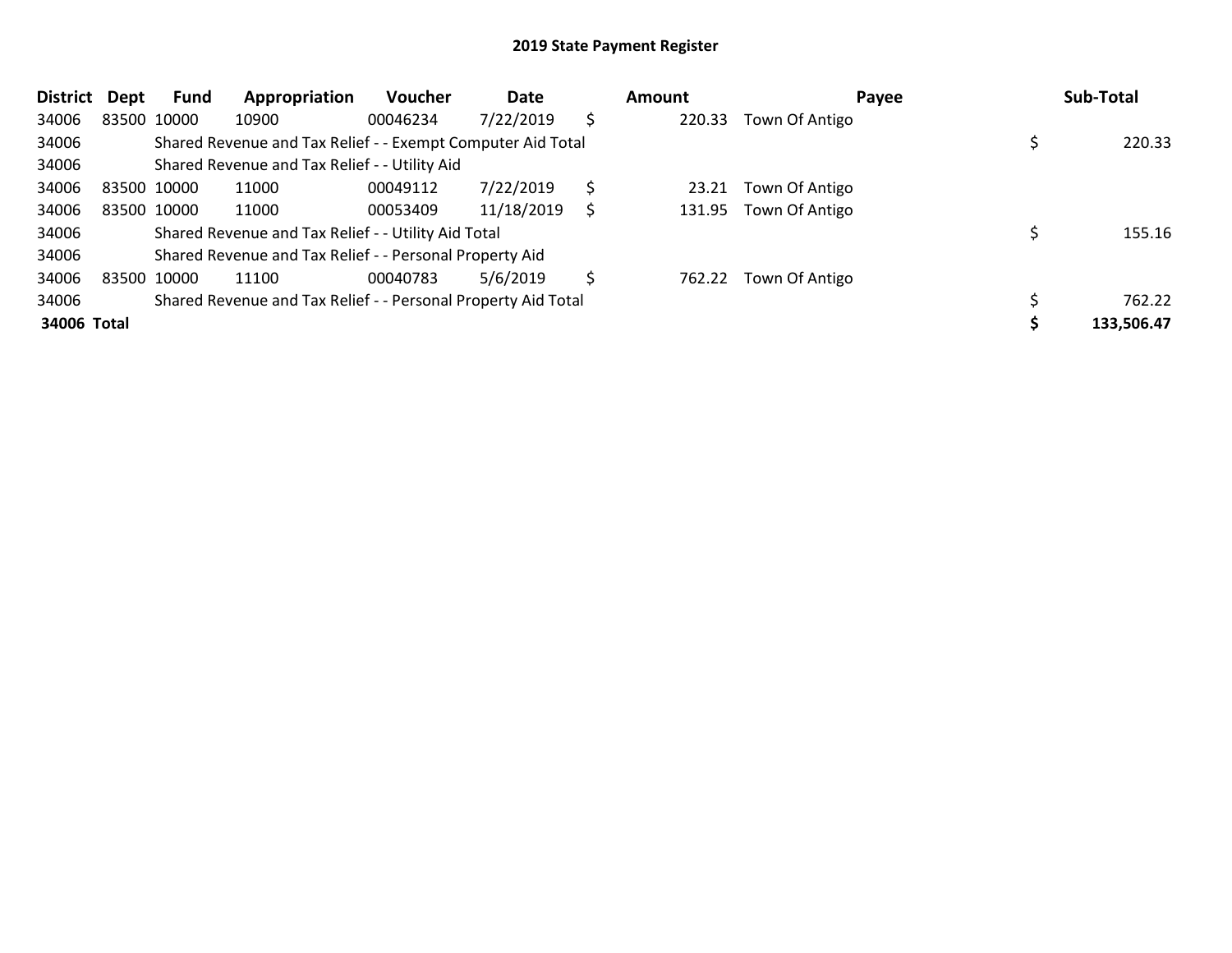## 2019 State Payment Register

| District | Dept | Fund | Appropriation | Voucher | Date | Amount | Payee | Sub-Total |
|---|---|---|---|---|---|---|---|---|
| 34006 | 83500 | 10000 | 10900 | 00046234 | 7/22/2019 | $ 220.33 | Town Of Antigo | |
| 34006 | | Shared Revenue and Tax Relief - - Exempt Computer Aid Total | | | | | | $ 220.33 |
| 34006 | | Shared Revenue and Tax Relief - - Utility Aid | | | | | | |
| 34006 | 83500 | 10000 | 11000 | 00049112 | 7/22/2019 | $ 23.21 | Town Of Antigo | |
| 34006 | 83500 | 10000 | 11000 | 00053409 | 11/18/2019 | $ 131.95 | Town Of Antigo | |
| 34006 | | Shared Revenue and Tax Relief - - Utility Aid Total | | | | | | $ 155.16 |
| 34006 | | Shared Revenue and Tax Relief - - Personal Property Aid | | | | | | |
| 34006 | 83500 | 10000 | 11100 | 00040783 | 5/6/2019 | $ 762.22 | Town Of Antigo | |
| 34006 | | Shared Revenue and Tax Relief - - Personal Property Aid Total | | | | | | $ 762.22 |
| **34006** | **Total** | | | | | | | **$ 133,506.47** |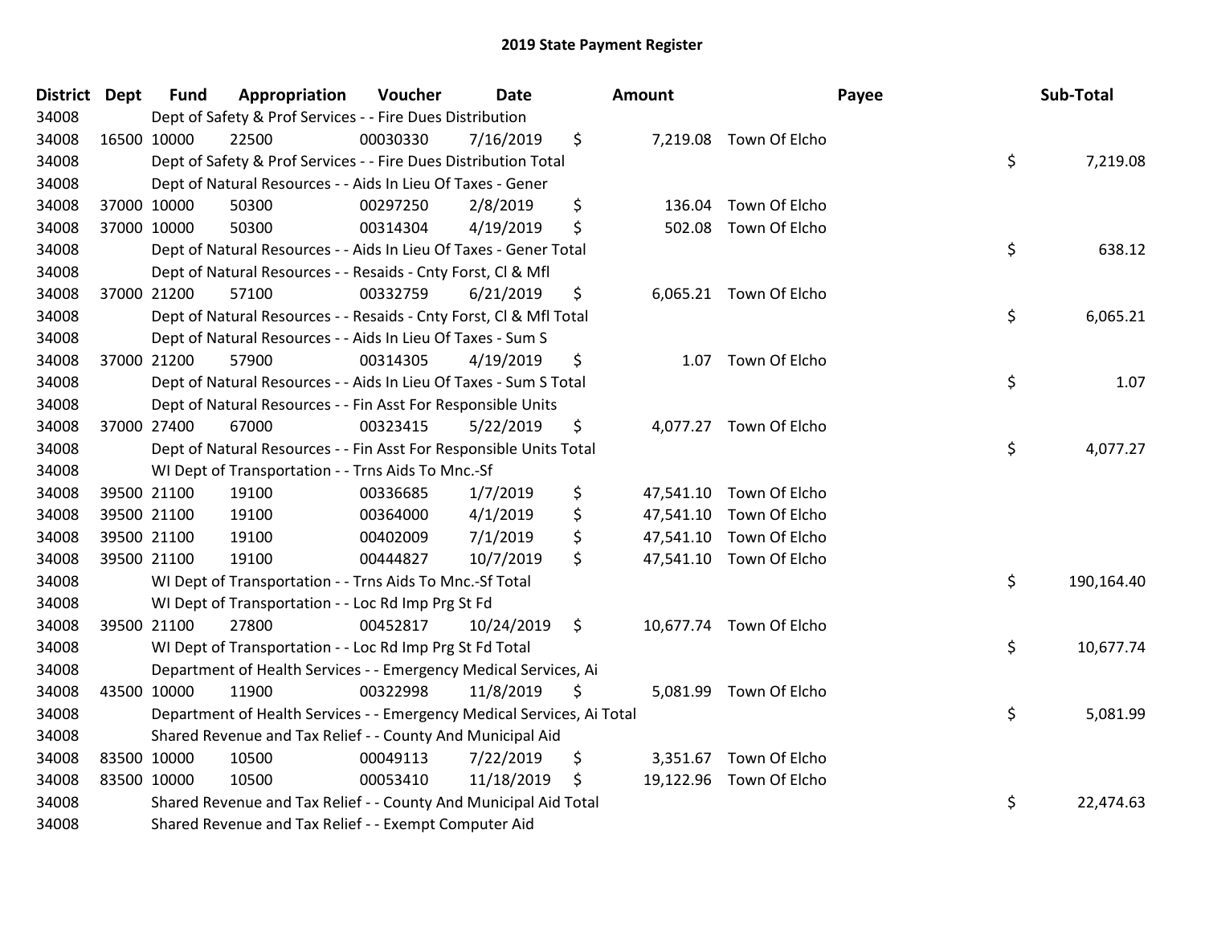# 2019 State Payment Register

| District | Dept | Fund | Appropriation | Voucher | Date | Amount | Payee | Sub-Total |
|---|---|---|---|---|---|---|---|---|
| 34008 | | Dept of Safety & Prof Services - - Fire Dues Distribution | | | | | | |
| 34008 | 16500 | 10000 | 22500 | 00030330 | 7/16/2019 | $ 7,219.08 | Town Of Elcho | |
| 34008 | | Dept of Safety & Prof Services - - Fire Dues Distribution Total | | | | | | $ 7,219.08 |
| 34008 | | Dept of Natural Resources - - Aids In Lieu Of Taxes - Gener | | | | | | |
| 34008 | 37000 | 10000 | 50300 | 00297250 | 2/8/2019 | $ 136.04 | Town Of Elcho | |
| 34008 | 37000 | 10000 | 50300 | 00314304 | 4/19/2019 | $ 502.08 | Town Of Elcho | |
| 34008 | | Dept of Natural Resources - - Aids In Lieu Of Taxes - Gener Total | | | | | | $ 638.12 |
| 34008 | | Dept of Natural Resources - - Resaids - Cnty Forst, Cl & Mfl | | | | | | |
| 34008 | 37000 | 21200 | 57100 | 00332759 | 6/21/2019 | $ 6,065.21 | Town Of Elcho | |
| 34008 | | Dept of Natural Resources - - Resaids - Cnty Forst, Cl & Mfl Total | | | | | | $ 6,065.21 |
| 34008 | | Dept of Natural Resources - - Aids In Lieu Of Taxes - Sum S | | | | | | |
| 34008 | 37000 | 21200 | 57900 | 00314305 | 4/19/2019 | $ 1.07 | Town Of Elcho | |
| 34008 | | Dept of Natural Resources - - Aids In Lieu Of Taxes - Sum S Total | | | | | | $ 1.07 |
| 34008 | | Dept of Natural Resources - - Fin Asst For Responsible Units | | | | | | |
| 34008 | 37000 | 27400 | 67000 | 00323415 | 5/22/2019 | $ 4,077.27 | Town Of Elcho | |
| 34008 | | Dept of Natural Resources - - Fin Asst For Responsible Units Total | | | | | | $ 4,077.27 |
| 34008 | | WI Dept of Transportation - - Trns Aids To Mnc.-Sf | | | | | | |
| 34008 | 39500 | 21100 | 19100 | 00336685 | 1/7/2019 | $ 47,541.10 | Town Of Elcho | |
| 34008 | 39500 | 21100 | 19100 | 00364000 | 4/1/2019 | $ 47,541.10 | Town Of Elcho | |
| 34008 | 39500 | 21100 | 19100 | 00402009 | 7/1/2019 | $ 47,541.10 | Town Of Elcho | |
| 34008 | 39500 | 21100 | 19100 | 00444827 | 10/7/2019 | $ 47,541.10 | Town Of Elcho | |
| 34008 | | WI Dept of Transportation - - Trns Aids To Mnc.-Sf Total | | | | | | $ 190,164.40 |
| 34008 | | WI Dept of Transportation - - Loc Rd Imp Prg St Fd | | | | | | |
| 34008 | 39500 | 21100 | 27800 | 00452817 | 10/24/2019 | $ 10,677.74 | Town Of Elcho | |
| 34008 | | WI Dept of Transportation - - Loc Rd Imp Prg St Fd Total | | | | | | $ 10,677.74 |
| 34008 | | Department of Health Services - - Emergency Medical Services, Ai | | | | | | |
| 34008 | 43500 | 10000 | 11900 | 00322998 | 11/8/2019 | $ 5,081.99 | Town Of Elcho | |
| 34008 | | Department of Health Services - - Emergency Medical Services, Ai Total | | | | | | $ 5,081.99 |
| 34008 | | Shared Revenue and Tax Relief - - County And Municipal Aid | | | | | | |
| 34008 | 83500 | 10000 | 10500 | 00049113 | 7/22/2019 | $ 3,351.67 | Town Of Elcho | |
| 34008 | 83500 | 10000 | 10500 | 00053410 | 11/18/2019 | $ 19,122.96 | Town Of Elcho | |
| 34008 | | Shared Revenue and Tax Relief - - County And Municipal Aid Total | | | | | | $ 22,474.63 |
| 34008 | | Shared Revenue and Tax Relief - - Exempt Computer Aid | | | | | | |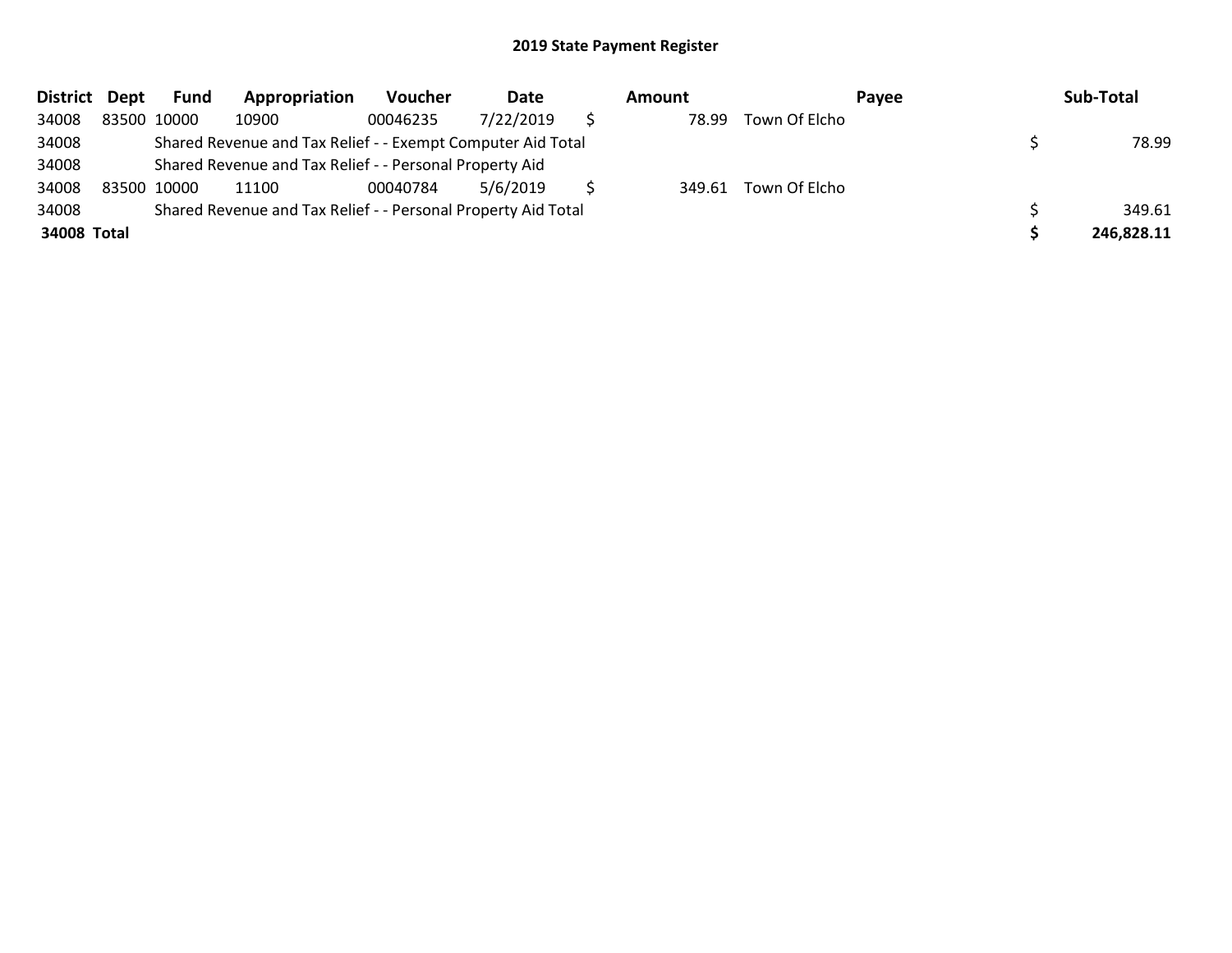# 2019 State Payment Register

| District | Dept | Fund | Appropriation | Voucher | Date | Amount | Payee | Sub-Total |
|---|---|---|---|---|---|---|---|---|
| 34008 | 83500 | 10000 | 10900 | 00046235 | 7/22/2019 | $ 78.99 | Town Of Elcho | |
| 34008 | | Shared Revenue and Tax Relief - - Exempt Computer Aid Total | | | | | | $ 78.99 |
| 34008 | | Shared Revenue and Tax Relief - - Personal Property Aid | | | | | | |
| 34008 | 83500 | 10000 | 11100 | 00040784 | 5/6/2019 | $ 349.61 | Town Of Elcho | |
| 34008 | | Shared Revenue and Tax Relief - - Personal Property Aid Total | | | | | | $ 349.61 |
| **34008 Total** | | | | | | | | **$ 246,828.11** |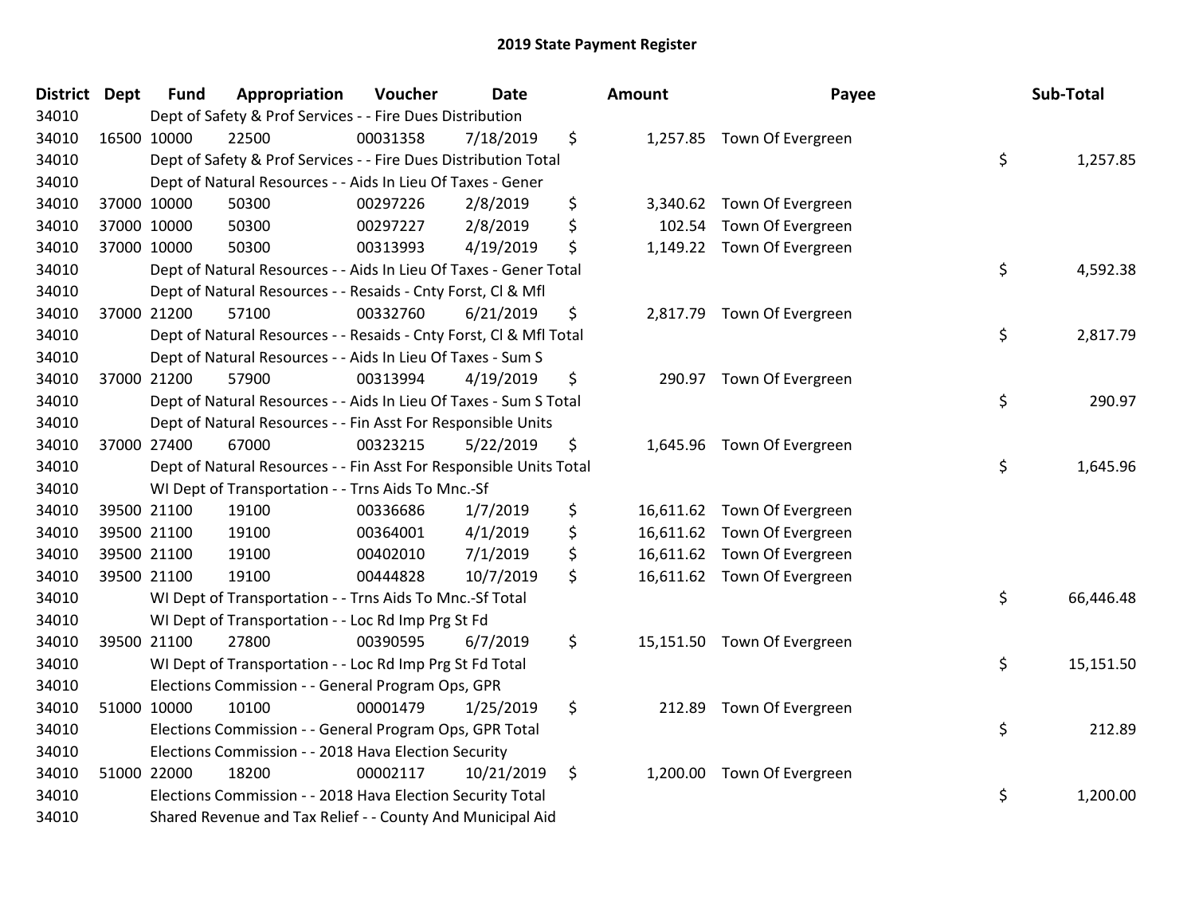# 2019 State Payment Register

| District | Dept | Fund | Appropriation | Voucher | Date | Amount | Payee | Sub-Total |
|---|---|---|---|---|---|---|---|---|
| 34010 | Dept of Safety & Prof Services - - Fire Dues Distribution | | | | | | | |
| 34010 | 16500 | 10000 | 22500 | 00031358 | 7/18/2019 | $ 1,257.85 | Town Of Evergreen | |
| 34010 | Dept of Safety & Prof Services - - Fire Dues Distribution Total | | | | | | | $ 1,257.85 |
| 34010 | Dept of Natural Resources - - Aids In Lieu Of Taxes - Gener | | | | | | | |
| 34010 | 37000 | 10000 | 50300 | 00297226 | 2/8/2019 | $ 3,340.62 | Town Of Evergreen | |
| 34010 | 37000 | 10000 | 50300 | 00297227 | 2/8/2019 | $ 102.54 | Town Of Evergreen | |
| 34010 | 37000 | 10000 | 50300 | 00313993 | 4/19/2019 | $ 1,149.22 | Town Of Evergreen | |
| 34010 | Dept of Natural Resources - - Aids In Lieu Of Taxes - Gener Total | | | | | | | $ 4,592.38 |
| 34010 | Dept of Natural Resources - - Resaids - Cnty Forst, Cl & Mfl | | | | | | | |
| 34010 | 37000 | 21200 | 57100 | 00332760 | 6/21/2019 | $ 2,817.79 | Town Of Evergreen | |
| 34010 | Dept of Natural Resources - - Resaids - Cnty Forst, Cl & Mfl Total | | | | | | | $ 2,817.79 |
| 34010 | Dept of Natural Resources - - Aids In Lieu Of Taxes - Sum S | | | | | | | |
| 34010 | 37000 | 21200 | 57900 | 00313994 | 4/19/2019 | $ 290.97 | Town Of Evergreen | |
| 34010 | Dept of Natural Resources - - Aids In Lieu Of Taxes - Sum S Total | | | | | | | $ 290.97 |
| 34010 | Dept of Natural Resources - - Fin Asst For Responsible Units | | | | | | | |
| 34010 | 37000 | 27400 | 67000 | 00323215 | 5/22/2019 | $ 1,645.96 | Town Of Evergreen | |
| 34010 | Dept of Natural Resources - - Fin Asst For Responsible Units Total | | | | | | | $ 1,645.96 |
| 34010 | WI Dept of Transportation - - Trns Aids To Mnc.-Sf | | | | | | | |
| 34010 | 39500 | 21100 | 19100 | 00336686 | 1/7/2019 | $ 16,611.62 | Town Of Evergreen | |
| 34010 | 39500 | 21100 | 19100 | 00364001 | 4/1/2019 | $ 16,611.62 | Town Of Evergreen | |
| 34010 | 39500 | 21100 | 19100 | 00402010 | 7/1/2019 | $ 16,611.62 | Town Of Evergreen | |
| 34010 | 39500 | 21100 | 19100 | 00444828 | 10/7/2019 | $ 16,611.62 | Town Of Evergreen | |
| 34010 | WI Dept of Transportation - - Trns Aids To Mnc.-Sf Total | | | | | | | $ 66,446.48 |
| 34010 | WI Dept of Transportation - - Loc Rd Imp Prg St Fd | | | | | | | |
| 34010 | 39500 | 21100 | 27800 | 00390595 | 6/7/2019 | $ 15,151.50 | Town Of Evergreen | |
| 34010 | WI Dept of Transportation - - Loc Rd Imp Prg St Fd Total | | | | | | | $ 15,151.50 |
| 34010 | Elections Commission - - General Program Ops, GPR | | | | | | | |
| 34010 | 51000 | 10000 | 10100 | 00001479 | 1/25/2019 | $ 212.89 | Town Of Evergreen | |
| 34010 | Elections Commission - - General Program Ops, GPR Total | | | | | | | $ 212.89 |
| 34010 | Elections Commission - - 2018 Hava Election Security | | | | | | | |
| 34010 | 51000 | 22000 | 18200 | 00002117 | 10/21/2019 | $ 1,200.00 | Town Of Evergreen | |
| 34010 | Elections Commission - - 2018 Hava Election Security Total | | | | | | | $ 1,200.00 |
| 34010 | Shared Revenue and Tax Relief - - County And Municipal Aid | | | | | | | |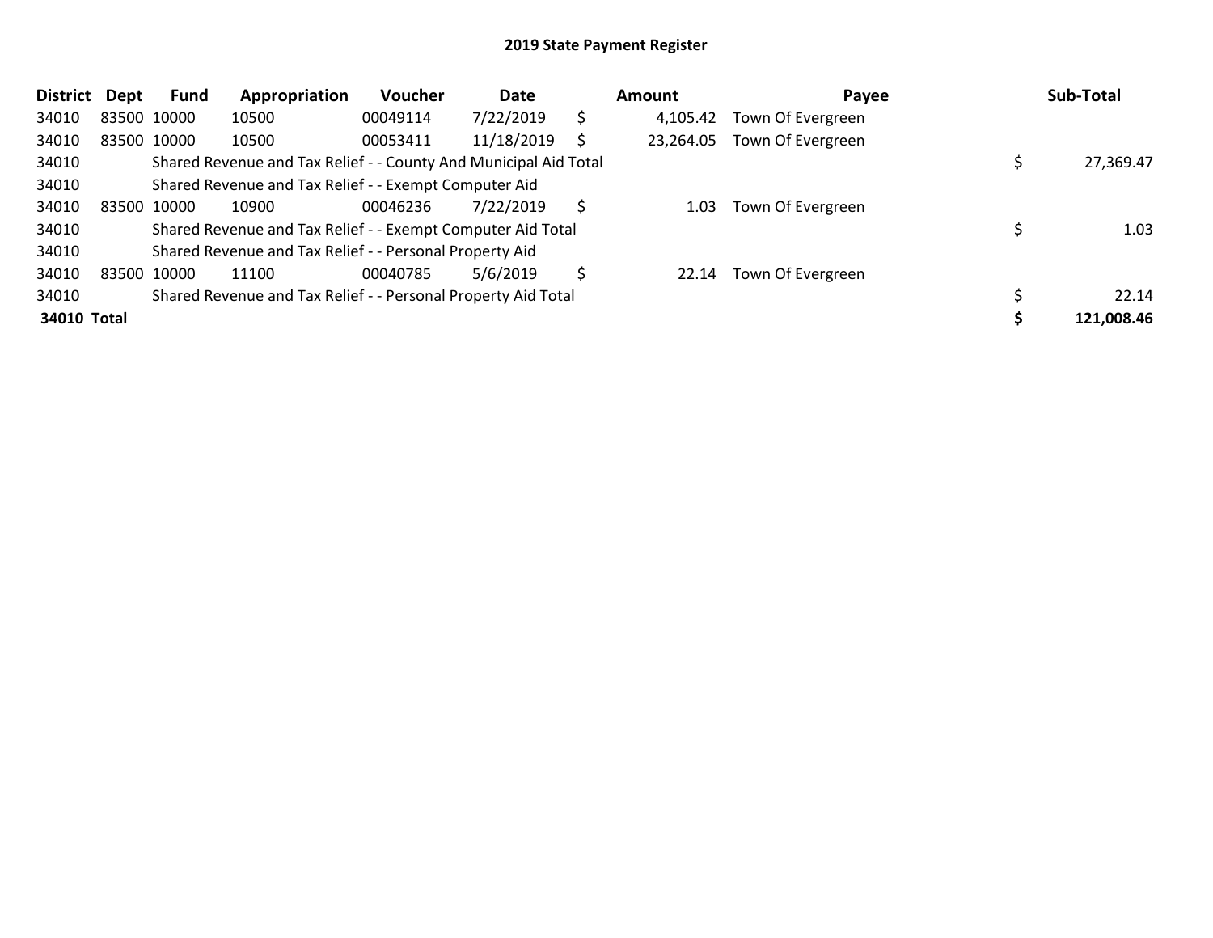# 2019 State Payment Register

| District | Dept | Fund | Appropriation | Voucher | Date | | Amount | Payee | | Sub-Total |
|---|---|---|---|---|---|---|---|---|---|---|
| 34010 | 83500 | 10000 | 10500 | 00049114 | 7/22/2019 | $ | 4,105.42 | Town Of Evergreen | | |
| 34010 | 83500 | 10000 | 10500 | 00053411 | 11/18/2019 | $ | 23,264.05 | Town Of Evergreen | | |
| 34010 | | Shared Revenue and Tax Relief - - County And Municipal Aid Total | | | | | | | $ | 27,369.47 |
| 34010 | | Shared Revenue and Tax Relief - - Exempt Computer Aid | | | | | | | | |
| 34010 | 83500 | 10000 | 10900 | 00046236 | 7/22/2019 | $ | 1.03 | Town Of Evergreen | | |
| 34010 | | Shared Revenue and Tax Relief - - Exempt Computer Aid Total | | | | | | | $ | 1.03 |
| 34010 | | Shared Revenue and Tax Relief - - Personal Property Aid | | | | | | | | |
| 34010 | 83500 | 10000 | 11100 | 00040785 | 5/6/2019 | $ | 22.14 | Town Of Evergreen | | |
| 34010 | | Shared Revenue and Tax Relief - - Personal Property Aid Total | | | | | | | $ | 22.14 |
| **34010** | **Total** | | | | | | | | **$** | **121,008.46** |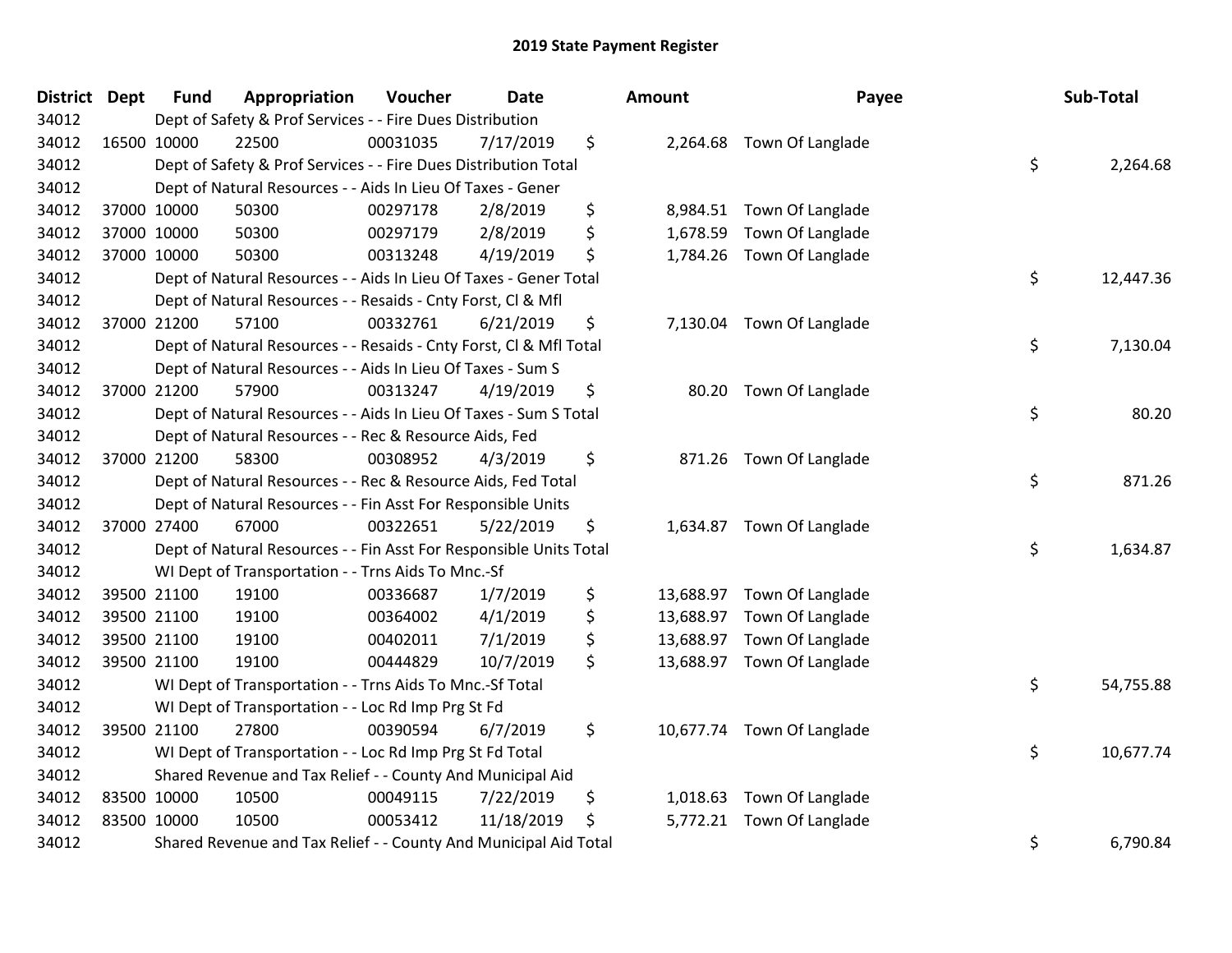# 2019 State Payment Register

| District | Dept | Fund | Appropriation | Voucher | Date | Amount | Payee | Sub-Total |
|---|---|---|---|---|---|---|---|---|
| 34012 | | Dept of Safety & Prof Services - - Fire Dues Distribution | | | | | | |
| 34012 | 16500 | 10000 | 22500 | 00031035 | 7/17/2019 | $ 2,264.68 | Town Of Langlade | |
| 34012 | | Dept of Safety & Prof Services - - Fire Dues Distribution Total | | | | | | $ 2,264.68 |
| 34012 | | Dept of Natural Resources - - Aids In Lieu Of Taxes - Gener | | | | | | |
| 34012 | 37000 | 10000 | 50300 | 00297178 | 2/8/2019 | $ 8,984.51 | Town Of Langlade | |
| 34012 | 37000 | 10000 | 50300 | 00297179 | 2/8/2019 | $ 1,678.59 | Town Of Langlade | |
| 34012 | 37000 | 10000 | 50300 | 00313248 | 4/19/2019 | $ 1,784.26 | Town Of Langlade | |
| 34012 | | Dept of Natural Resources - - Aids In Lieu Of Taxes - Gener Total | | | | | | $ 12,447.36 |
| 34012 | | Dept of Natural Resources - - Resaids - Cnty Forst, Cl & Mfl | | | | | | |
| 34012 | 37000 | 21200 | 57100 | 00332761 | 6/21/2019 | $ 7,130.04 | Town Of Langlade | |
| 34012 | | Dept of Natural Resources - - Resaids - Cnty Forst, Cl & Mfl Total | | | | | | $ 7,130.04 |
| 34012 | | Dept of Natural Resources - - Aids In Lieu Of Taxes - Sum S | | | | | | |
| 34012 | 37000 | 21200 | 57900 | 00313247 | 4/19/2019 | $ 80.20 | Town Of Langlade | |
| 34012 | | Dept of Natural Resources - - Aids In Lieu Of Taxes - Sum S Total | | | | | | $ 80.20 |
| 34012 | | Dept of Natural Resources - - Rec & Resource Aids, Fed | | | | | | |
| 34012 | 37000 | 21200 | 58300 | 00308952 | 4/3/2019 | $ 871.26 | Town Of Langlade | |
| 34012 | | Dept of Natural Resources - - Rec & Resource Aids, Fed Total | | | | | | $ 871.26 |
| 34012 | | Dept of Natural Resources - - Fin Asst For Responsible Units | | | | | | |
| 34012 | 37000 | 27400 | 67000 | 00322651 | 5/22/2019 | $ 1,634.87 | Town Of Langlade | |
| 34012 | | Dept of Natural Resources - - Fin Asst For Responsible Units Total | | | | | | $ 1,634.87 |
| 34012 | | WI Dept of Transportation - - Trns Aids To Mnc.-Sf | | | | | | |
| 34012 | 39500 | 21100 | 19100 | 00336687 | 1/7/2019 | $ 13,688.97 | Town Of Langlade | |
| 34012 | 39500 | 21100 | 19100 | 00364002 | 4/1/2019 | $ 13,688.97 | Town Of Langlade | |
| 34012 | 39500 | 21100 | 19100 | 00402011 | 7/1/2019 | $ 13,688.97 | Town Of Langlade | |
| 34012 | 39500 | 21100 | 19100 | 00444829 | 10/7/2019 | $ 13,688.97 | Town Of Langlade | |
| 34012 | | WI Dept of Transportation - - Trns Aids To Mnc.-Sf Total | | | | | | $ 54,755.88 |
| 34012 | | WI Dept of Transportation - - Loc Rd Imp Prg St Fd | | | | | | |
| 34012 | 39500 | 21100 | 27800 | 00390594 | 6/7/2019 | $ 10,677.74 | Town Of Langlade | |
| 34012 | | WI Dept of Transportation - - Loc Rd Imp Prg St Fd Total | | | | | | $ 10,677.74 |
| 34012 | | Shared Revenue and Tax Relief - - County And Municipal Aid | | | | | | |
| 34012 | 83500 | 10000 | 10500 | 00049115 | 7/22/2019 | $ 1,018.63 | Town Of Langlade | |
| 34012 | 83500 | 10000 | 10500 | 00053412 | 11/18/2019 | $ 5,772.21 | Town Of Langlade | |
| 34012 | | Shared Revenue and Tax Relief - - County And Municipal Aid Total | | | | | | $ 6,790.84 |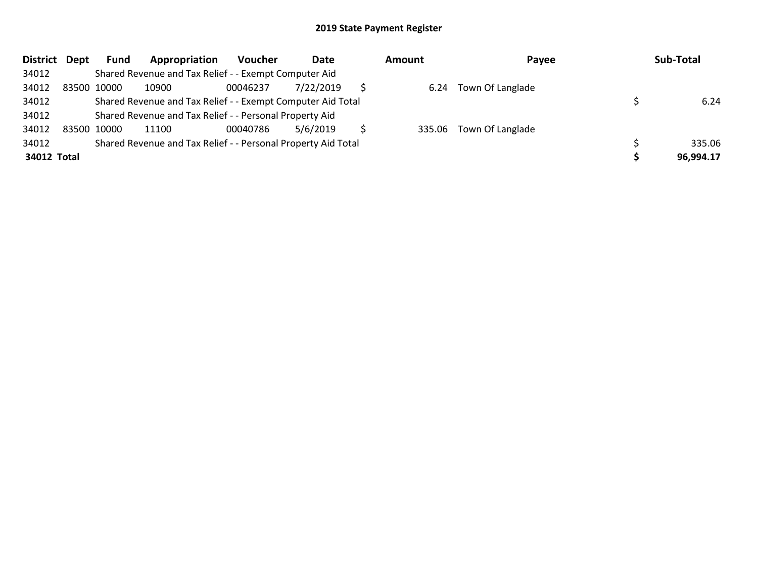## 2019 State Payment Register

| District | Dept | Fund | Appropriation | Voucher | Date | Amount | Payee | Sub-Total |
|---|---|---|---|---|---|---|---|---|
| 34012 | | Shared Revenue and Tax Relief - - Exempt Computer Aid | | | | | | |
| 34012 | 83500 | 10000 | 10900 | 00046237 | 7/22/2019 | $ 6.24 | Town Of Langlade | |
| 34012 | | Shared Revenue and Tax Relief - - Exempt Computer Aid Total | | | | | | $ 6.24 |
| 34012 | | Shared Revenue and Tax Relief - - Personal Property Aid | | | | | | |
| 34012 | 83500 | 10000 | 11100 | 00040786 | 5/6/2019 | $ 335.06 | Town Of Langlade | |
| 34012 | | Shared Revenue and Tax Relief - - Personal Property Aid Total | | | | | | $ 335.06 |
| **34012 Total** | | | | | | | | **$ 96,994.17** |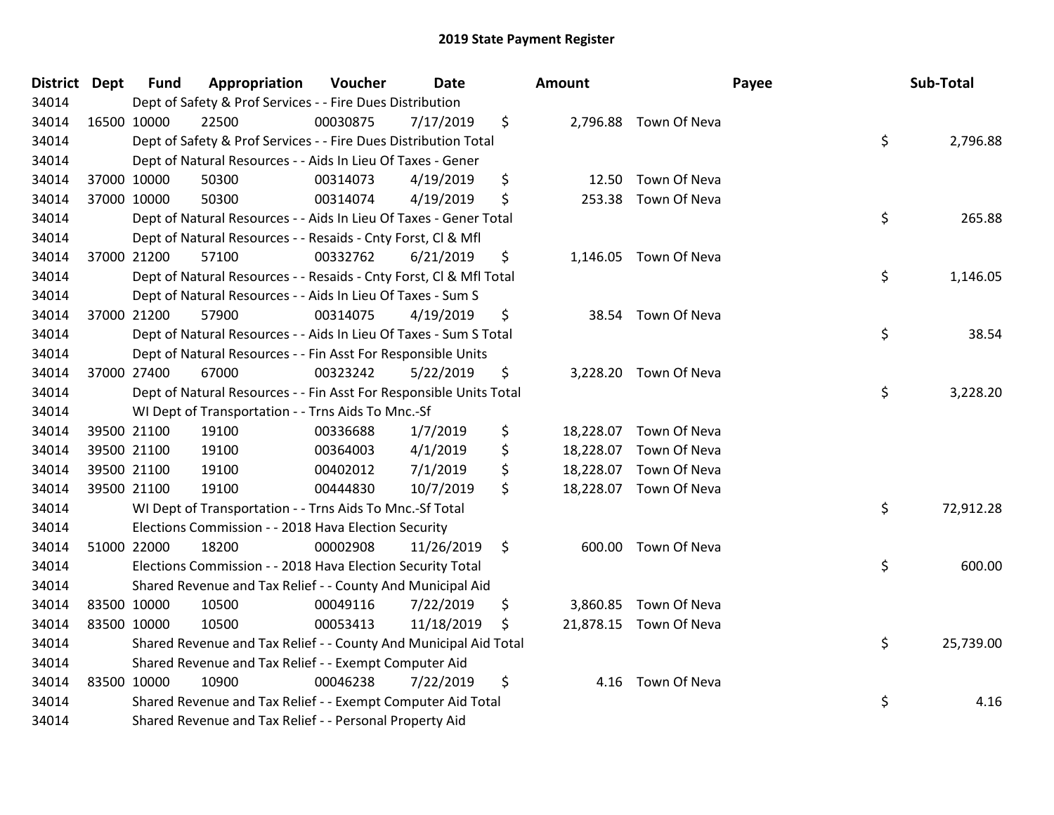# 2019 State Payment Register

| District | Dept | Fund | Appropriation | Voucher | Date | Amount | Payee | Sub-Total |
|---|---|---|---|---|---|---|---|---|
| 34014 | | Dept of Safety & Prof Services - - Fire Dues Distribution | | | | | | |
| 34014 | 16500 | 10000 | 22500 | 00030875 | 7/17/2019 | $ 2,796.88 | Town Of Neva | |
| 34014 | | Dept of Safety & Prof Services - - Fire Dues Distribution Total | | | | | | $ 2,796.88 |
| 34014 | | Dept of Natural Resources - - Aids In Lieu Of Taxes - Gener | | | | | | |
| 34014 | 37000 | 10000 | 50300 | 00314073 | 4/19/2019 | $ 12.50 | Town Of Neva | |
| 34014 | 37000 | 10000 | 50300 | 00314074 | 4/19/2019 | $ 253.38 | Town Of Neva | |
| 34014 | | Dept of Natural Resources - - Aids In Lieu Of Taxes - Gener Total | | | | | | $ 265.88 |
| 34014 | | Dept of Natural Resources - - Resaids - Cnty Forst, Cl & Mfl | | | | | | |
| 34014 | 37000 | 21200 | 57100 | 00332762 | 6/21/2019 | $ 1,146.05 | Town Of Neva | |
| 34014 | | Dept of Natural Resources - - Resaids - Cnty Forst, Cl & Mfl Total | | | | | | $ 1,146.05 |
| 34014 | | Dept of Natural Resources - - Aids In Lieu Of Taxes - Sum S | | | | | | |
| 34014 | 37000 | 21200 | 57900 | 00314075 | 4/19/2019 | $ 38.54 | Town Of Neva | |
| 34014 | | Dept of Natural Resources - - Aids In Lieu Of Taxes - Sum S Total | | | | | | $ 38.54 |
| 34014 | | Dept of Natural Resources - - Fin Asst For Responsible Units | | | | | | |
| 34014 | 37000 | 27400 | 67000 | 00323242 | 5/22/2019 | $ 3,228.20 | Town Of Neva | |
| 34014 | | Dept of Natural Resources - - Fin Asst For Responsible Units Total | | | | | | $ 3,228.20 |
| 34014 | | WI Dept of Transportation - - Trns Aids To Mnc.-Sf | | | | | | |
| 34014 | 39500 | 21100 | 19100 | 00336688 | 1/7/2019 | $ 18,228.07 | Town Of Neva | |
| 34014 | 39500 | 21100 | 19100 | 00364003 | 4/1/2019 | $ 18,228.07 | Town Of Neva | |
| 34014 | 39500 | 21100 | 19100 | 00402012 | 7/1/2019 | $ 18,228.07 | Town Of Neva | |
| 34014 | 39500 | 21100 | 19100 | 00444830 | 10/7/2019 | $ 18,228.07 | Town Of Neva | |
| 34014 | | WI Dept of Transportation - - Trns Aids To Mnc.-Sf Total | | | | | | $ 72,912.28 |
| 34014 | | Elections Commission - - 2018 Hava Election Security | | | | | | |
| 34014 | 51000 | 22000 | 18200 | 00002908 | 11/26/2019 | $ 600.00 | Town Of Neva | |
| 34014 | | Elections Commission - - 2018 Hava Election Security Total | | | | | | $ 600.00 |
| 34014 | | Shared Revenue and Tax Relief - - County And Municipal Aid | | | | | | |
| 34014 | 83500 | 10000 | 10500 | 00049116 | 7/22/2019 | $ 3,860.85 | Town Of Neva | |
| 34014 | 83500 | 10000 | 10500 | 00053413 | 11/18/2019 | $ 21,878.15 | Town Of Neva | |
| 34014 | | Shared Revenue and Tax Relief - - County And Municipal Aid Total | | | | | | $ 25,739.00 |
| 34014 | | Shared Revenue and Tax Relief - - Exempt Computer Aid | | | | | | |
| 34014 | 83500 | 10000 | 10900 | 00046238 | 7/22/2019 | $ 4.16 | Town Of Neva | |
| 34014 | | Shared Revenue and Tax Relief - - Exempt Computer Aid Total | | | | | | $ 4.16 |
| 34014 | | Shared Revenue and Tax Relief - - Personal Property Aid | | | | | | |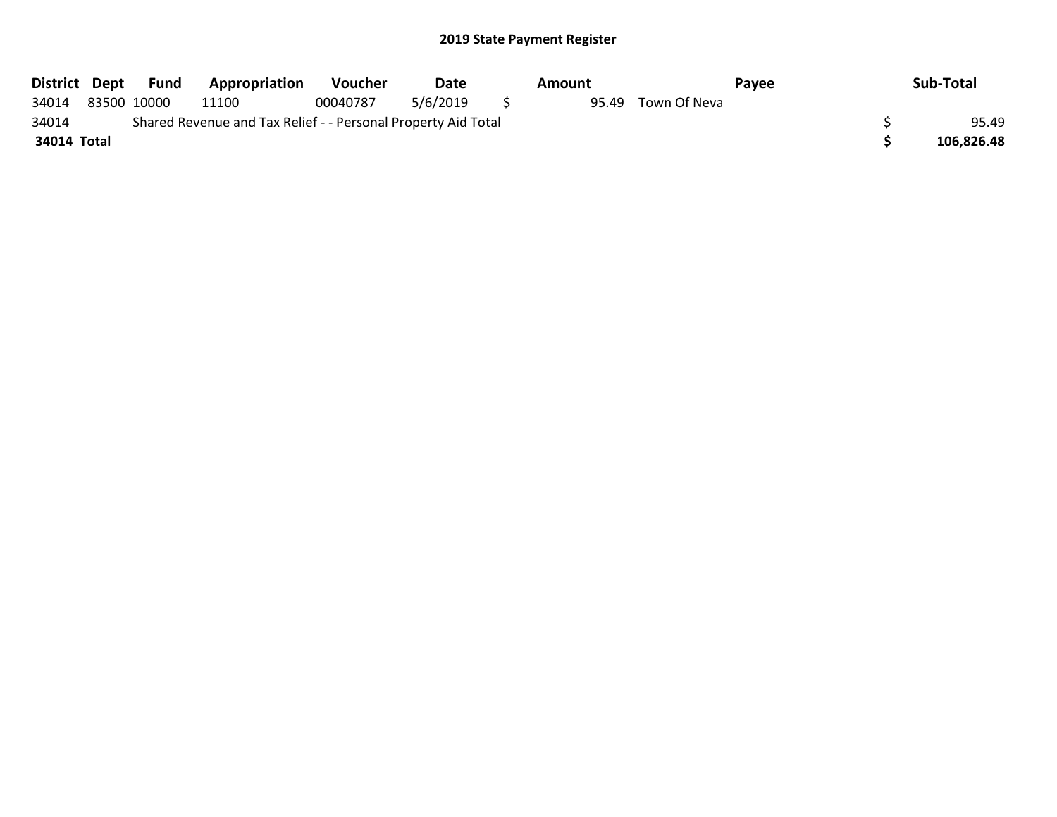## 2019 State Payment Register

| District | Dept | Fund | Appropriation | Voucher | Date | Amount | Payee | Sub-Total |
|---|---|---|---|---|---|---|---|---|
| 34014 | 83500 | 10000 | 11100 | 00040787 | 5/6/2019 | $ 95.49 | Town Of Neva | |
| 34014 | Shared Revenue and Tax Relief - - Personal Property Aid Total | | | | | | | $ 95.49 |
| **34014 Total** | | | | | | | | **$ 106,826.48** |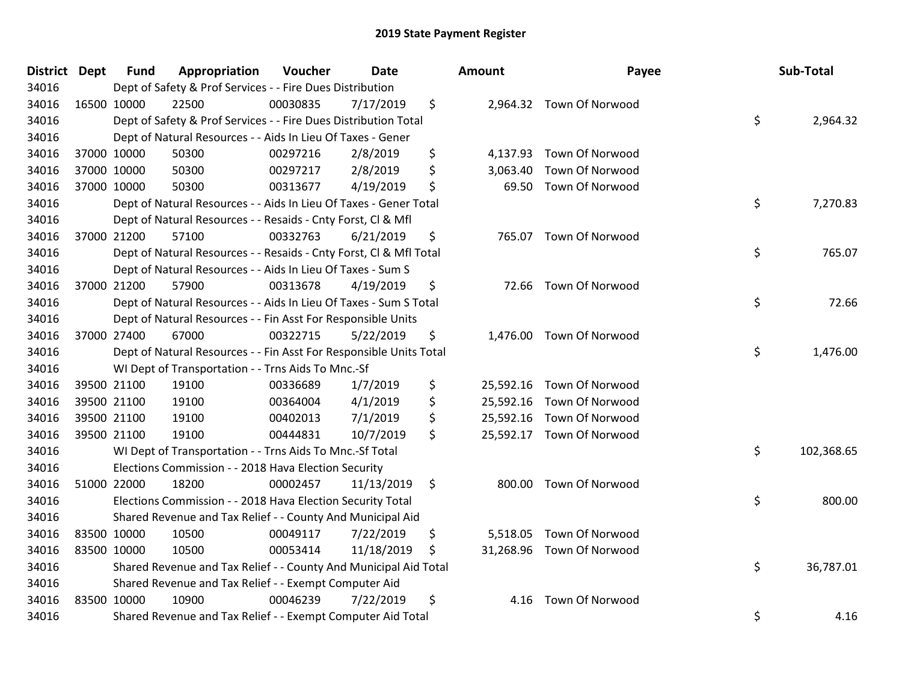# 2019 State Payment Register

| District | Dept | Fund | Appropriation | Voucher | Date | Amount | Payee | Sub-Total |
|---|---|---|---|---|---|---|---|---|
| 34016 | | Dept of Safety & Prof Services - - Fire Dues Distribution | | | | | | |
| 34016 | 16500 | 10000 | 22500 | 00030835 | 7/17/2019 | $ 2,964.32 | Town Of Norwood | |
| 34016 | | Dept of Safety & Prof Services - - Fire Dues Distribution Total | | | | | | $ 2,964.32 |
| 34016 | | Dept of Natural Resources - - Aids In Lieu Of Taxes - Gener | | | | | | |
| 34016 | 37000 | 10000 | 50300 | 00297216 | 2/8/2019 | $ 4,137.93 | Town Of Norwood | |
| 34016 | 37000 | 10000 | 50300 | 00297217 | 2/8/2019 | $ 3,063.40 | Town Of Norwood | |
| 34016 | 37000 | 10000 | 50300 | 00313677 | 4/19/2019 | $ 69.50 | Town Of Norwood | |
| 34016 | | Dept of Natural Resources - - Aids In Lieu Of Taxes - Gener Total | | | | | | $ 7,270.83 |
| 34016 | | Dept of Natural Resources - - Resaids - Cnty Forst, Cl & Mfl | | | | | | |
| 34016 | 37000 | 21200 | 57100 | 00332763 | 6/21/2019 | $ 765.07 | Town Of Norwood | |
| 34016 | | Dept of Natural Resources - - Resaids - Cnty Forst, Cl & Mfl Total | | | | | | $ 765.07 |
| 34016 | | Dept of Natural Resources - - Aids In Lieu Of Taxes - Sum S | | | | | | |
| 34016 | 37000 | 21200 | 57900 | 00313678 | 4/19/2019 | $ 72.66 | Town Of Norwood | |
| 34016 | | Dept of Natural Resources - - Aids In Lieu Of Taxes - Sum S Total | | | | | | $ 72.66 |
| 34016 | | Dept of Natural Resources - - Fin Asst For Responsible Units | | | | | | |
| 34016 | 37000 | 27400 | 67000 | 00322715 | 5/22/2019 | $ 1,476.00 | Town Of Norwood | |
| 34016 | | Dept of Natural Resources - - Fin Asst For Responsible Units Total | | | | | | $ 1,476.00 |
| 34016 | | WI Dept of Transportation - - Trns Aids To Mnc.-Sf | | | | | | |
| 34016 | 39500 | 21100 | 19100 | 00336689 | 1/7/2019 | $ 25,592.16 | Town Of Norwood | |
| 34016 | 39500 | 21100 | 19100 | 00364004 | 4/1/2019 | $ 25,592.16 | Town Of Norwood | |
| 34016 | 39500 | 21100 | 19100 | 00402013 | 7/1/2019 | $ 25,592.16 | Town Of Norwood | |
| 34016 | 39500 | 21100 | 19100 | 00444831 | 10/7/2019 | $ 25,592.17 | Town Of Norwood | |
| 34016 | | WI Dept of Transportation - - Trns Aids To Mnc.-Sf Total | | | | | | $ 102,368.65 |
| 34016 | | Elections Commission - - 2018 Hava Election Security | | | | | | |
| 34016 | 51000 | 22000 | 18200 | 00002457 | 11/13/2019 | $ 800.00 | Town Of Norwood | |
| 34016 | | Elections Commission - - 2018 Hava Election Security Total | | | | | | $ 800.00 |
| 34016 | | Shared Revenue and Tax Relief - - County And Municipal Aid | | | | | | |
| 34016 | 83500 | 10000 | 10500 | 00049117 | 7/22/2019 | $ 5,518.05 | Town Of Norwood | |
| 34016 | 83500 | 10000 | 10500 | 00053414 | 11/18/2019 | $ 31,268.96 | Town Of Norwood | |
| 34016 | | Shared Revenue and Tax Relief - - County And Municipal Aid Total | | | | | | $ 36,787.01 |
| 34016 | | Shared Revenue and Tax Relief - - Exempt Computer Aid | | | | | | |
| 34016 | 83500 | 10000 | 10900 | 00046239 | 7/22/2019 | $ 4.16 | Town Of Norwood | |
| 34016 | | Shared Revenue and Tax Relief - - Exempt Computer Aid Total | | | | | | $ 4.16 |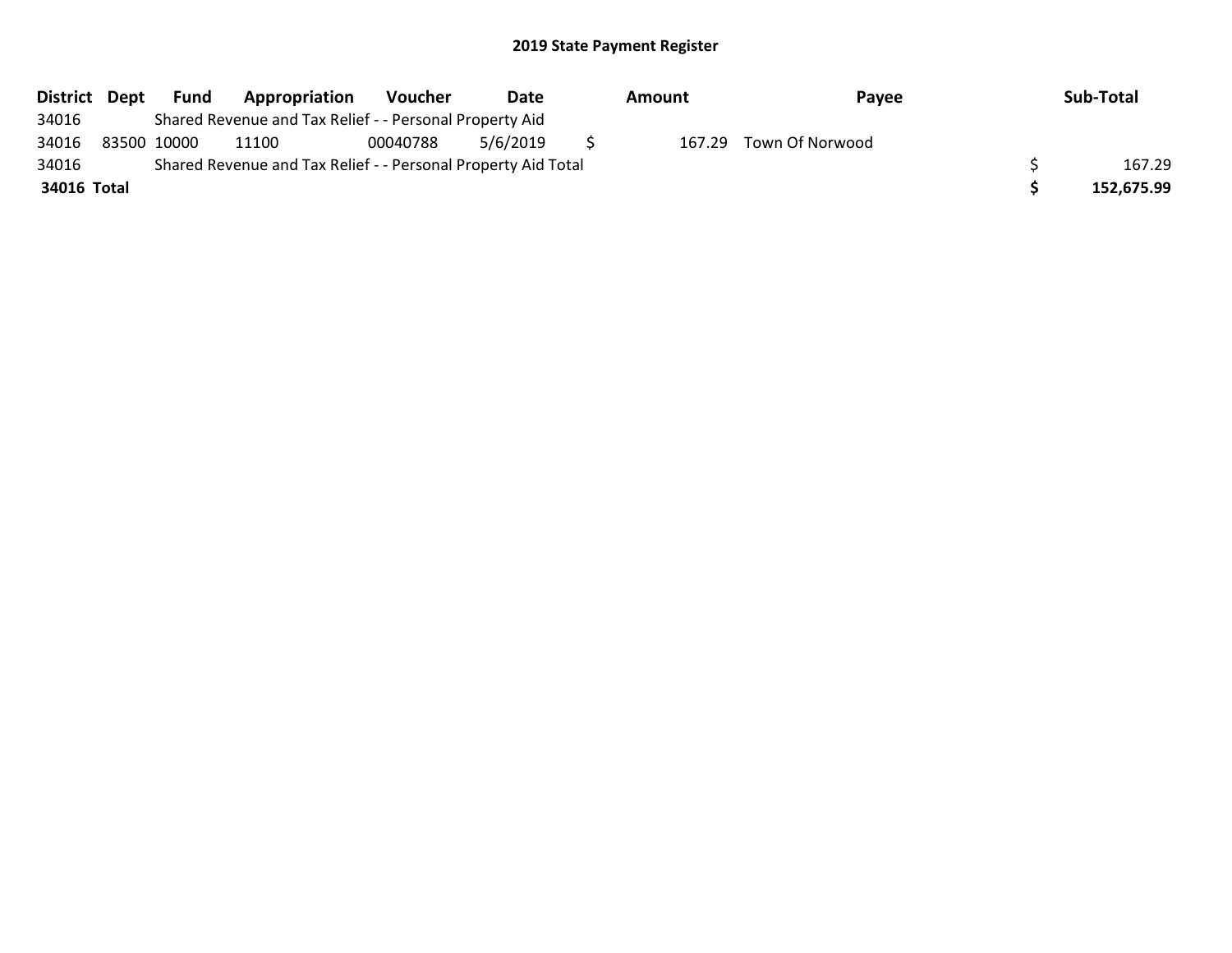## 2019 State Payment Register

| District | Dept | Fund | Appropriation | Voucher | Date | Amount | Payee | Sub-Total |
|---|---|---|---|---|---|---|---|---|
| 34016 | | Shared Revenue and Tax Relief - - Personal Property Aid | | | | | | |
| 34016 | 83500 | 10000 | 11100 | 00040788 | 5/6/2019 | $ 167.29 | Town Of Norwood | |
| 34016 | | Shared Revenue and Tax Relief - - Personal Property Aid Total | | | | | | $ 167.29 |
| **34016 Total** | | | | | | | | **$ 152,675.99** |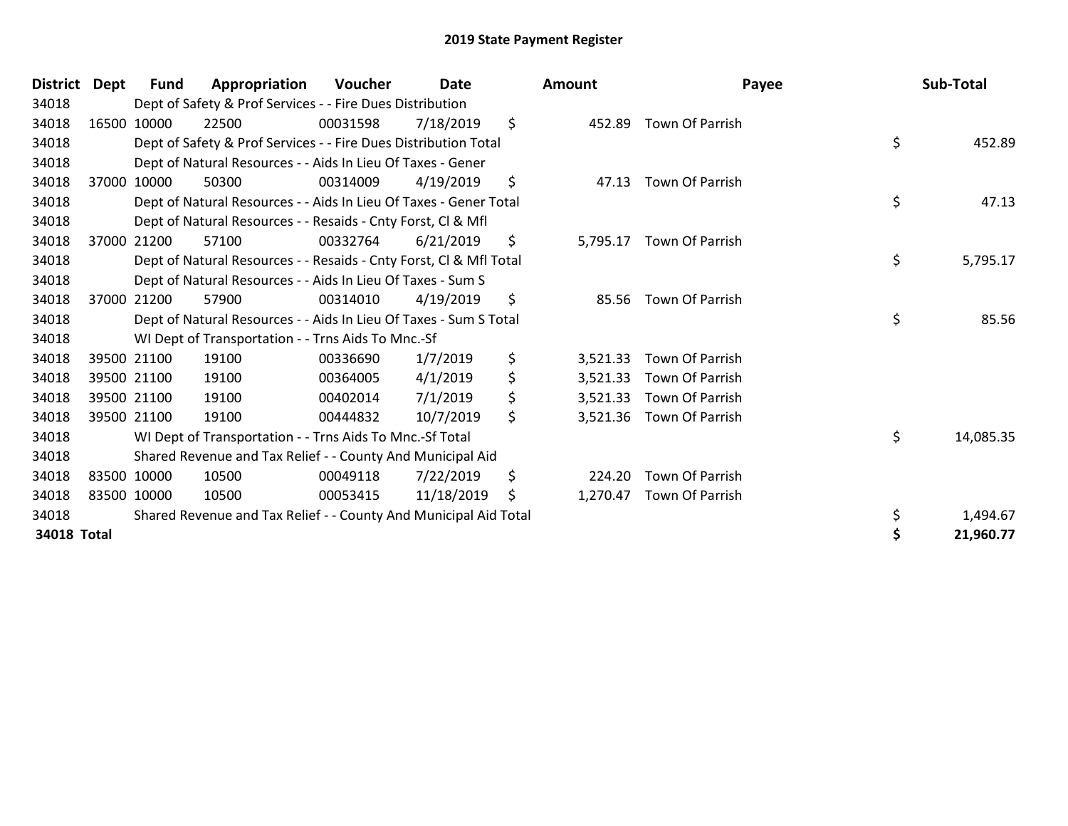# 2019 State Payment Register

| District | Dept | Fund | Appropriation | Voucher | Date | Amount | Payee | Sub-Total |
|---|---|---|---|---|---|---|---|---|
| 34018 | | Dept of Safety & Prof Services - - Fire Dues Distribution | | | | | | |
| 34018 | 16500 | 10000 | 22500 | 00031598 | 7/18/2019 | $ 452.89 | Town Of Parrish | |
| 34018 | | Dept of Safety & Prof Services - - Fire Dues Distribution Total | | | | | | $ 452.89 |
| 34018 | | Dept of Natural Resources - - Aids In Lieu Of Taxes - Gener | | | | | | |
| 34018 | 37000 | 10000 | 50300 | 00314009 | 4/19/2019 | $ 47.13 | Town Of Parrish | |
| 34018 | | Dept of Natural Resources - - Aids In Lieu Of Taxes - Gener Total | | | | | | $ 47.13 |
| 34018 | | Dept of Natural Resources - - Resaids - Cnty Forst, Cl & Mfl | | | | | | |
| 34018 | 37000 | 21200 | 57100 | 00332764 | 6/21/2019 | $ 5,795.17 | Town Of Parrish | |
| 34018 | | Dept of Natural Resources - - Resaids - Cnty Forst, Cl & Mfl Total | | | | | | $ 5,795.17 |
| 34018 | | Dept of Natural Resources - - Aids In Lieu Of Taxes - Sum S | | | | | | |
| 34018 | 37000 | 21200 | 57900 | 00314010 | 4/19/2019 | $ 85.56 | Town Of Parrish | |
| 34018 | | Dept of Natural Resources - - Aids In Lieu Of Taxes - Sum S Total | | | | | | $ 85.56 |
| 34018 | | WI Dept of Transportation - - Trns Aids To Mnc.-Sf | | | | | | |
| 34018 | 39500 | 21100 | 19100 | 00336690 | 1/7/2019 | $ 3,521.33 | Town Of Parrish | |
| 34018 | 39500 | 21100 | 19100 | 00364005 | 4/1/2019 | $ 3,521.33 | Town Of Parrish | |
| 34018 | 39500 | 21100 | 19100 | 00402014 | 7/1/2019 | $ 3,521.33 | Town Of Parrish | |
| 34018 | 39500 | 21100 | 19100 | 00444832 | 10/7/2019 | $ 3,521.36 | Town Of Parrish | |
| 34018 | | WI Dept of Transportation - - Trns Aids To Mnc.-Sf Total | | | | | | $ 14,085.35 |
| 34018 | | Shared Revenue and Tax Relief - - County And Municipal Aid | | | | | | |
| 34018 | 83500 | 10000 | 10500 | 00049118 | 7/22/2019 | $ 224.20 | Town Of Parrish | |
| 34018 | 83500 | 10000 | 10500 | 00053415 | 11/18/2019 | $ 1,270.47 | Town Of Parrish | |
| 34018 | | Shared Revenue and Tax Relief - - County And Municipal Aid Total | | | | | | $ 1,494.67 |
| **34018 Total** | | | | | | | | **$ 21,960.77** |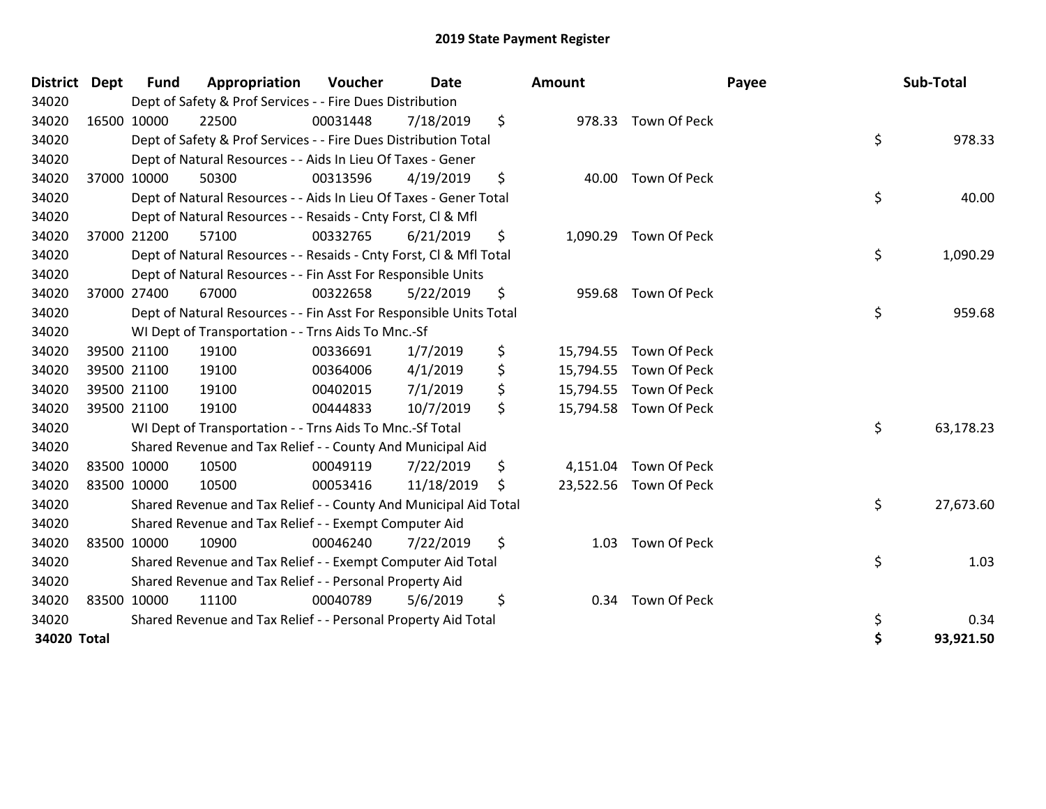# 2019 State Payment Register

| District | Dept | Fund | Appropriation | Voucher | Date | Amount | Payee | Sub-Total |
|---|---|---|---|---|---|---|---|---|
| 34020 | | Dept of Safety & Prof Services - - Fire Dues Distribution | | | | | | |
| 34020 | 16500 | 10000 | 22500 | 00031448 | 7/18/2019 | $ 978.33 | Town Of Peck | |
| 34020 | | Dept of Safety & Prof Services - - Fire Dues Distribution Total | | | | | | $ 978.33 |
| 34020 | | Dept of Natural Resources - - Aids In Lieu Of Taxes - Gener | | | | | | |
| 34020 | 37000 | 10000 | 50300 | 00313596 | 4/19/2019 | $ 40.00 | Town Of Peck | |
| 34020 | | Dept of Natural Resources - - Aids In Lieu Of Taxes - Gener Total | | | | | | $ 40.00 |
| 34020 | | Dept of Natural Resources - - Resaids - Cnty Forst, Cl & Mfl | | | | | | |
| 34020 | 37000 | 21200 | 57100 | 00332765 | 6/21/2019 | $ 1,090.29 | Town Of Peck | |
| 34020 | | Dept of Natural Resources - - Resaids - Cnty Forst, Cl & Mfl Total | | | | | | $ 1,090.29 |
| 34020 | | Dept of Natural Resources - - Fin Asst For Responsible Units | | | | | | |
| 34020 | 37000 | 27400 | 67000 | 00322658 | 5/22/2019 | $ 959.68 | Town Of Peck | |
| 34020 | | Dept of Natural Resources - - Fin Asst For Responsible Units Total | | | | | | $ 959.68 |
| 34020 | | WI Dept of Transportation - - Trns Aids To Mnc.-Sf | | | | | | |
| 34020 | 39500 | 21100 | 19100 | 00336691 | 1/7/2019 | $ 15,794.55 | Town Of Peck | |
| 34020 | 39500 | 21100 | 19100 | 00364006 | 4/1/2019 | $ 15,794.55 | Town Of Peck | |
| 34020 | 39500 | 21100 | 19100 | 00402015 | 7/1/2019 | $ 15,794.55 | Town Of Peck | |
| 34020 | 39500 | 21100 | 19100 | 00444833 | 10/7/2019 | $ 15,794.58 | Town Of Peck | |
| 34020 | | WI Dept of Transportation - - Trns Aids To Mnc.-Sf Total | | | | | | $ 63,178.23 |
| 34020 | | Shared Revenue and Tax Relief - - County And Municipal Aid | | | | | | |
| 34020 | 83500 | 10000 | 10500 | 00049119 | 7/22/2019 | $ 4,151.04 | Town Of Peck | |
| 34020 | 83500 | 10000 | 10500 | 00053416 | 11/18/2019 | $ 23,522.56 | Town Of Peck | |
| 34020 | | Shared Revenue and Tax Relief - - County And Municipal Aid Total | | | | | | $ 27,673.60 |
| 34020 | | Shared Revenue and Tax Relief - - Exempt Computer Aid | | | | | | |
| 34020 | 83500 | 10000 | 10900 | 00046240 | 7/22/2019 | $ 1.03 | Town Of Peck | |
| 34020 | | Shared Revenue and Tax Relief - - Exempt Computer Aid Total | | | | | | $ 1.03 |
| 34020 | | Shared Revenue and Tax Relief - - Personal Property Aid | | | | | | |
| 34020 | 83500 | 10000 | 11100 | 00040789 | 5/6/2019 | $ 0.34 | Town Of Peck | |
| 34020 | | Shared Revenue and Tax Relief - - Personal Property Aid Total | | | | | | $ 0.34 |
| **34020 Total** | | | | | | | | **$ 93,921.50** |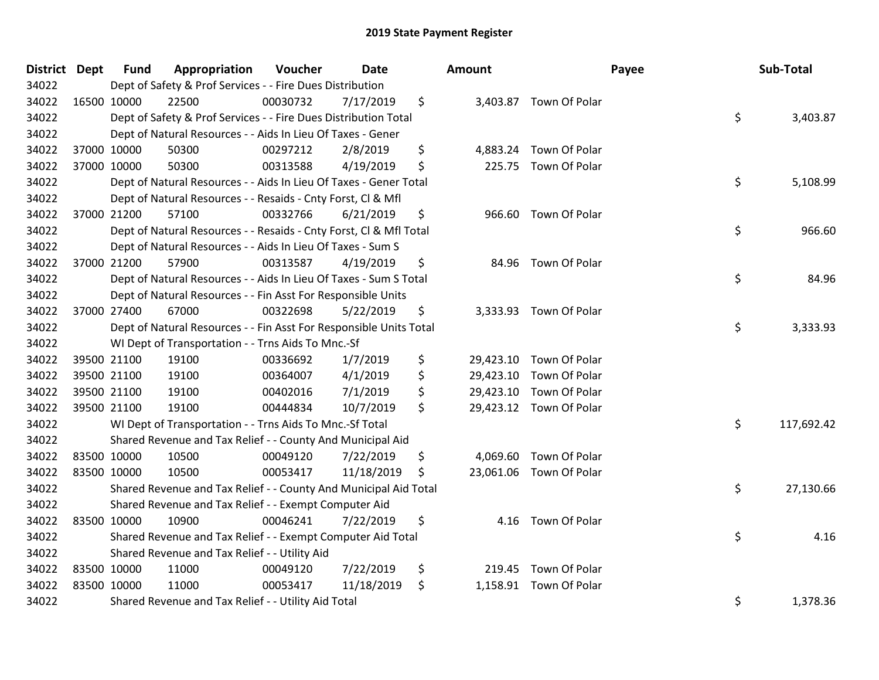# 2019 State Payment Register

| District | Dept | Fund | Appropriation | Voucher | Date | Amount | | Payee | | Sub-Total |
|---|---|---|---|---|---|---|---|---|---|---|
| 34022 | | Dept of Safety & Prof Services - - Fire Dues Distribution | | | | | | | | |
| 34022 | 16500 | 10000 | 22500 | 00030732 | 7/17/2019 | $ | 3,403.87 | Town Of Polar | | |
| 34022 | | Dept of Safety & Prof Services - - Fire Dues Distribution Total | | | | | | | $ | 3,403.87 |
| 34022 | | Dept of Natural Resources - - Aids In Lieu Of Taxes - Gener | | | | | | | | |
| 34022 | 37000 | 10000 | 50300 | 00297212 | 2/8/2019 | $ | 4,883.24 | Town Of Polar | | |
| 34022 | 37000 | 10000 | 50300 | 00313588 | 4/19/2019 | $ | 225.75 | Town Of Polar | | |
| 34022 | | Dept of Natural Resources - - Aids In Lieu Of Taxes - Gener Total | | | | | | | $ | 5,108.99 |
| 34022 | | Dept of Natural Resources - - Resaids - Cnty Forst, Cl & Mfl | | | | | | | | |
| 34022 | 37000 | 21200 | 57100 | 00332766 | 6/21/2019 | $ | 966.60 | Town Of Polar | | |
| 34022 | | Dept of Natural Resources - - Resaids - Cnty Forst, Cl & Mfl Total | | | | | | | $ | 966.60 |
| 34022 | | Dept of Natural Resources - - Aids In Lieu Of Taxes - Sum S | | | | | | | | |
| 34022 | 37000 | 21200 | 57900 | 00313587 | 4/19/2019 | $ | 84.96 | Town Of Polar | | |
| 34022 | | Dept of Natural Resources - - Aids In Lieu Of Taxes - Sum S Total | | | | | | | $ | 84.96 |
| 34022 | | Dept of Natural Resources - - Fin Asst For Responsible Units | | | | | | | | |
| 34022 | 37000 | 27400 | 67000 | 00322698 | 5/22/2019 | $ | 3,333.93 | Town Of Polar | | |
| 34022 | | Dept of Natural Resources - - Fin Asst For Responsible Units Total | | | | | | | $ | 3,333.93 |
| 34022 | | WI Dept of Transportation - - Trns Aids To Mnc.-Sf | | | | | | | | |
| 34022 | 39500 | 21100 | 19100 | 00336692 | 1/7/2019 | $ | 29,423.10 | Town Of Polar | | |
| 34022 | 39500 | 21100 | 19100 | 00364007 | 4/1/2019 | $ | 29,423.10 | Town Of Polar | | |
| 34022 | 39500 | 21100 | 19100 | 00402016 | 7/1/2019 | $ | 29,423.10 | Town Of Polar | | |
| 34022 | 39500 | 21100 | 19100 | 00444834 | 10/7/2019 | $ | 29,423.12 | Town Of Polar | | |
| 34022 | | WI Dept of Transportation - - Trns Aids To Mnc.-Sf Total | | | | | | | $ | 117,692.42 |
| 34022 | | Shared Revenue and Tax Relief - - County And Municipal Aid | | | | | | | | |
| 34022 | 83500 | 10000 | 10500 | 00049120 | 7/22/2019 | $ | 4,069.60 | Town Of Polar | | |
| 34022 | 83500 | 10000 | 10500 | 00053417 | 11/18/2019 | $ | 23,061.06 | Town Of Polar | | |
| 34022 | | Shared Revenue and Tax Relief - - County And Municipal Aid Total | | | | | | | $ | 27,130.66 |
| 34022 | | Shared Revenue and Tax Relief - - Exempt Computer Aid | | | | | | | | |
| 34022 | 83500 | 10000 | 10900 | 00046241 | 7/22/2019 | $ | 4.16 | Town Of Polar | | |
| 34022 | | Shared Revenue and Tax Relief - - Exempt Computer Aid Total | | | | | | | $ | 4.16 |
| 34022 | | Shared Revenue and Tax Relief - - Utility Aid | | | | | | | | |
| 34022 | 83500 | 10000 | 11000 | 00049120 | 7/22/2019 | $ | 219.45 | Town Of Polar | | |
| 34022 | 83500 | 10000 | 11000 | 00053417 | 11/18/2019 | $ | 1,158.91 | Town Of Polar | | |
| 34022 | | Shared Revenue and Tax Relief - - Utility Aid Total | | | | | | | $ | 1,378.36 |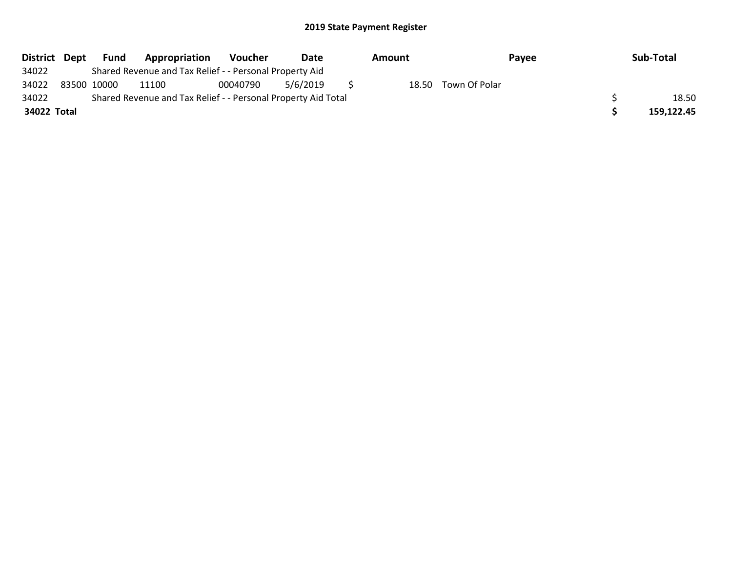# 2019 State Payment Register

| District | Dept | Fund | Appropriation | Voucher | Date | Amount | Payee | Sub-Total |
|---|---|---|---|---|---|---|---|---|
| 34022 | | Shared Revenue and Tax Relief - - Personal Property Aid | | | | | | |
| 34022 | 83500 | 10000 | 11100 | 00040790 | 5/6/2019 | $ 18.50 | Town Of Polar | |
| 34022 | | Shared Revenue and Tax Relief - - Personal Property Aid Total | | | | | | $ 18.50 |
| **34022 Total** | | | | | | | | **$ 159,122.45** |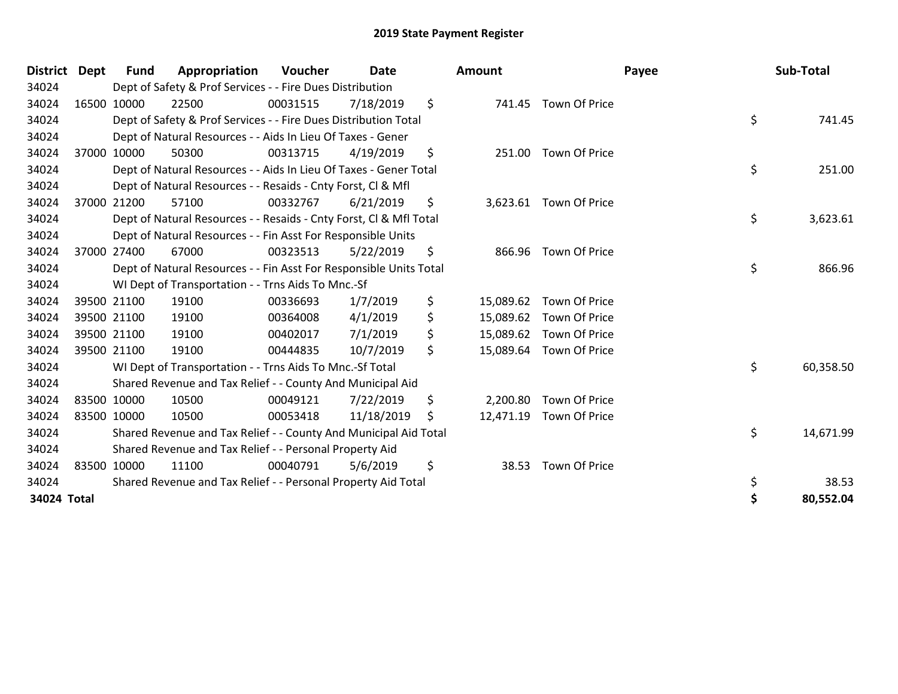# 2019 State Payment Register

| District | Dept | Fund | Appropriation | Voucher | Date | Amount | Payee | Sub-Total |
|---|---|---|---|---|---|---|---|---|
| 34024 | | Dept of Safety & Prof Services - - Fire Dues Distribution | | | | | | |
| 34024 | 16500 | 10000 | 22500 | 00031515 | 7/18/2019 | $ 741.45 | Town Of Price | |
| 34024 | | Dept of Safety & Prof Services - - Fire Dues Distribution Total | | | | | | $ 741.45 |
| 34024 | | Dept of Natural Resources - - Aids In Lieu Of Taxes - Gener | | | | | | |
| 34024 | 37000 | 10000 | 50300 | 00313715 | 4/19/2019 | $ 251.00 | Town Of Price | |
| 34024 | | Dept of Natural Resources - - Aids In Lieu Of Taxes - Gener Total | | | | | | $ 251.00 |
| 34024 | | Dept of Natural Resources - - Resaids - Cnty Forst, Cl & Mfl | | | | | | |
| 34024 | 37000 | 21200 | 57100 | 00332767 | 6/21/2019 | $ 3,623.61 | Town Of Price | |
| 34024 | | Dept of Natural Resources - - Resaids - Cnty Forst, Cl & Mfl Total | | | | | | $ 3,623.61 |
| 34024 | | Dept of Natural Resources - - Fin Asst For Responsible Units | | | | | | |
| 34024 | 37000 | 27400 | 67000 | 00323513 | 5/22/2019 | $ 866.96 | Town Of Price | |
| 34024 | | Dept of Natural Resources - - Fin Asst For Responsible Units Total | | | | | | $ 866.96 |
| 34024 | | WI Dept of Transportation - - Trns Aids To Mnc.-Sf | | | | | | |
| 34024 | 39500 | 21100 | 19100 | 00336693 | 1/7/2019 | $ 15,089.62 | Town Of Price | |
| 34024 | 39500 | 21100 | 19100 | 00364008 | 4/1/2019 | $ 15,089.62 | Town Of Price | |
| 34024 | 39500 | 21100 | 19100 | 00402017 | 7/1/2019 | $ 15,089.62 | Town Of Price | |
| 34024 | 39500 | 21100 | 19100 | 00444835 | 10/7/2019 | $ 15,089.64 | Town Of Price | |
| 34024 | | WI Dept of Transportation - - Trns Aids To Mnc.-Sf Total | | | | | | $ 60,358.50 |
| 34024 | | Shared Revenue and Tax Relief - - County And Municipal Aid | | | | | | |
| 34024 | 83500 | 10000 | 10500 | 00049121 | 7/22/2019 | $ 2,200.80 | Town Of Price | |
| 34024 | 83500 | 10000 | 10500 | 00053418 | 11/18/2019 | $ 12,471.19 | Town Of Price | |
| 34024 | | Shared Revenue and Tax Relief - - County And Municipal Aid Total | | | | | | $ 14,671.99 |
| 34024 | | Shared Revenue and Tax Relief - - Personal Property Aid | | | | | | |
| 34024 | 83500 | 10000 | 11100 | 00040791 | 5/6/2019 | $ 38.53 | Town Of Price | |
| 34024 | | Shared Revenue and Tax Relief - - Personal Property Aid Total | | | | | | $ 38.53 |
| **34024 Total** | | | | | | | | **$ 80,552.04** |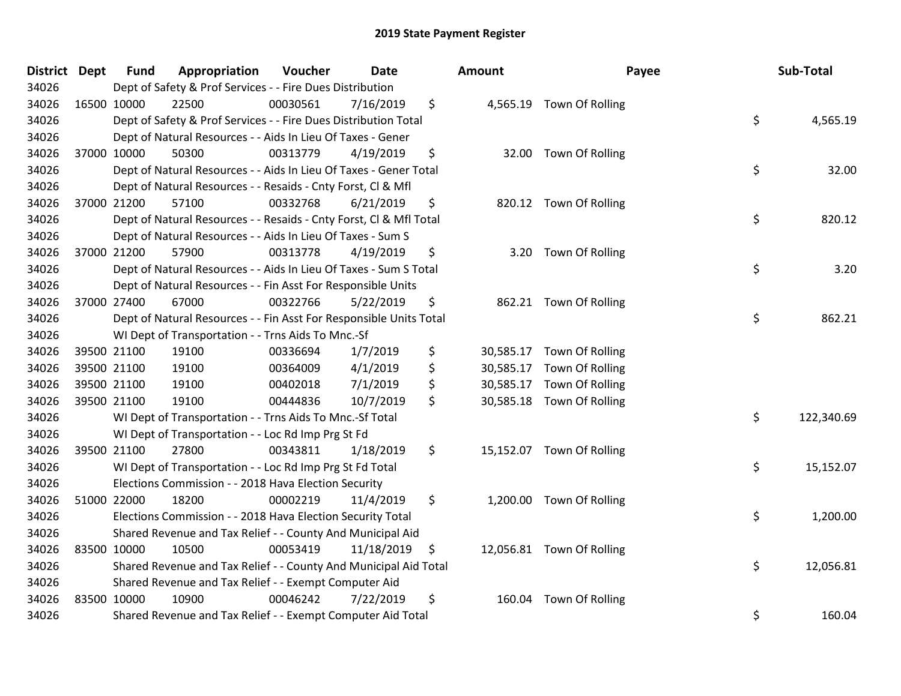# 2019 State Payment Register

| District | Dept | Fund | Appropriation | Voucher | Date | Amount | Payee | Sub-Total |
|---|---|---|---|---|---|---|---|---|
| 34026 | | Dept of Safety & Prof Services - - Fire Dues Distribution | | | | | | |
| 34026 | 16500 | 10000 | 22500 | 00030561 | 7/16/2019 | $ 4,565.19 | Town Of Rolling | |
| 34026 | | Dept of Safety & Prof Services - - Fire Dues Distribution Total | | | | | | $ 4,565.19 |
| 34026 | | Dept of Natural Resources - - Aids In Lieu Of Taxes - Gener | | | | | | |
| 34026 | 37000 | 10000 | 50300 | 00313779 | 4/19/2019 | $ 32.00 | Town Of Rolling | |
| 34026 | | Dept of Natural Resources - - Aids In Lieu Of Taxes - Gener Total | | | | | | $ 32.00 |
| 34026 | | Dept of Natural Resources - - Resaids - Cnty Forst, Cl & Mfl | | | | | | |
| 34026 | 37000 | 21200 | 57100 | 00332768 | 6/21/2019 | $ 820.12 | Town Of Rolling | |
| 34026 | | Dept of Natural Resources - - Resaids - Cnty Forst, Cl & Mfl Total | | | | | | $ 820.12 |
| 34026 | | Dept of Natural Resources - - Aids In Lieu Of Taxes - Sum S | | | | | | |
| 34026 | 37000 | 21200 | 57900 | 00313778 | 4/19/2019 | $ 3.20 | Town Of Rolling | |
| 34026 | | Dept of Natural Resources - - Aids In Lieu Of Taxes - Sum S Total | | | | | | $ 3.20 |
| 34026 | | Dept of Natural Resources - - Fin Asst For Responsible Units | | | | | | |
| 34026 | 37000 | 27400 | 67000 | 00322766 | 5/22/2019 | $ 862.21 | Town Of Rolling | |
| 34026 | | Dept of Natural Resources - - Fin Asst For Responsible Units Total | | | | | | $ 862.21 |
| 34026 | | WI Dept of Transportation - - Trns Aids To Mnc.-Sf | | | | | | |
| 34026 | 39500 | 21100 | 19100 | 00336694 | 1/7/2019 | $ 30,585.17 | Town Of Rolling | |
| 34026 | 39500 | 21100 | 19100 | 00364009 | 4/1/2019 | $ 30,585.17 | Town Of Rolling | |
| 34026 | 39500 | 21100 | 19100 | 00402018 | 7/1/2019 | $ 30,585.17 | Town Of Rolling | |
| 34026 | 39500 | 21100 | 19100 | 00444836 | 10/7/2019 | $ 30,585.18 | Town Of Rolling | |
| 34026 | | WI Dept of Transportation - - Trns Aids To Mnc.-Sf Total | | | | | | $ 122,340.69 |
| 34026 | | WI Dept of Transportation - - Loc Rd Imp Prg St Fd | | | | | | |
| 34026 | 39500 | 21100 | 27800 | 00343811 | 1/18/2019 | $ 15,152.07 | Town Of Rolling | |
| 34026 | | WI Dept of Transportation - - Loc Rd Imp Prg St Fd Total | | | | | | $ 15,152.07 |
| 34026 | | Elections Commission - - 2018 Hava Election Security | | | | | | |
| 34026 | 51000 | 22000 | 18200 | 00002219 | 11/4/2019 | $ 1,200.00 | Town Of Rolling | |
| 34026 | | Elections Commission - - 2018 Hava Election Security Total | | | | | | $ 1,200.00 |
| 34026 | | Shared Revenue and Tax Relief - - County And Municipal Aid | | | | | | |
| 34026 | 83500 | 10000 | 10500 | 00053419 | 11/18/2019 | $ 12,056.81 | Town Of Rolling | |
| 34026 | | Shared Revenue and Tax Relief - - County And Municipal Aid Total | | | | | | $ 12,056.81 |
| 34026 | | Shared Revenue and Tax Relief - - Exempt Computer Aid | | | | | | |
| 34026 | 83500 | 10000 | 10900 | 00046242 | 7/22/2019 | $ 160.04 | Town Of Rolling | |
| 34026 | | Shared Revenue and Tax Relief - - Exempt Computer Aid Total | | | | | | $ 160.04 |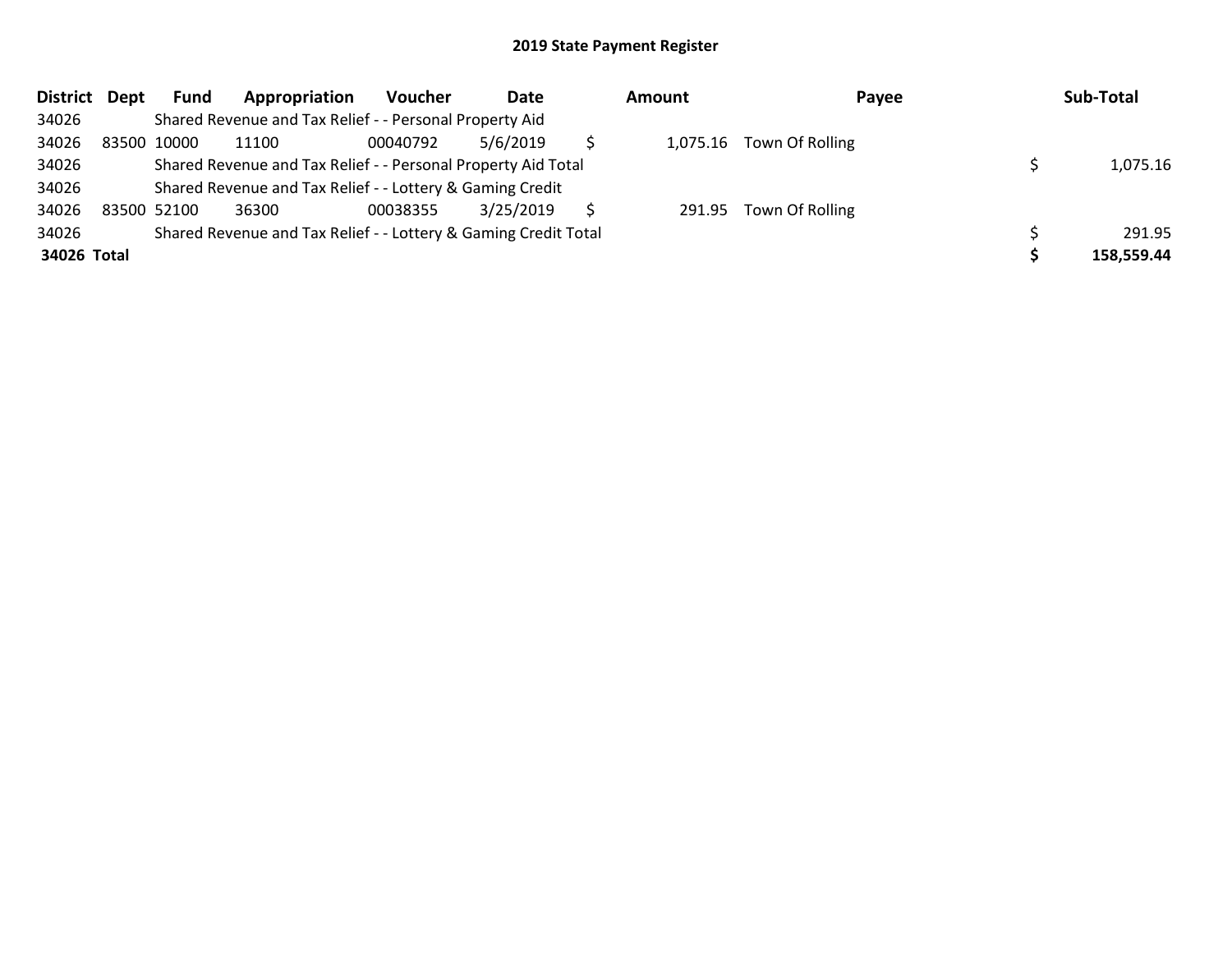## 2019 State Payment Register

| District | Dept | Fund | Appropriation | Voucher | Date | Amount | Payee | Sub-Total |
|---|---|---|---|---|---|---|---|---|
| 34026 | | Shared Revenue and Tax Relief - - Personal Property Aid | | | | | | |
| 34026 | 83500 | 10000 | 11100 | 00040792 | 5/6/2019 | $ 1,075.16 | Town Of Rolling | |
| 34026 | | Shared Revenue and Tax Relief - - Personal Property Aid Total | | | | | | $ 1,075.16 |
| 34026 | | Shared Revenue and Tax Relief - - Lottery & Gaming Credit | | | | | | |
| 34026 | 83500 | 52100 | 36300 | 00038355 | 3/25/2019 | $ 291.95 | Town Of Rolling | |
| 34026 | | Shared Revenue and Tax Relief - - Lottery & Gaming Credit Total | | | | | | $ 291.95 |
| **34026 Total** | | | | | | | | **$ 158,559.44** |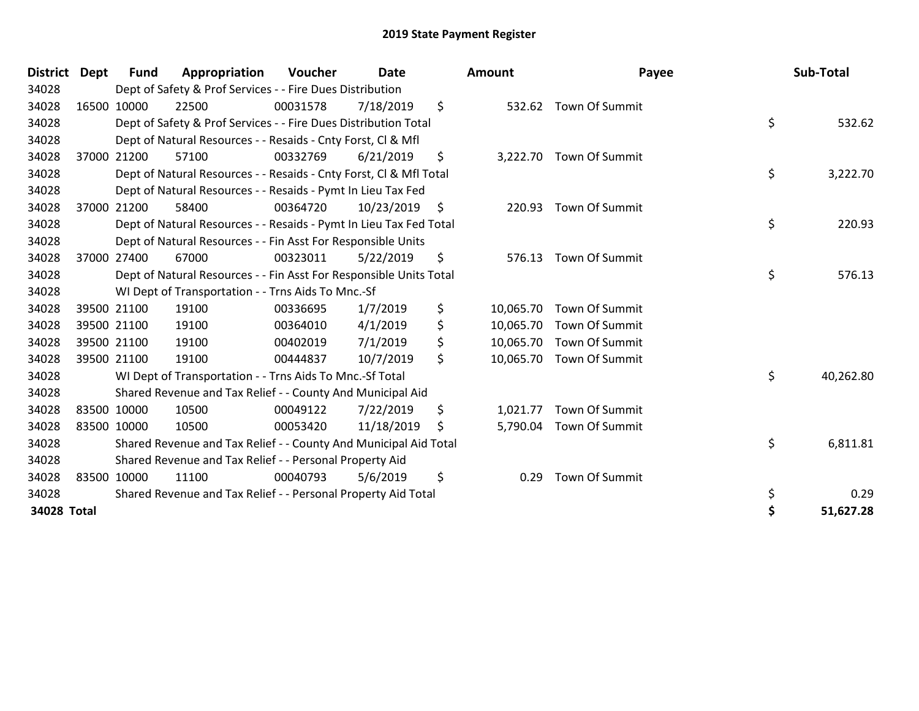# 2019 State Payment Register

| District | Dept | Fund | Appropriation | Voucher | Date | Amount | Payee | Sub-Total |
|---|---|---|---|---|---|---|---|---|
| 34028 | | Dept of Safety & Prof Services - - Fire Dues Distribution | | | | | | |
| 34028 | 16500 | 10000 | 22500 | 00031578 | 7/18/2019 | $ 532.62 | Town Of Summit | |
| 34028 | | Dept of Safety & Prof Services - - Fire Dues Distribution Total | | | | | | $ 532.62 |
| 34028 | | Dept of Natural Resources - - Resaids - Cnty Forst, Cl & Mfl | | | | | | |
| 34028 | 37000 | 21200 | 57100 | 00332769 | 6/21/2019 | $ 3,222.70 | Town Of Summit | |
| 34028 | | Dept of Natural Resources - - Resaids - Cnty Forst, Cl & Mfl Total | | | | | | $ 3,222.70 |
| 34028 | | Dept of Natural Resources - - Resaids - Pymt In Lieu Tax Fed | | | | | | |
| 34028 | 37000 | 21200 | 58400 | 00364720 | 10/23/2019 | $ 220.93 | Town Of Summit | |
| 34028 | | Dept of Natural Resources - - Resaids - Pymt In Lieu Tax Fed Total | | | | | | $ 220.93 |
| 34028 | | Dept of Natural Resources - - Fin Asst For Responsible Units | | | | | | |
| 34028 | 37000 | 27400 | 67000 | 00323011 | 5/22/2019 | $ 576.13 | Town Of Summit | |
| 34028 | | Dept of Natural Resources - - Fin Asst For Responsible Units Total | | | | | | $ 576.13 |
| 34028 | | WI Dept of Transportation - - Trns Aids To Mnc.-Sf | | | | | | |
| 34028 | 39500 | 21100 | 19100 | 00336695 | 1/7/2019 | $ 10,065.70 | Town Of Summit | |
| 34028 | 39500 | 21100 | 19100 | 00364010 | 4/1/2019 | $ 10,065.70 | Town Of Summit | |
| 34028 | 39500 | 21100 | 19100 | 00402019 | 7/1/2019 | $ 10,065.70 | Town Of Summit | |
| 34028 | 39500 | 21100 | 19100 | 00444837 | 10/7/2019 | $ 10,065.70 | Town Of Summit | |
| 34028 | | WI Dept of Transportation - - Trns Aids To Mnc.-Sf Total | | | | | | $ 40,262.80 |
| 34028 | | Shared Revenue and Tax Relief - - County And Municipal Aid | | | | | | |
| 34028 | 83500 | 10000 | 10500 | 00049122 | 7/22/2019 | $ 1,021.77 | Town Of Summit | |
| 34028 | 83500 | 10000 | 10500 | 00053420 | 11/18/2019 | $ 5,790.04 | Town Of Summit | |
| 34028 | | Shared Revenue and Tax Relief - - County And Municipal Aid Total | | | | | | $ 6,811.81 |
| 34028 | | Shared Revenue and Tax Relief - - Personal Property Aid | | | | | | |
| 34028 | 83500 | 10000 | 11100 | 00040793 | 5/6/2019 | $ 0.29 | Town Of Summit | |
| 34028 | | Shared Revenue and Tax Relief - - Personal Property Aid Total | | | | | | $ 0.29 |
| **34028 Total** | | | | | | | | **$ 51,627.28** |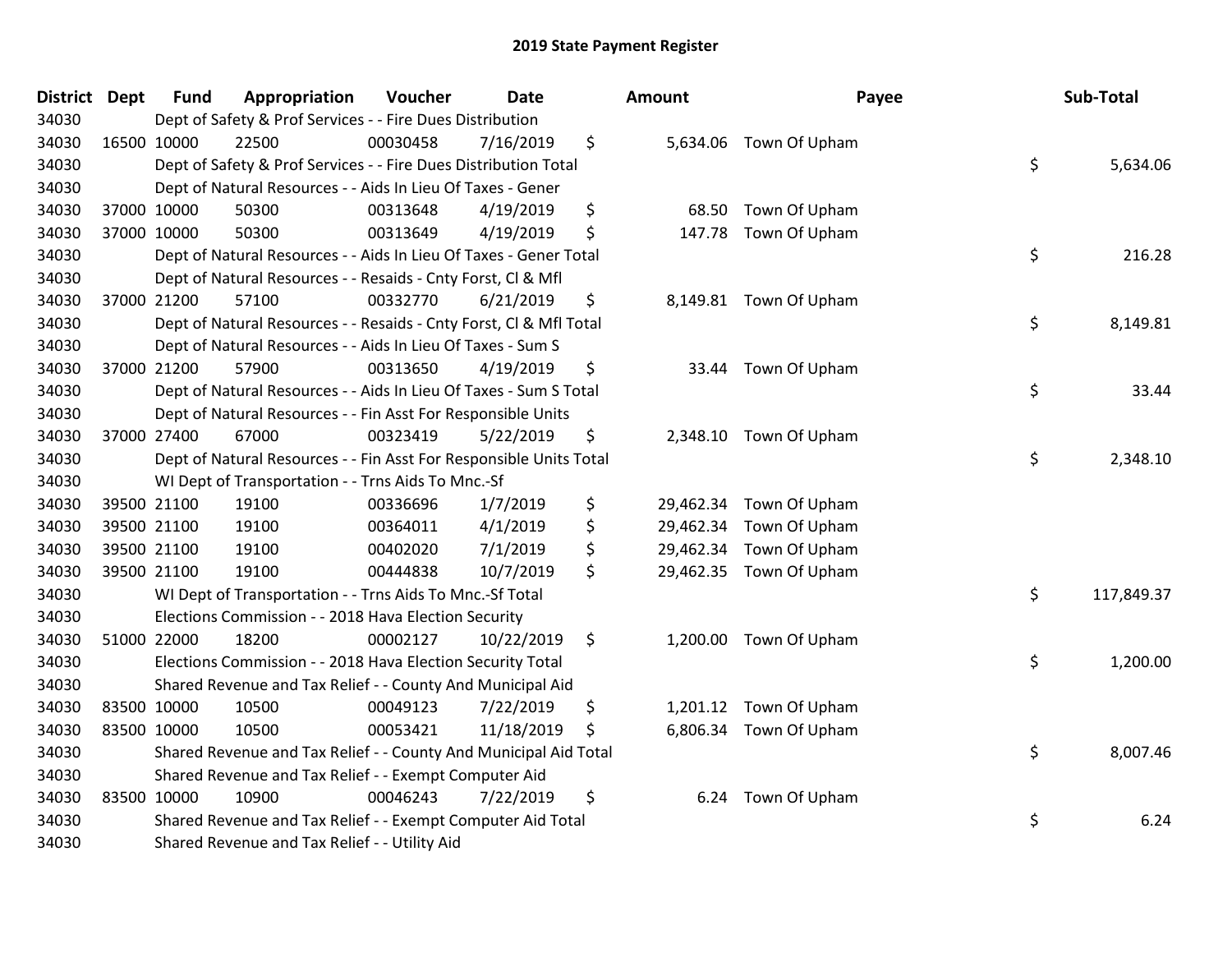# 2019 State Payment Register

| District | Dept | Fund | Appropriation | Voucher | Date | Amount | Payee | Sub-Total |
|---|---|---|---|---|---|---|---|---|
| 34030 | | Dept of Safety & Prof Services - - Fire Dues Distribution | | | | | | |
| 34030 | 16500 | 10000 | 22500 | 00030458 | 7/16/2019 | $ 5,634.06 | Town Of Upham | |
| 34030 | | Dept of Safety & Prof Services - - Fire Dues Distribution Total | | | | | | $ 5,634.06 |
| 34030 | | Dept of Natural Resources - - Aids In Lieu Of Taxes - Gener | | | | | | |
| 34030 | 37000 | 10000 | 50300 | 00313648 | 4/19/2019 | $ 68.50 | Town Of Upham | |
| 34030 | 37000 | 10000 | 50300 | 00313649 | 4/19/2019 | $ 147.78 | Town Of Upham | |
| 34030 | | Dept of Natural Resources - - Aids In Lieu Of Taxes - Gener Total | | | | | | $ 216.28 |
| 34030 | | Dept of Natural Resources - - Resaids - Cnty Forst, Cl & Mfl | | | | | | |
| 34030 | 37000 | 21200 | 57100 | 00332770 | 6/21/2019 | $ 8,149.81 | Town Of Upham | |
| 34030 | | Dept of Natural Resources - - Resaids - Cnty Forst, Cl & Mfl Total | | | | | | $ 8,149.81 |
| 34030 | | Dept of Natural Resources - - Aids In Lieu Of Taxes - Sum S | | | | | | |
| 34030 | 37000 | 21200 | 57900 | 00313650 | 4/19/2019 | $ 33.44 | Town Of Upham | |
| 34030 | | Dept of Natural Resources - - Aids In Lieu Of Taxes - Sum S Total | | | | | | $ 33.44 |
| 34030 | | Dept of Natural Resources - - Fin Asst For Responsible Units | | | | | | |
| 34030 | 37000 | 27400 | 67000 | 00323419 | 5/22/2019 | $ 2,348.10 | Town Of Upham | |
| 34030 | | Dept of Natural Resources - - Fin Asst For Responsible Units Total | | | | | | $ 2,348.10 |
| 34030 | | WI Dept of Transportation - - Trns Aids To Mnc.-Sf | | | | | | |
| 34030 | 39500 | 21100 | 19100 | 00336696 | 1/7/2019 | $ 29,462.34 | Town Of Upham | |
| 34030 | 39500 | 21100 | 19100 | 00364011 | 4/1/2019 | $ 29,462.34 | Town Of Upham | |
| 34030 | 39500 | 21100 | 19100 | 00402020 | 7/1/2019 | $ 29,462.34 | Town Of Upham | |
| 34030 | 39500 | 21100 | 19100 | 00444838 | 10/7/2019 | $ 29,462.35 | Town Of Upham | |
| 34030 | | WI Dept of Transportation - - Trns Aids To Mnc.-Sf Total | | | | | | $ 117,849.37 |
| 34030 | | Elections Commission - - 2018 Hava Election Security | | | | | | |
| 34030 | 51000 | 22000 | 18200 | 00002127 | 10/22/2019 | $ 1,200.00 | Town Of Upham | |
| 34030 | | Elections Commission - - 2018 Hava Election Security Total | | | | | | $ 1,200.00 |
| 34030 | | Shared Revenue and Tax Relief - - County And Municipal Aid | | | | | | |
| 34030 | 83500 | 10000 | 10500 | 00049123 | 7/22/2019 | $ 1,201.12 | Town Of Upham | |
| 34030 | 83500 | 10000 | 10500 | 00053421 | 11/18/2019 | $ 6,806.34 | Town Of Upham | |
| 34030 | | Shared Revenue and Tax Relief - - County And Municipal Aid Total | | | | | | $ 8,007.46 |
| 34030 | | Shared Revenue and Tax Relief - - Exempt Computer Aid | | | | | | |
| 34030 | 83500 | 10000 | 10900 | 00046243 | 7/22/2019 | $ 6.24 | Town Of Upham | |
| 34030 | | Shared Revenue and Tax Relief - - Exempt Computer Aid Total | | | | | | $ 6.24 |
| 34030 | | Shared Revenue and Tax Relief - - Utility Aid | | | | | | |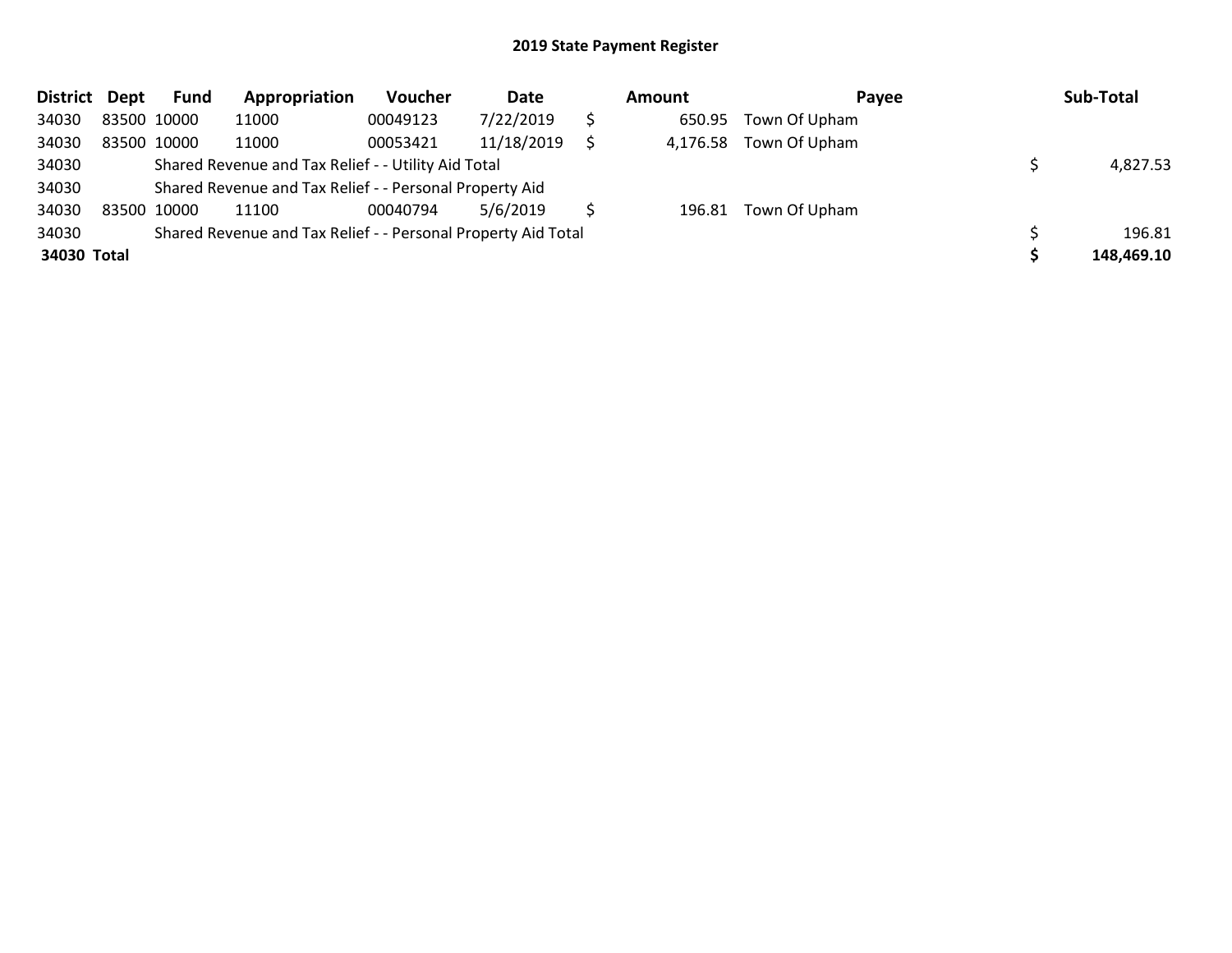## 2019 State Payment Register

| District | Dept | Fund | Appropriation | Voucher | Date | | Amount | Payee | | Sub-Total |
|---|---|---|---|---|---|---|---|---|---|---|
| 34030 | 83500 | 10000 | 11000 | 00049123 | 7/22/2019 | $ | 650.95 | Town Of Upham | | |
| 34030 | 83500 | 10000 | 11000 | 00053421 | 11/18/2019 | $ | 4,176.58 | Town Of Upham | | |
| 34030 | | Shared Revenue and Tax Relief - - Utility Aid Total | | | | | | | $ | 4,827.53 |
| 34030 | | Shared Revenue and Tax Relief - - Personal Property Aid | | | | | | | | |
| 34030 | 83500 | 10000 | 11100 | 00040794 | 5/6/2019 | $ | 196.81 | Town Of Upham | | |
| 34030 | | Shared Revenue and Tax Relief - - Personal Property Aid Total | | | | | | | $ | 196.81 |
| **34030** | **Total** | | | | | | | | **$** | **148,469.10** |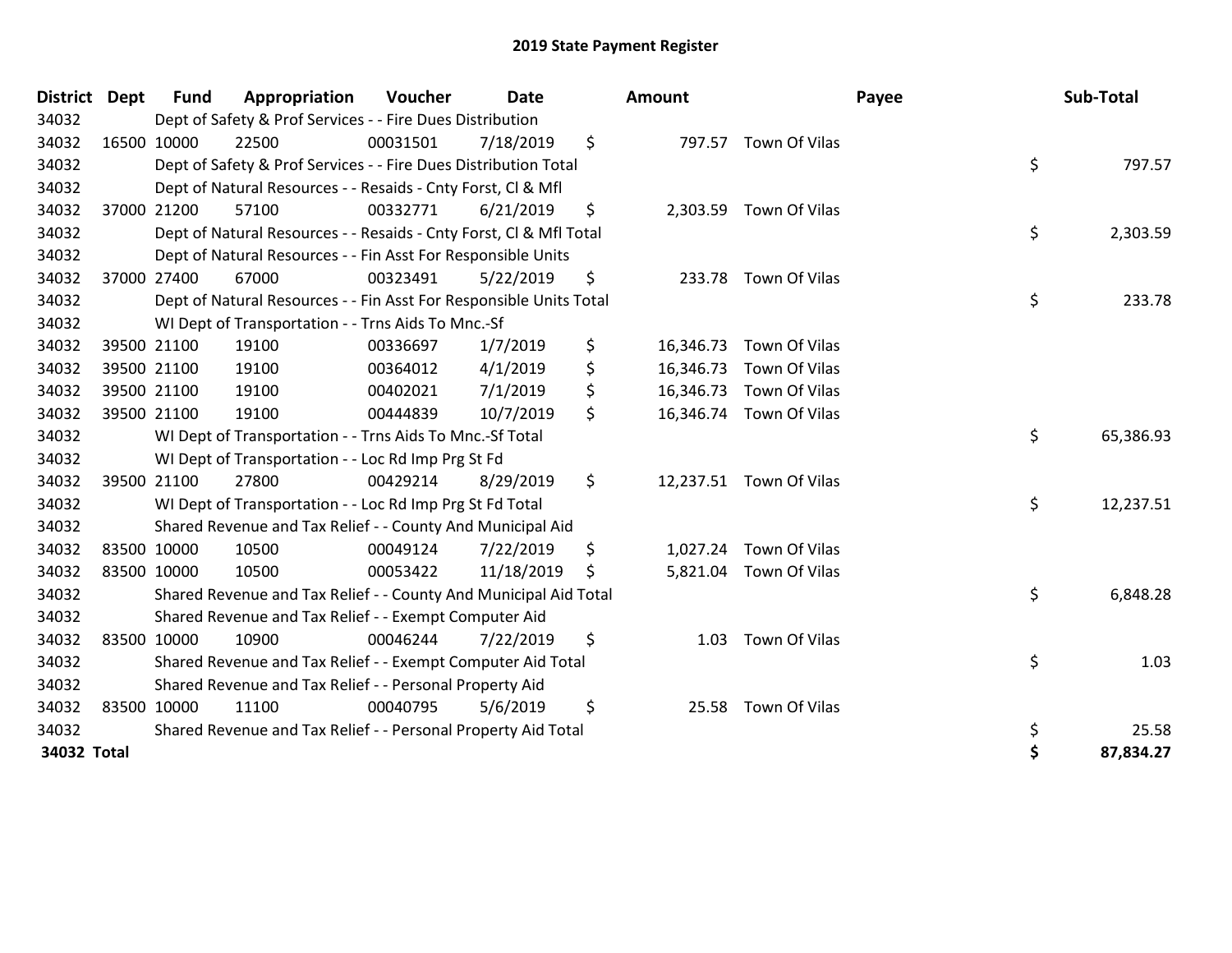# 2019 State Payment Register

| District | Dept | Fund | Appropriation | Voucher | Date | | Amount | Payee | | Sub-Total |
|---|---|---|---|---|---|---|---|---|---|---|
| 34032 | | Dept of Safety & Prof Services - - Fire Dues Distribution | | | | | | | | |
| 34032 | 16500 | 10000 | 22500 | 00031501 | 7/18/2019 | $ | 797.57 | Town Of Vilas | | |
| 34032 | | Dept of Safety & Prof Services - - Fire Dues Distribution Total | | | | | | | $ | 797.57 |
| 34032 | | Dept of Natural Resources - - Resaids - Cnty Forst, Cl & Mfl | | | | | | | | |
| 34032 | 37000 | 21200 | 57100 | 00332771 | 6/21/2019 | $ | 2,303.59 | Town Of Vilas | | |
| 34032 | | Dept of Natural Resources - - Resaids - Cnty Forst, Cl & Mfl Total | | | | | | | $ | 2,303.59 |
| 34032 | | Dept of Natural Resources - - Fin Asst For Responsible Units | | | | | | | | |
| 34032 | 37000 | 27400 | 67000 | 00323491 | 5/22/2019 | $ | 233.78 | Town Of Vilas | | |
| 34032 | | Dept of Natural Resources - - Fin Asst For Responsible Units Total | | | | | | | $ | 233.78 |
| 34032 | | WI Dept of Transportation - - Trns Aids To Mnc.-Sf | | | | | | | | |
| 34032 | 39500 | 21100 | 19100 | 00336697 | 1/7/2019 | $ | 16,346.73 | Town Of Vilas | | |
| 34032 | 39500 | 21100 | 19100 | 00364012 | 4/1/2019 | $ | 16,346.73 | Town Of Vilas | | |
| 34032 | 39500 | 21100 | 19100 | 00402021 | 7/1/2019 | $ | 16,346.73 | Town Of Vilas | | |
| 34032 | 39500 | 21100 | 19100 | 00444839 | 10/7/2019 | $ | 16,346.74 | Town Of Vilas | | |
| 34032 | | WI Dept of Transportation - - Trns Aids To Mnc.-Sf Total | | | | | | | $ | 65,386.93 |
| 34032 | | WI Dept of Transportation - - Loc Rd Imp Prg St Fd | | | | | | | | |
| 34032 | 39500 | 21100 | 27800 | 00429214 | 8/29/2019 | $ | 12,237.51 | Town Of Vilas | | |
| 34032 | | WI Dept of Transportation - - Loc Rd Imp Prg St Fd Total | | | | | | | $ | 12,237.51 |
| 34032 | | Shared Revenue and Tax Relief - - County And Municipal Aid | | | | | | | | |
| 34032 | 83500 | 10000 | 10500 | 00049124 | 7/22/2019 | $ | 1,027.24 | Town Of Vilas | | |
| 34032 | 83500 | 10000 | 10500 | 00053422 | 11/18/2019 | $ | 5,821.04 | Town Of Vilas | | |
| 34032 | | Shared Revenue and Tax Relief - - County And Municipal Aid Total | | | | | | | $ | 6,848.28 |
| 34032 | | Shared Revenue and Tax Relief - - Exempt Computer Aid | | | | | | | | |
| 34032 | 83500 | 10000 | 10900 | 00046244 | 7/22/2019 | $ | 1.03 | Town Of Vilas | | |
| 34032 | | Shared Revenue and Tax Relief - - Exempt Computer Aid Total | | | | | | | $ | 1.03 |
| 34032 | | Shared Revenue and Tax Relief - - Personal Property Aid | | | | | | | | |
| 34032 | 83500 | 10000 | 11100 | 00040795 | 5/6/2019 | $ | 25.58 | Town Of Vilas | | |
| 34032 | | Shared Revenue and Tax Relief - - Personal Property Aid Total | | | | | | | $ | 25.58 |
| **34032 Total** | | | | | | | | | **$** | **87,834.27** |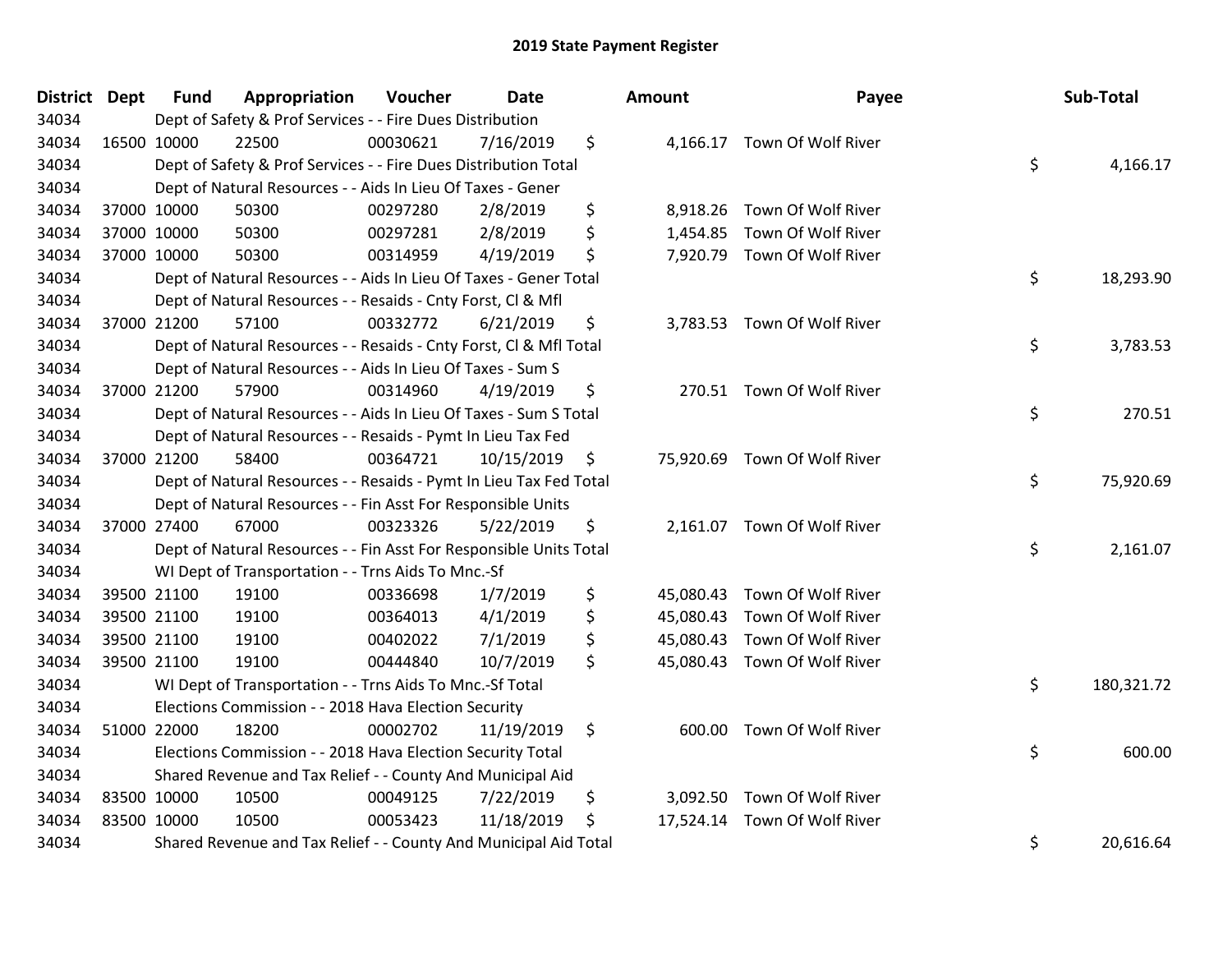# 2019 State Payment Register

| District | Dept | Fund | Appropriation | Voucher | Date | Amount | Payee | Sub-Total |
|---|---|---|---|---|---|---|---|---|
| 34034 | | | Dept of Safety & Prof Services - - Fire Dues Distribution | | | | | |
| 34034 | 16500 | 10000 | 22500 | 00030621 | 7/16/2019 | $ 4,166.17 | Town Of Wolf River | |
| 34034 | | | Dept of Safety & Prof Services - - Fire Dues Distribution Total | | | | | $ 4,166.17 |
| 34034 | | | Dept of Natural Resources - - Aids In Lieu Of Taxes - Gener | | | | | |
| 34034 | 37000 | 10000 | 50300 | 00297280 | 2/8/2019 | $ 8,918.26 | Town Of Wolf River | |
| 34034 | 37000 | 10000 | 50300 | 00297281 | 2/8/2019 | $ 1,454.85 | Town Of Wolf River | |
| 34034 | 37000 | 10000 | 50300 | 00314959 | 4/19/2019 | $ 7,920.79 | Town Of Wolf River | |
| 34034 | | | Dept of Natural Resources - - Aids In Lieu Of Taxes - Gener Total | | | | | $ 18,293.90 |
| 34034 | | | Dept of Natural Resources - - Resaids - Cnty Forst, Cl & Mfl | | | | | |
| 34034 | 37000 | 21200 | 57100 | 00332772 | 6/21/2019 | $ 3,783.53 | Town Of Wolf River | |
| 34034 | | | Dept of Natural Resources - - Resaids - Cnty Forst, Cl & Mfl Total | | | | | $ 3,783.53 |
| 34034 | | | Dept of Natural Resources - - Aids In Lieu Of Taxes - Sum S | | | | | |
| 34034 | 37000 | 21200 | 57900 | 00314960 | 4/19/2019 | $ 270.51 | Town Of Wolf River | |
| 34034 | | | Dept of Natural Resources - - Aids In Lieu Of Taxes - Sum S Total | | | | | $ 270.51 |
| 34034 | | | Dept of Natural Resources - - Resaids - Pymt In Lieu Tax Fed | | | | | |
| 34034 | 37000 | 21200 | 58400 | 00364721 | 10/15/2019 | $ 75,920.69 | Town Of Wolf River | |
| 34034 | | | Dept of Natural Resources - - Resaids - Pymt In Lieu Tax Fed Total | | | | | $ 75,920.69 |
| 34034 | | | Dept of Natural Resources - - Fin Asst For Responsible Units | | | | | |
| 34034 | 37000 | 27400 | 67000 | 00323326 | 5/22/2019 | $ 2,161.07 | Town Of Wolf River | |
| 34034 | | | Dept of Natural Resources - - Fin Asst For Responsible Units Total | | | | | $ 2,161.07 |
| 34034 | | | WI Dept of Transportation - - Trns Aids To Mnc.-Sf | | | | | |
| 34034 | 39500 | 21100 | 19100 | 00336698 | 1/7/2019 | $ 45,080.43 | Town Of Wolf River | |
| 34034 | 39500 | 21100 | 19100 | 00364013 | 4/1/2019 | $ 45,080.43 | Town Of Wolf River | |
| 34034 | 39500 | 21100 | 19100 | 00402022 | 7/1/2019 | $ 45,080.43 | Town Of Wolf River | |
| 34034 | 39500 | 21100 | 19100 | 00444840 | 10/7/2019 | $ 45,080.43 | Town Of Wolf River | |
| 34034 | | | WI Dept of Transportation - - Trns Aids To Mnc.-Sf Total | | | | | $ 180,321.72 |
| 34034 | | | Elections Commission - - 2018 Hava Election Security | | | | | |
| 34034 | 51000 | 22000 | 18200 | 00002702 | 11/19/2019 | $ 600.00 | Town Of Wolf River | |
| 34034 | | | Elections Commission - - 2018 Hava Election Security Total | | | | | $ 600.00 |
| 34034 | | | Shared Revenue and Tax Relief - - County And Municipal Aid | | | | | |
| 34034 | 83500 | 10000 | 10500 | 00049125 | 7/22/2019 | $ 3,092.50 | Town Of Wolf River | |
| 34034 | 83500 | 10000 | 10500 | 00053423 | 11/18/2019 | $ 17,524.14 | Town Of Wolf River | |
| 34034 | | | Shared Revenue and Tax Relief - - County And Municipal Aid Total | | | | | $ 20,616.64 |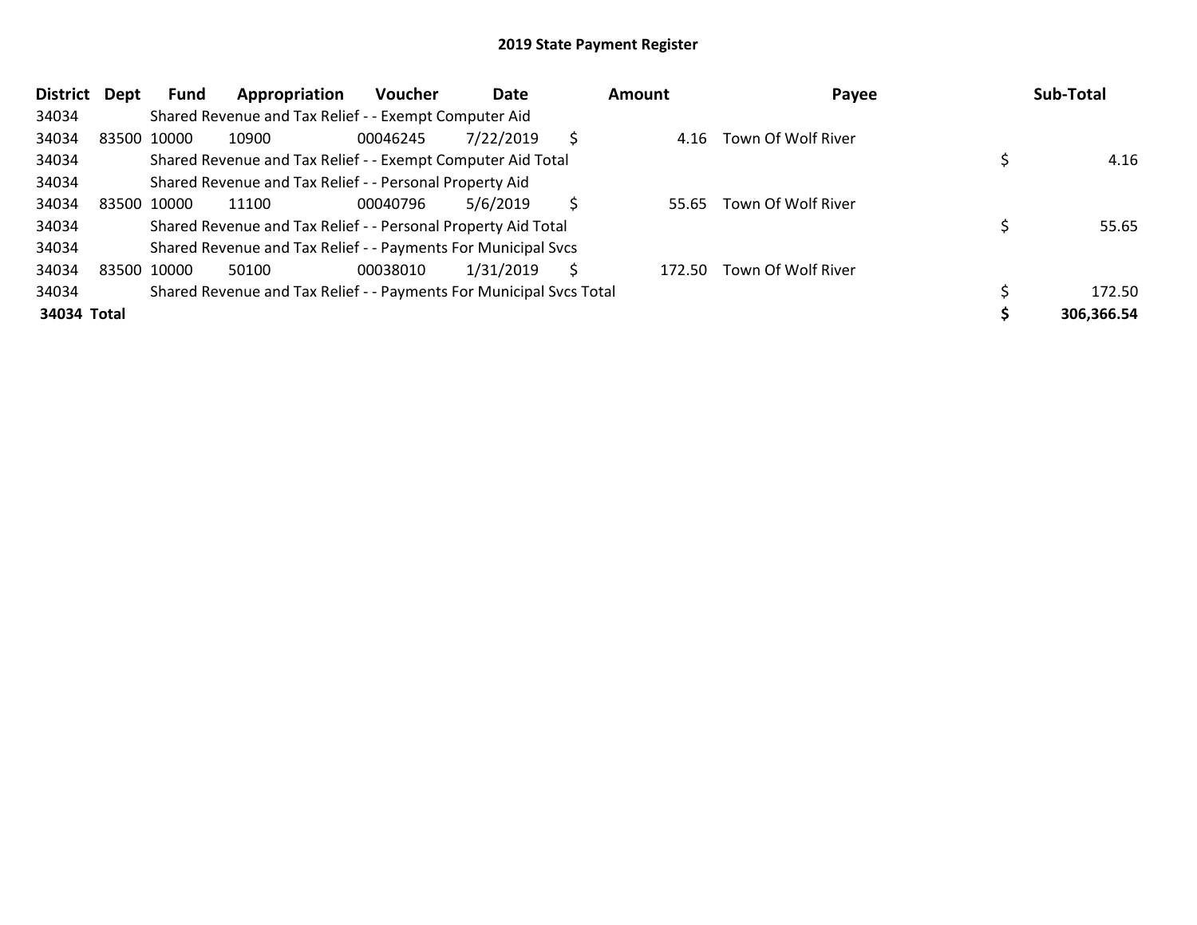# 2019 State Payment Register

| District | Dept | Fund | Appropriation | Voucher | Date | Amount | Payee | Sub-Total |
|---|---|---|---|---|---|---|---|---|
| 34034 | | Shared Revenue and Tax Relief - - Exempt Computer Aid | | | | | | |
| 34034 | 83500 | 10000 | 10900 | 00046245 | 7/22/2019 | $ 4.16 | Town Of Wolf River | |
| 34034 | | Shared Revenue and Tax Relief - - Exempt Computer Aid Total | | | | | | $ 4.16 |
| 34034 | | Shared Revenue and Tax Relief - - Personal Property Aid | | | | | | |
| 34034 | 83500 | 10000 | 11100 | 00040796 | 5/6/2019 | $ 55.65 | Town Of Wolf River | |
| 34034 | | Shared Revenue and Tax Relief - - Personal Property Aid Total | | | | | | $ 55.65 |
| 34034 | | Shared Revenue and Tax Relief - - Payments For Municipal Svcs | | | | | | |
| 34034 | 83500 | 10000 | 50100 | 00038010 | 1/31/2019 | $ 172.50 | Town Of Wolf River | |
| 34034 | | Shared Revenue and Tax Relief - - Payments For Municipal Svcs Total | | | | | | $ 172.50 |
| **34034 Total** | | | | | | | | **$ 306,366.54** |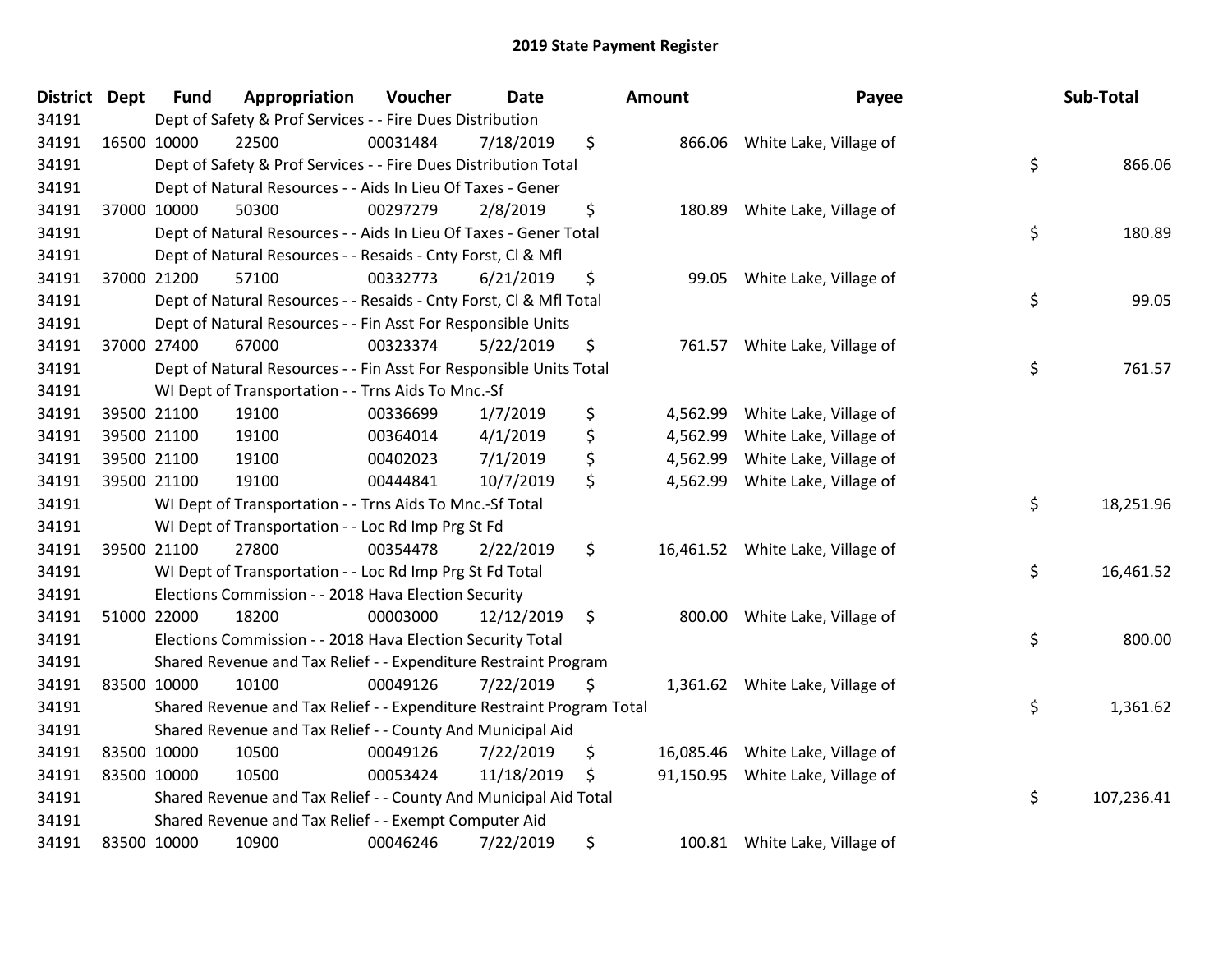# 2019 State Payment Register

| District | Dept | Fund | Appropriation | Voucher | Date | Amount | Payee | Sub-Total |
|---|---|---|---|---|---|---|---|---|
| 34191 | | Dept of Safety & Prof Services - - Fire Dues Distribution | | | | | | |
| 34191 | 16500 | 10000 | 22500 | 00031484 | 7/18/2019 | $ 866.06 | White Lake, Village of | |
| 34191 | | Dept of Safety & Prof Services - - Fire Dues Distribution Total | | | | | | $ 866.06 |
| 34191 | | Dept of Natural Resources - - Aids In Lieu Of Taxes - Gener | | | | | | |
| 34191 | 37000 | 10000 | 50300 | 00297279 | 2/8/2019 | $ 180.89 | White Lake, Village of | |
| 34191 | | Dept of Natural Resources - - Aids In Lieu Of Taxes - Gener Total | | | | | | $ 180.89 |
| 34191 | | Dept of Natural Resources - - Resaids - Cnty Forst, Cl & Mfl | | | | | | |
| 34191 | 37000 | 21200 | 57100 | 00332773 | 6/21/2019 | $ 99.05 | White Lake, Village of | |
| 34191 | | Dept of Natural Resources - - Resaids - Cnty Forst, Cl & Mfl Total | | | | | | $ 99.05 |
| 34191 | | Dept of Natural Resources - - Fin Asst For Responsible Units | | | | | | |
| 34191 | 37000 | 27400 | 67000 | 00323374 | 5/22/2019 | $ 761.57 | White Lake, Village of | |
| 34191 | | Dept of Natural Resources - - Fin Asst For Responsible Units Total | | | | | | $ 761.57 |
| 34191 | | WI Dept of Transportation - - Trns Aids To Mnc.-Sf | | | | | | |
| 34191 | 39500 | 21100 | 19100 | 00336699 | 1/7/2019 | $ 4,562.99 | White Lake, Village of | |
| 34191 | 39500 | 21100 | 19100 | 00364014 | 4/1/2019 | $ 4,562.99 | White Lake, Village of | |
| 34191 | 39500 | 21100 | 19100 | 00402023 | 7/1/2019 | $ 4,562.99 | White Lake, Village of | |
| 34191 | 39500 | 21100 | 19100 | 00444841 | 10/7/2019 | $ 4,562.99 | White Lake, Village of | |
| 34191 | | WI Dept of Transportation - - Trns Aids To Mnc.-Sf Total | | | | | | $ 18,251.96 |
| 34191 | | WI Dept of Transportation - - Loc Rd Imp Prg St Fd | | | | | | |
| 34191 | 39500 | 21100 | 27800 | 00354478 | 2/22/2019 | $ 16,461.52 | White Lake, Village of | |
| 34191 | | WI Dept of Transportation - - Loc Rd Imp Prg St Fd Total | | | | | | $ 16,461.52 |
| 34191 | | Elections Commission - - 2018 Hava Election Security | | | | | | |
| 34191 | 51000 | 22000 | 18200 | 00003000 | 12/12/2019 | $ 800.00 | White Lake, Village of | |
| 34191 | | Elections Commission - - 2018 Hava Election Security Total | | | | | | $ 800.00 |
| 34191 | | Shared Revenue and Tax Relief - - Expenditure Restraint Program | | | | | | |
| 34191 | 83500 | 10000 | 10100 | 00049126 | 7/22/2019 | $ 1,361.62 | White Lake, Village of | |
| 34191 | | Shared Revenue and Tax Relief - - Expenditure Restraint Program Total | | | | | | $ 1,361.62 |
| 34191 | | Shared Revenue and Tax Relief - - County And Municipal Aid | | | | | | |
| 34191 | 83500 | 10000 | 10500 | 00049126 | 7/22/2019 | $ 16,085.46 | White Lake, Village of | |
| 34191 | 83500 | 10000 | 10500 | 00053424 | 11/18/2019 | $ 91,150.95 | White Lake, Village of | |
| 34191 | | Shared Revenue and Tax Relief - - County And Municipal Aid Total | | | | | | $ 107,236.41 |
| 34191 | | Shared Revenue and Tax Relief - - Exempt Computer Aid | | | | | | |
| 34191 | 83500 | 10000 | 10900 | 00046246 | 7/22/2019 | $ 100.81 | White Lake, Village of | |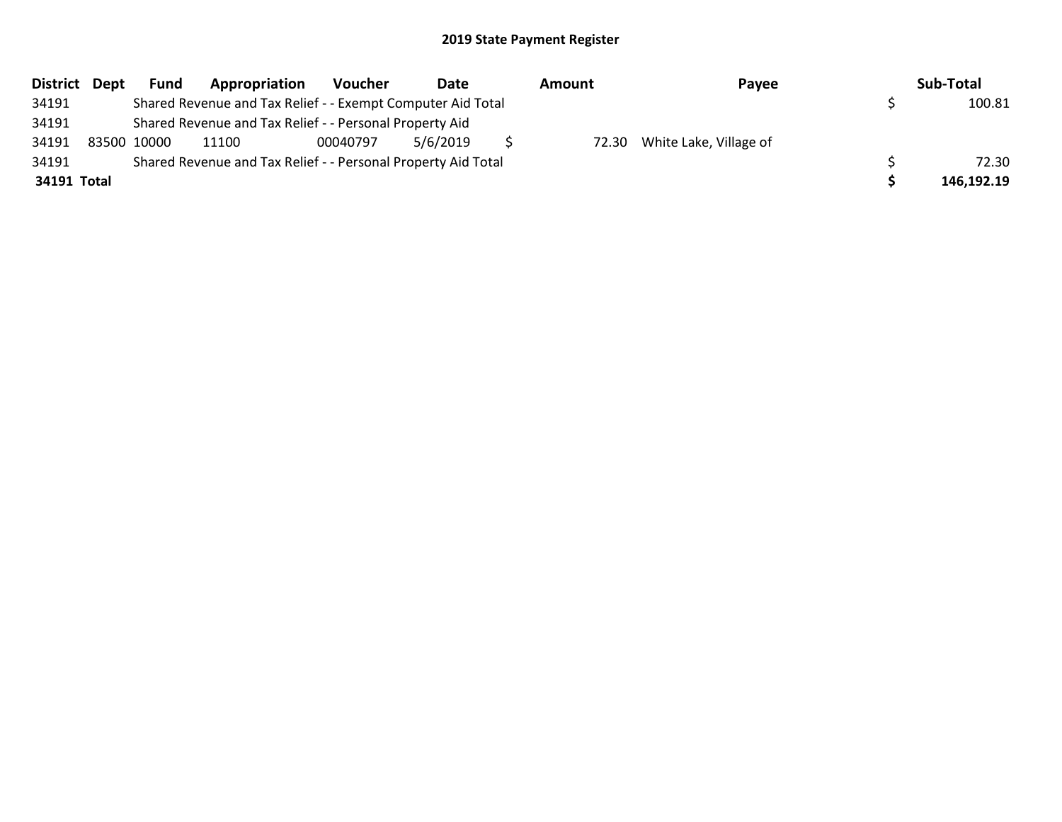## 2019 State Payment Register

| District | Dept | Fund | Appropriation | Voucher | Date | Amount | Payee | Sub-Total |
|---|---|---|---|---|---|---|---|---|
| 34191 | | Shared Revenue and Tax Relief - - Exempt Computer Aid Total | | | | | | $ 100.81 |
| 34191 | | Shared Revenue and Tax Relief - - Personal Property Aid | | | | | | |
| 34191 | 83500 | 10000 | 11100 | 00040797 | 5/6/2019 | $ 72.30 | White Lake, Village of | |
| 34191 | | Shared Revenue and Tax Relief - - Personal Property Aid Total | | | | | | $ 72.30 |
| **34191 Total** | | | | | | | | **$ 146,192.19** |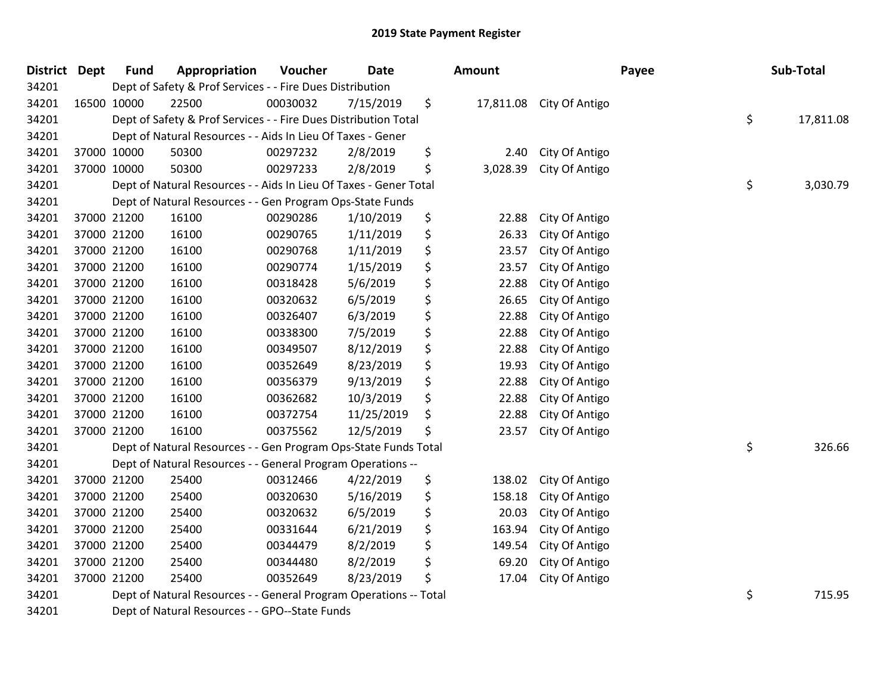# 2019 State Payment Register

| District | Dept | Fund | Appropriation | Voucher | Date | Amount | Payee | Sub-Total |
|---|---|---|---|---|---|---|---|---|
| 34201 | | Dept of Safety & Prof Services - - Fire Dues Distribution | | | | | | |
| 34201 | 16500 | 10000 | 22500 | 00030032 | 7/15/2019 | $ 17,811.08 | City Of Antigo | |
| 34201 | | Dept of Safety & Prof Services - - Fire Dues Distribution Total | | | | | | $ 17,811.08 |
| 34201 | | Dept of Natural Resources - - Aids In Lieu Of Taxes - Gener | | | | | | |
| 34201 | 37000 | 10000 | 50300 | 00297232 | 2/8/2019 | $ 2.40 | City Of Antigo | |
| 34201 | 37000 | 10000 | 50300 | 00297233 | 2/8/2019 | $ 3,028.39 | City Of Antigo | |
| 34201 | | Dept of Natural Resources - - Aids In Lieu Of Taxes - Gener Total | | | | | | $ 3,030.79 |
| 34201 | | Dept of Natural Resources - - Gen Program Ops-State Funds | | | | | | |
| 34201 | 37000 | 21200 | 16100 | 00290286 | 1/10/2019 | $ 22.88 | City Of Antigo | |
| 34201 | 37000 | 21200 | 16100 | 00290765 | 1/11/2019 | $ 26.33 | City Of Antigo | |
| 34201 | 37000 | 21200 | 16100 | 00290768 | 1/11/2019 | $ 23.57 | City Of Antigo | |
| 34201 | 37000 | 21200 | 16100 | 00290774 | 1/15/2019 | $ 23.57 | City Of Antigo | |
| 34201 | 37000 | 21200 | 16100 | 00318428 | 5/6/2019 | $ 22.88 | City Of Antigo | |
| 34201 | 37000 | 21200 | 16100 | 00320632 | 6/5/2019 | $ 26.65 | City Of Antigo | |
| 34201 | 37000 | 21200 | 16100 | 00326407 | 6/3/2019 | $ 22.88 | City Of Antigo | |
| 34201 | 37000 | 21200 | 16100 | 00338300 | 7/5/2019 | $ 22.88 | City Of Antigo | |
| 34201 | 37000 | 21200 | 16100 | 00349507 | 8/12/2019 | $ 22.88 | City Of Antigo | |
| 34201 | 37000 | 21200 | 16100 | 00352649 | 8/23/2019 | $ 19.93 | City Of Antigo | |
| 34201 | 37000 | 21200 | 16100 | 00356379 | 9/13/2019 | $ 22.88 | City Of Antigo | |
| 34201 | 37000 | 21200 | 16100 | 00362682 | 10/3/2019 | $ 22.88 | City Of Antigo | |
| 34201 | 37000 | 21200 | 16100 | 00372754 | 11/25/2019 | $ 22.88 | City Of Antigo | |
| 34201 | 37000 | 21200 | 16100 | 00375562 | 12/5/2019 | $ 23.57 | City Of Antigo | |
| 34201 | | Dept of Natural Resources - - Gen Program Ops-State Funds Total | | | | | | $ 326.66 |
| 34201 | | Dept of Natural Resources - - General Program Operations -- | | | | | | |
| 34201 | 37000 | 21200 | 25400 | 00312466 | 4/22/2019 | $ 138.02 | City Of Antigo | |
| 34201 | 37000 | 21200 | 25400 | 00320630 | 5/16/2019 | $ 158.18 | City Of Antigo | |
| 34201 | 37000 | 21200 | 25400 | 00320632 | 6/5/2019 | $ 20.03 | City Of Antigo | |
| 34201 | 37000 | 21200 | 25400 | 00331644 | 6/21/2019 | $ 163.94 | City Of Antigo | |
| 34201 | 37000 | 21200 | 25400 | 00344479 | 8/2/2019 | $ 149.54 | City Of Antigo | |
| 34201 | 37000 | 21200 | 25400 | 00344480 | 8/2/2019 | $ 69.20 | City Of Antigo | |
| 34201 | 37000 | 21200 | 25400 | 00352649 | 8/23/2019 | $ 17.04 | City Of Antigo | |
| 34201 | | Dept of Natural Resources - - General Program Operations -- Total | | | | | | $ 715.95 |
| 34201 | | Dept of Natural Resources - - GPO--State Funds | | | | | | |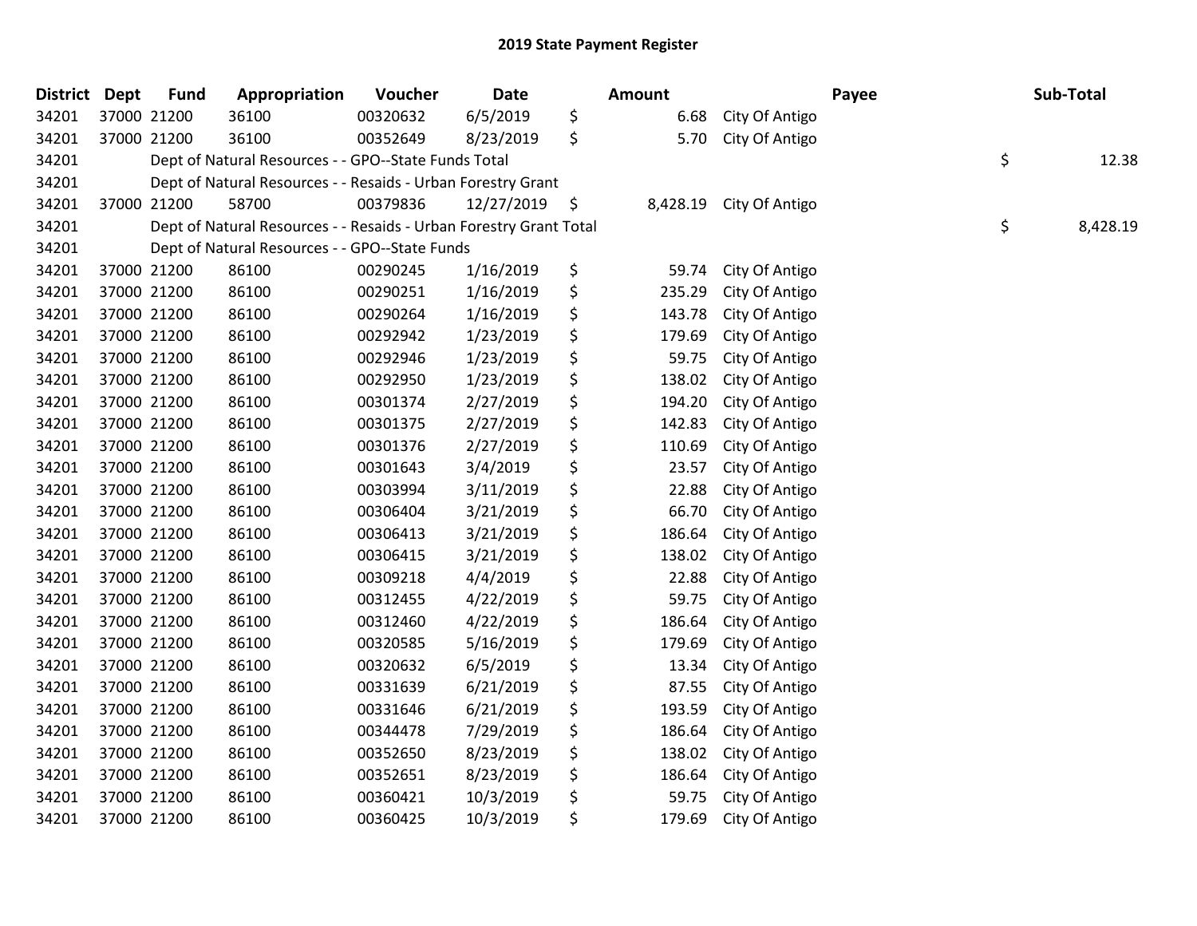# 2019 State Payment Register

| District | Dept | Fund | Appropriation | Voucher | Date | Amount | Payee | Sub-Total |
|---|---|---|---|---|---|---|---|---|
| 34201 | 37000 | 21200 | 36100 | 00320632 | 6/5/2019 | $ 6.68 | City Of Antigo | |
| 34201 | 37000 | 21200 | 36100 | 00352649 | 8/23/2019 | $ 5.70 | City Of Antigo | |
| 34201 | | Dept of Natural Resources - - GPO--State Funds Total | | | | | | $ 12.38 |
| 34201 | | Dept of Natural Resources - - Resaids - Urban Forestry Grant | | | | | | |
| 34201 | 37000 | 21200 | 58700 | 00379836 | 12/27/2019 | $ 8,428.19 | City Of Antigo | |
| 34201 | | Dept of Natural Resources - - Resaids - Urban Forestry Grant Total | | | | | | $ 8,428.19 |
| 34201 | | Dept of Natural Resources - - GPO--State Funds | | | | | | |
| 34201 | 37000 | 21200 | 86100 | 00290245 | 1/16/2019 | $ 59.74 | City Of Antigo | |
| 34201 | 37000 | 21200 | 86100 | 00290251 | 1/16/2019 | $ 235.29 | City Of Antigo | |
| 34201 | 37000 | 21200 | 86100 | 00290264 | 1/16/2019 | $ 143.78 | City Of Antigo | |
| 34201 | 37000 | 21200 | 86100 | 00292942 | 1/23/2019 | $ 179.69 | City Of Antigo | |
| 34201 | 37000 | 21200 | 86100 | 00292946 | 1/23/2019 | $ 59.75 | City Of Antigo | |
| 34201 | 37000 | 21200 | 86100 | 00292950 | 1/23/2019 | $ 138.02 | City Of Antigo | |
| 34201 | 37000 | 21200 | 86100 | 00301374 | 2/27/2019 | $ 194.20 | City Of Antigo | |
| 34201 | 37000 | 21200 | 86100 | 00301375 | 2/27/2019 | $ 142.83 | City Of Antigo | |
| 34201 | 37000 | 21200 | 86100 | 00301376 | 2/27/2019 | $ 110.69 | City Of Antigo | |
| 34201 | 37000 | 21200 | 86100 | 00301643 | 3/4/2019 | $ 23.57 | City Of Antigo | |
| 34201 | 37000 | 21200 | 86100 | 00303994 | 3/11/2019 | $ 22.88 | City Of Antigo | |
| 34201 | 37000 | 21200 | 86100 | 00306404 | 3/21/2019 | $ 66.70 | City Of Antigo | |
| 34201 | 37000 | 21200 | 86100 | 00306413 | 3/21/2019 | $ 186.64 | City Of Antigo | |
| 34201 | 37000 | 21200 | 86100 | 00306415 | 3/21/2019 | $ 138.02 | City Of Antigo | |
| 34201 | 37000 | 21200 | 86100 | 00309218 | 4/4/2019 | $ 22.88 | City Of Antigo | |
| 34201 | 37000 | 21200 | 86100 | 00312455 | 4/22/2019 | $ 59.75 | City Of Antigo | |
| 34201 | 37000 | 21200 | 86100 | 00312460 | 4/22/2019 | $ 186.64 | City Of Antigo | |
| 34201 | 37000 | 21200 | 86100 | 00320585 | 5/16/2019 | $ 179.69 | City Of Antigo | |
| 34201 | 37000 | 21200 | 86100 | 00320632 | 6/5/2019 | $ 13.34 | City Of Antigo | |
| 34201 | 37000 | 21200 | 86100 | 00331639 | 6/21/2019 | $ 87.55 | City Of Antigo | |
| 34201 | 37000 | 21200 | 86100 | 00331646 | 6/21/2019 | $ 193.59 | City Of Antigo | |
| 34201 | 37000 | 21200 | 86100 | 00344478 | 7/29/2019 | $ 186.64 | City Of Antigo | |
| 34201 | 37000 | 21200 | 86100 | 00352650 | 8/23/2019 | $ 138.02 | City Of Antigo | |
| 34201 | 37000 | 21200 | 86100 | 00352651 | 8/23/2019 | $ 186.64 | City Of Antigo | |
| 34201 | 37000 | 21200 | 86100 | 00360421 | 10/3/2019 | $ 59.75 | City Of Antigo | |
| 34201 | 37000 | 21200 | 86100 | 00360425 | 10/3/2019 | $ 179.69 | City Of Antigo | |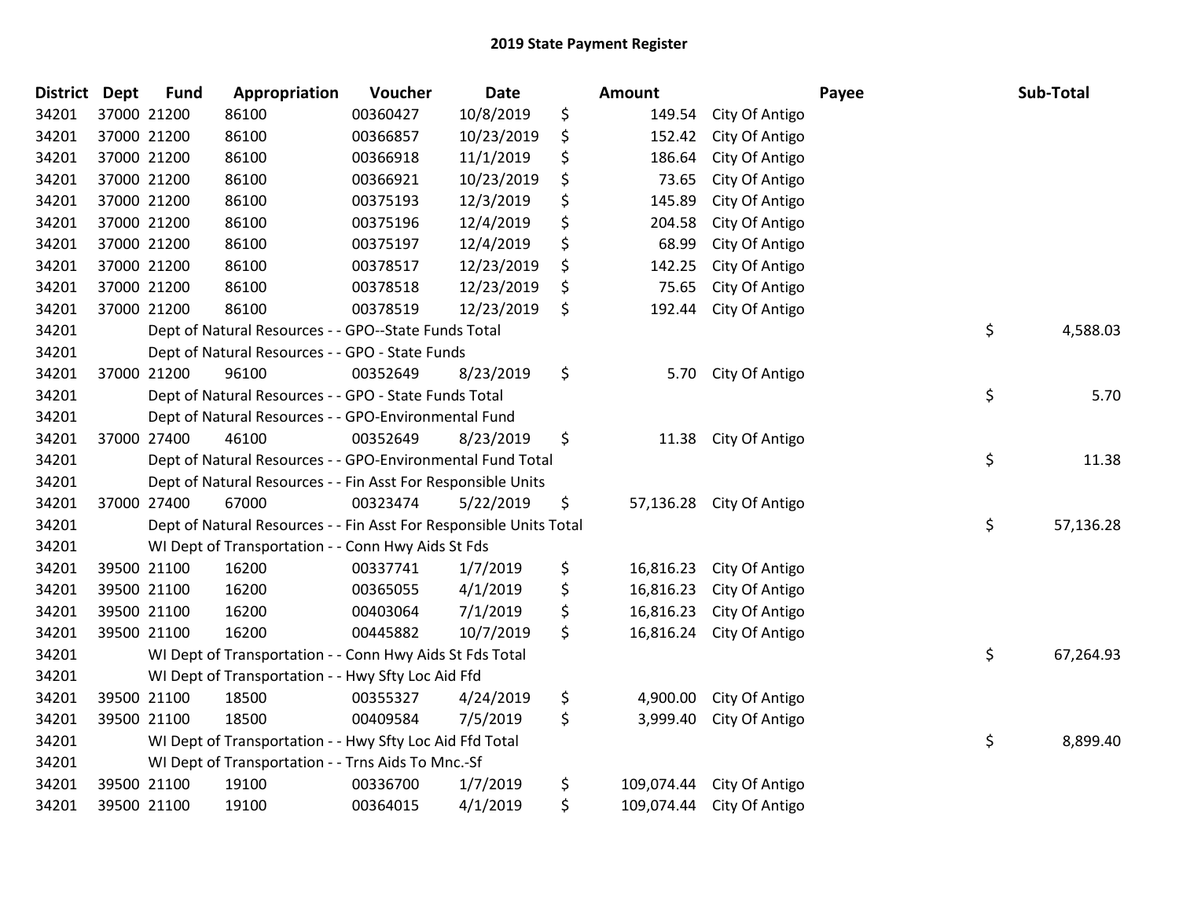# 2019 State Payment Register

| District | Dept | Fund | Appropriation | Voucher | Date | Amount | Payee | Sub-Total |
|---|---|---|---|---|---|---|---|---|
| 34201 | 37000 | 21200 | 86100 | 00360427 | 10/8/2019 | $ 149.54 | City Of Antigo | |
| 34201 | 37000 | 21200 | 86100 | 00366857 | 10/23/2019 | $ 152.42 | City Of Antigo | |
| 34201 | 37000 | 21200 | 86100 | 00366918 | 11/1/2019 | $ 186.64 | City Of Antigo | |
| 34201 | 37000 | 21200 | 86100 | 00366921 | 10/23/2019 | $ 73.65 | City Of Antigo | |
| 34201 | 37000 | 21200 | 86100 | 00375193 | 12/3/2019 | $ 145.89 | City Of Antigo | |
| 34201 | 37000 | 21200 | 86100 | 00375196 | 12/4/2019 | $ 204.58 | City Of Antigo | |
| 34201 | 37000 | 21200 | 86100 | 00375197 | 12/4/2019 | $ 68.99 | City Of Antigo | |
| 34201 | 37000 | 21200 | 86100 | 00378517 | 12/23/2019 | $ 142.25 | City Of Antigo | |
| 34201 | 37000 | 21200 | 86100 | 00378518 | 12/23/2019 | $ 75.65 | City Of Antigo | |
| 34201 | 37000 | 21200 | 86100 | 00378519 | 12/23/2019 | $ 192.44 | City Of Antigo | |
| 34201 | | | Dept of Natural Resources - - GPO--State Funds Total | | | | | $ 4,588.03 |
| 34201 | | | Dept of Natural Resources - - GPO - State Funds | | | | | |
| 34201 | 37000 | 21200 | 96100 | 00352649 | 8/23/2019 | $ 5.70 | City Of Antigo | |
| 34201 | | | Dept of Natural Resources - - GPO - State Funds Total | | | | | $ 5.70 |
| 34201 | | | Dept of Natural Resources - - GPO-Environmental Fund | | | | | |
| 34201 | 37000 | 27400 | 46100 | 00352649 | 8/23/2019 | $ 11.38 | City Of Antigo | |
| 34201 | | | Dept of Natural Resources - - GPO-Environmental Fund Total | | | | | $ 11.38 |
| 34201 | | | Dept of Natural Resources - - Fin Asst For Responsible Units | | | | | |
| 34201 | 37000 | 27400 | 67000 | 00323474 | 5/22/2019 | $ 57,136.28 | City Of Antigo | |
| 34201 | | | Dept of Natural Resources - - Fin Asst For Responsible Units Total | | | | | $ 57,136.28 |
| 34201 | | | WI Dept of Transportation - - Conn Hwy Aids St Fds | | | | | |
| 34201 | 39500 | 21100 | 16200 | 00337741 | 1/7/2019 | $ 16,816.23 | City Of Antigo | |
| 34201 | 39500 | 21100 | 16200 | 00365055 | 4/1/2019 | $ 16,816.23 | City Of Antigo | |
| 34201 | 39500 | 21100 | 16200 | 00403064 | 7/1/2019 | $ 16,816.23 | City Of Antigo | |
| 34201 | 39500 | 21100 | 16200 | 00445882 | 10/7/2019 | $ 16,816.24 | City Of Antigo | |
| 34201 | | | WI Dept of Transportation - - Conn Hwy Aids St Fds Total | | | | | $ 67,264.93 |
| 34201 | | | WI Dept of Transportation - - Hwy Sfty Loc Aid Ffd | | | | | |
| 34201 | 39500 | 21100 | 18500 | 00355327 | 4/24/2019 | $ 4,900.00 | City Of Antigo | |
| 34201 | 39500 | 21100 | 18500 | 00409584 | 7/5/2019 | $ 3,999.40 | City Of Antigo | |
| 34201 | | | WI Dept of Transportation - - Hwy Sfty Loc Aid Ffd Total | | | | | $ 8,899.40 |
| 34201 | | | WI Dept of Transportation - - Trns Aids To Mnc.-Sf | | | | | |
| 34201 | 39500 | 21100 | 19100 | 00336700 | 1/7/2019 | $ 109,074.44 | City Of Antigo | |
| 34201 | 39500 | 21100 | 19100 | 00364015 | 4/1/2019 | $ 109,074.44 | City Of Antigo | |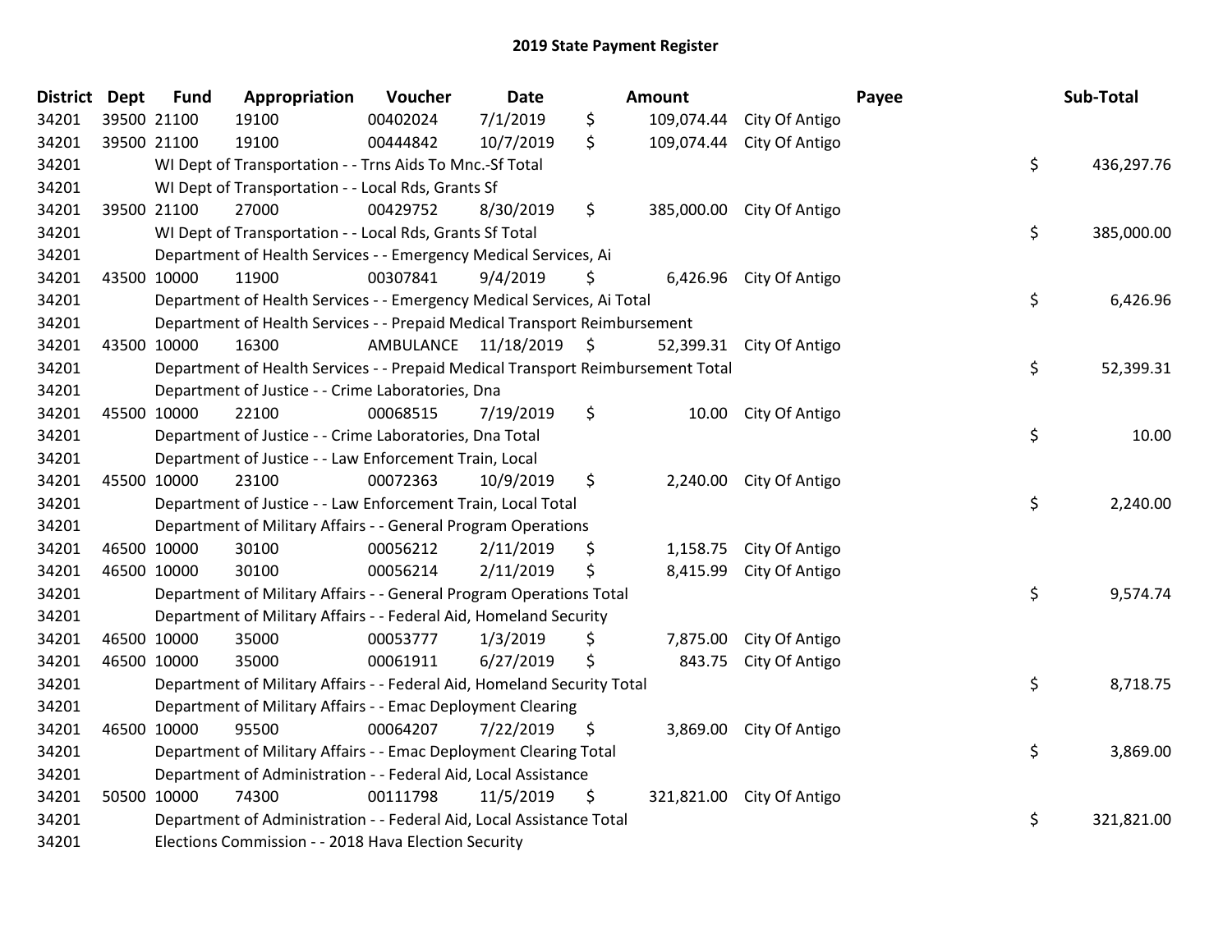## 2019 State Payment Register

| District | Dept | Fund | Appropriation | Voucher | Date | Amount | Payee | Sub-Total |
|---|---|---|---|---|---|---|---|---|
| 34201 | 39500 | 21100 | 19100 | 00402024 | 7/1/2019 | $ 109,074.44 | City Of Antigo | |
| 34201 | 39500 | 21100 | 19100 | 00444842 | 10/7/2019 | $ 109,074.44 | City Of Antigo | |
| 34201 | | WI Dept of Transportation - - Trns Aids To Mnc.-Sf Total | | | | | | $ 436,297.76 |
| 34201 | | WI Dept of Transportation - - Local Rds, Grants Sf | | | | | | |
| 34201 | 39500 | 21100 | 27000 | 00429752 | 8/30/2019 | $ 385,000.00 | City Of Antigo | |
| 34201 | | WI Dept of Transportation - - Local Rds, Grants Sf Total | | | | | | $ 385,000.00 |
| 34201 | | Department of Health Services - - Emergency Medical Services, Ai | | | | | | |
| 34201 | 43500 | 10000 | 11900 | 00307841 | 9/4/2019 | $ 6,426.96 | City Of Antigo | |
| 34201 | | Department of Health Services - - Emergency Medical Services, Ai Total | | | | | | $ 6,426.96 |
| 34201 | | Department of Health Services - - Prepaid Medical Transport Reimbursement | | | | | | |
| 34201 | 43500 | 10000 | 16300 | AMBULANCE | 11/18/2019 | $ 52,399.31 | City Of Antigo | |
| 34201 | | Department of Health Services - - Prepaid Medical Transport Reimbursement Total | | | | | | $ 52,399.31 |
| 34201 | | Department of Justice - - Crime Laboratories, Dna | | | | | | |
| 34201 | 45500 | 10000 | 22100 | 00068515 | 7/19/2019 | $ 10.00 | City Of Antigo | |
| 34201 | | Department of Justice - - Crime Laboratories, Dna Total | | | | | | $ 10.00 |
| 34201 | | Department of Justice - - Law Enforcement Train, Local | | | | | | |
| 34201 | 45500 | 10000 | 23100 | 00072363 | 10/9/2019 | $ 2,240.00 | City Of Antigo | |
| 34201 | | Department of Justice - - Law Enforcement Train, Local Total | | | | | | $ 2,240.00 |
| 34201 | | Department of Military Affairs - - General Program Operations | | | | | | |
| 34201 | 46500 | 10000 | 30100 | 00056212 | 2/11/2019 | $ 1,158.75 | City Of Antigo | |
| 34201 | 46500 | 10000 | 30100 | 00056214 | 2/11/2019 | $ 8,415.99 | City Of Antigo | |
| 34201 | | Department of Military Affairs - - General Program Operations Total | | | | | | $ 9,574.74 |
| 34201 | | Department of Military Affairs - - Federal Aid, Homeland Security | | | | | | |
| 34201 | 46500 | 10000 | 35000 | 00053777 | 1/3/2019 | $ 7,875.00 | City Of Antigo | |
| 34201 | 46500 | 10000 | 35000 | 00061911 | 6/27/2019 | $ 843.75 | City Of Antigo | |
| 34201 | | Department of Military Affairs - - Federal Aid, Homeland Security Total | | | | | | $ 8,718.75 |
| 34201 | | Department of Military Affairs - - Emac Deployment Clearing | | | | | | |
| 34201 | 46500 | 10000 | 95500 | 00064207 | 7/22/2019 | $ 3,869.00 | City Of Antigo | |
| 34201 | | Department of Military Affairs - - Emac Deployment Clearing Total | | | | | | $ 3,869.00 |
| 34201 | | Department of Administration - - Federal Aid, Local Assistance | | | | | | |
| 34201 | 50500 | 10000 | 74300 | 00111798 | 11/5/2019 | $ 321,821.00 | City Of Antigo | |
| 34201 | | Department of Administration - - Federal Aid, Local Assistance Total | | | | | | $ 321,821.00 |
| 34201 | | Elections Commission - - 2018 Hava Election Security | | | | | | |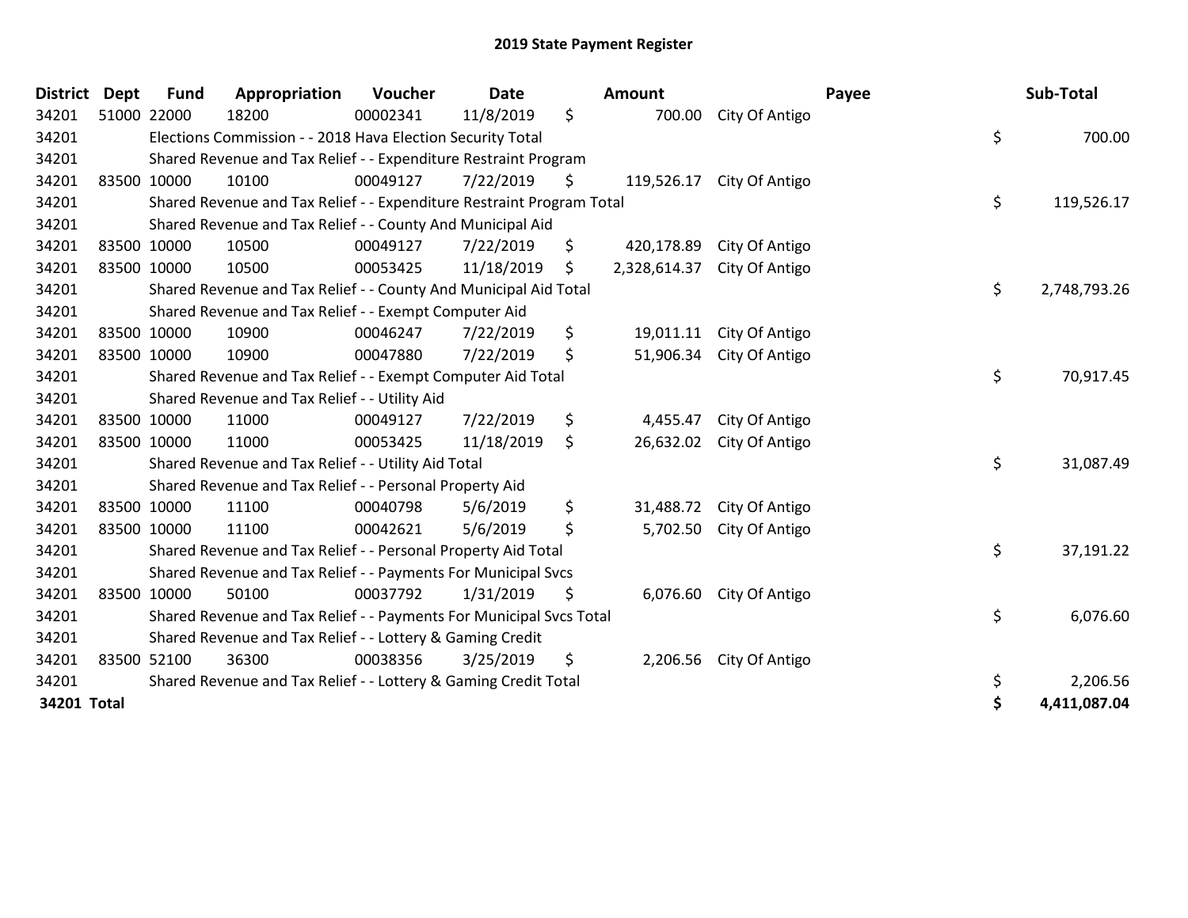# 2019 State Payment Register

| District | Dept | Fund | Appropriation | Voucher | Date | | Amount | Payee | | Sub-Total |
|---|---|---|---|---|---|---|---|---|---|---|
| 34201 | 51000 | 22000 | 18200 | 00002341 | 11/8/2019 | $ | 700.00 | City Of Antigo | | |
| 34201 | | Elections Commission - - 2018 Hava Election Security Total | | | | | | | $ | 700.00 |
| 34201 | | Shared Revenue and Tax Relief - - Expenditure Restraint Program | | | | | | | | |
| 34201 | 83500 | 10000 | 10100 | 00049127 | 7/22/2019 | $ | 119,526.17 | City Of Antigo | | |
| 34201 | | Shared Revenue and Tax Relief - - Expenditure Restraint Program Total | | | | | | | $ | 119,526.17 |
| 34201 | | Shared Revenue and Tax Relief - - County And Municipal Aid | | | | | | | | |
| 34201 | 83500 | 10000 | 10500 | 00049127 | 7/22/2019 | $ | 420,178.89 | City Of Antigo | | |
| 34201 | 83500 | 10000 | 10500 | 00053425 | 11/18/2019 | $ | 2,328,614.37 | City Of Antigo | | |
| 34201 | | Shared Revenue and Tax Relief - - County And Municipal Aid Total | | | | | | | $ | 2,748,793.26 |
| 34201 | | Shared Revenue and Tax Relief - - Exempt Computer Aid | | | | | | | | |
| 34201 | 83500 | 10000 | 10900 | 00046247 | 7/22/2019 | $ | 19,011.11 | City Of Antigo | | |
| 34201 | 83500 | 10000 | 10900 | 00047880 | 7/22/2019 | $ | 51,906.34 | City Of Antigo | | |
| 34201 | | Shared Revenue and Tax Relief - - Exempt Computer Aid Total | | | | | | | $ | 70,917.45 |
| 34201 | | Shared Revenue and Tax Relief - - Utility Aid | | | | | | | | |
| 34201 | 83500 | 10000 | 11000 | 00049127 | 7/22/2019 | $ | 4,455.47 | City Of Antigo | | |
| 34201 | 83500 | 10000 | 11000 | 00053425 | 11/18/2019 | $ | 26,632.02 | City Of Antigo | | |
| 34201 | | Shared Revenue and Tax Relief - - Utility Aid Total | | | | | | | $ | 31,087.49 |
| 34201 | | Shared Revenue and Tax Relief - - Personal Property Aid | | | | | | | | |
| 34201 | 83500 | 10000 | 11100 | 00040798 | 5/6/2019 | $ | 31,488.72 | City Of Antigo | | |
| 34201 | 83500 | 10000 | 11100 | 00042621 | 5/6/2019 | $ | 5,702.50 | City Of Antigo | | |
| 34201 | | Shared Revenue and Tax Relief - - Personal Property Aid Total | | | | | | | $ | 37,191.22 |
| 34201 | | Shared Revenue and Tax Relief - - Payments For Municipal Svcs | | | | | | | | |
| 34201 | 83500 | 10000 | 50100 | 00037792 | 1/31/2019 | $ | 6,076.60 | City Of Antigo | | |
| 34201 | | Shared Revenue and Tax Relief - - Payments For Municipal Svcs Total | | | | | | | $ | 6,076.60 |
| 34201 | | Shared Revenue and Tax Relief - - Lottery & Gaming Credit | | | | | | | | |
| 34201 | 83500 | 52100 | 36300 | 00038356 | 3/25/2019 | $ | 2,206.56 | City Of Antigo | | |
| 34201 | | Shared Revenue and Tax Relief - - Lottery & Gaming Credit Total | | | | | | | $ | 2,206.56 |
| **34201 Total** | | | | | | | | | **$** | **4,411,087.04** |